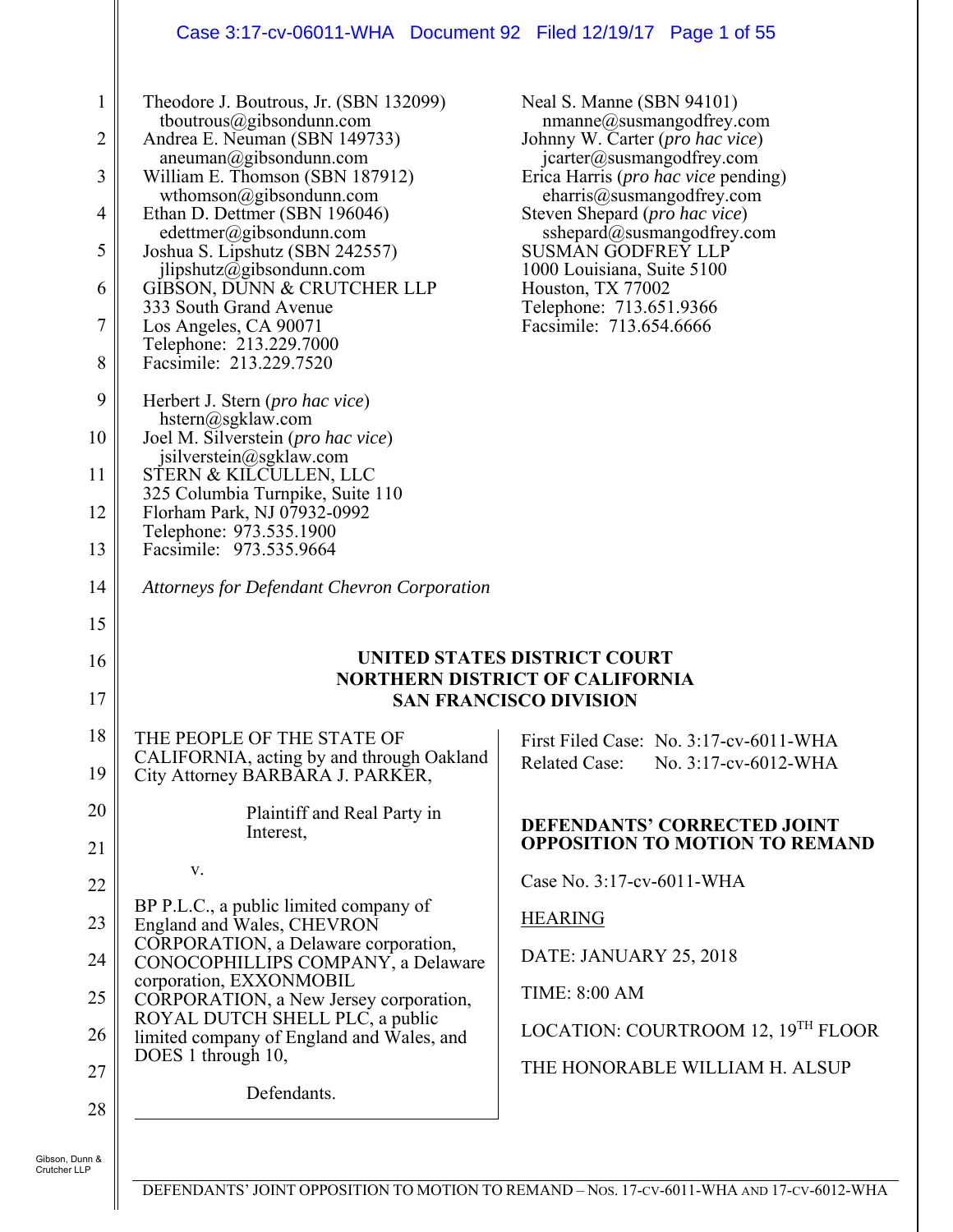Theodore J. Boutrous, Jr. (SBN 132099)
tboutrous@gibsondunn.com
Andrea E. Neuman (SBN 149733)
aneuman@gibsondunn.com
William E. Thomson (SBN 187912)
wthomson@gibsondunn.com
Ethan D. Dettmer (SBN 196046)
edettmer@gibsondunn.com
Joshua S. Lipshutz (SBN 242557)
jlipshutz@gibsondunn.com
GIBSON, DUNN & CRUTCHER LLP
333 South Grand Avenue
Los Angeles, CA 90071
Telephone: 213.229.7000
Facsimile: 213.229.7520

Herbert J. Stern (*pro hac vice*)
hstern@sgklaw.com
Joel M. Silverstein (*pro hac vice*)
jsilverstein@sgklaw.com
STERN & KILCULLEN, LLC
325 Columbia Turnpike, Suite 110
Florham Park, NJ 07932-0992
Telephone: 973.535.1900
Facsimile: 973.535.9664

Neal S. Manne (SBN 94101)
nmanne@susmangodfrey.com
Johnny W. Carter (*pro hac vice*)
jcarter@susmangodfrey.com
Erica Harris (*pro hac vice* pending)
eharris@susmangodfrey.com
Steven Shepard (*pro hac vice*)
sshepard@susmangodfrey.com
SUSMAN GODFREY LLP
1000 Louisiana, Suite 5100
Houston, TX 77002
Telephone: 713.651.9366
Facsimile: 713.654.6666

*Attorneys for Defendant Chevron Corporation*

**UNITED STATES DISTRICT COURT**
**NORTHERN DISTRICT OF CALIFORNIA**
**SAN FRANCISCO DIVISION**

THE PEOPLE OF THE STATE OF CALIFORNIA, acting by and through Oakland City Attorney BARBARA J. PARKER,

Plaintiff and Real Party in Interest,

v.

BP P.L.C., a public limited company of England and Wales, CHEVRON CORPORATION, a Delaware corporation, CONOCOPHILLIPS COMPANY, a Delaware corporation, EXXONMOBIL CORPORATION, a New Jersey corporation, ROYAL DUTCH SHELL PLC, a public limited company of England and Wales, and DOES 1 through 10,

Defendants.

First Filed Case: No. 3:17-cv-6011-WHA
Related Case: No. 3:17-cv-6012-WHA

**DEFENDANTS' CORRECTED JOINT OPPOSITION TO MOTION TO REMAND**

Case No. 3:17-cv-6011-WHA

HEARING

DATE: JANUARY 25, 2018

TIME: 8:00 AM

LOCATION: COURTROOM 12, 19TH FLOOR

THE HONORABLE WILLIAM H. ALSUP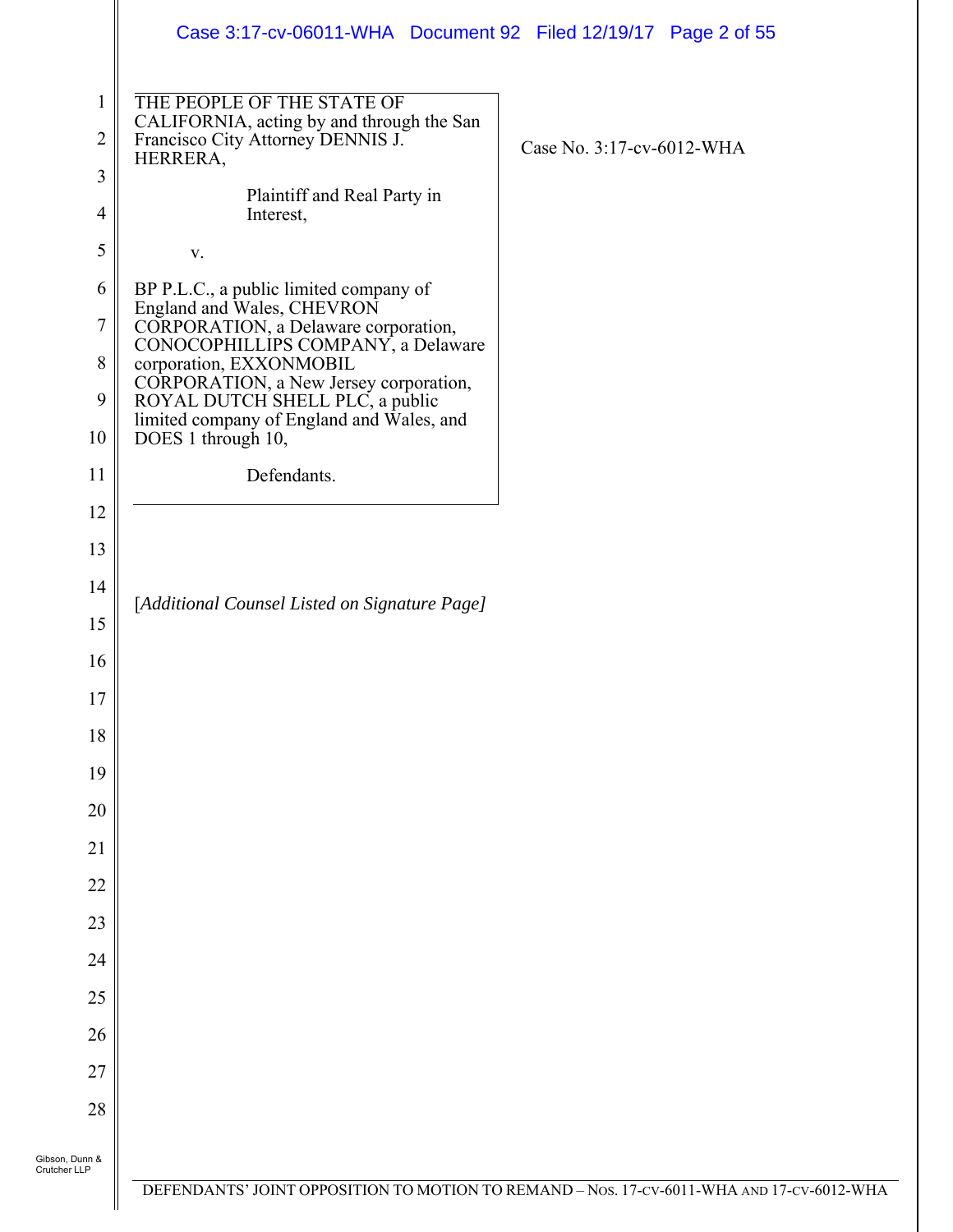THE PEOPLE OF THE STATE OF CALIFORNIA, acting by and through the San Francisco City Attorney DENNIS J. HERRERA,

Plaintiff and Real Party in Interest,

v.

BP P.L.C., a public limited company of England and Wales, CHEVRON CORPORATION, a Delaware corporation, CONOCOPHILLIPS COMPANY, a Delaware corporation, EXXONMOBIL CORPORATION, a New Jersey corporation, ROYAL DUTCH SHELL PLC, a public limited company of England and Wales, and DOES 1 through 10,

Defendants.

Case No. 3:17-cv-6012-WHA

[*Additional Counsel Listed on Signature Page]*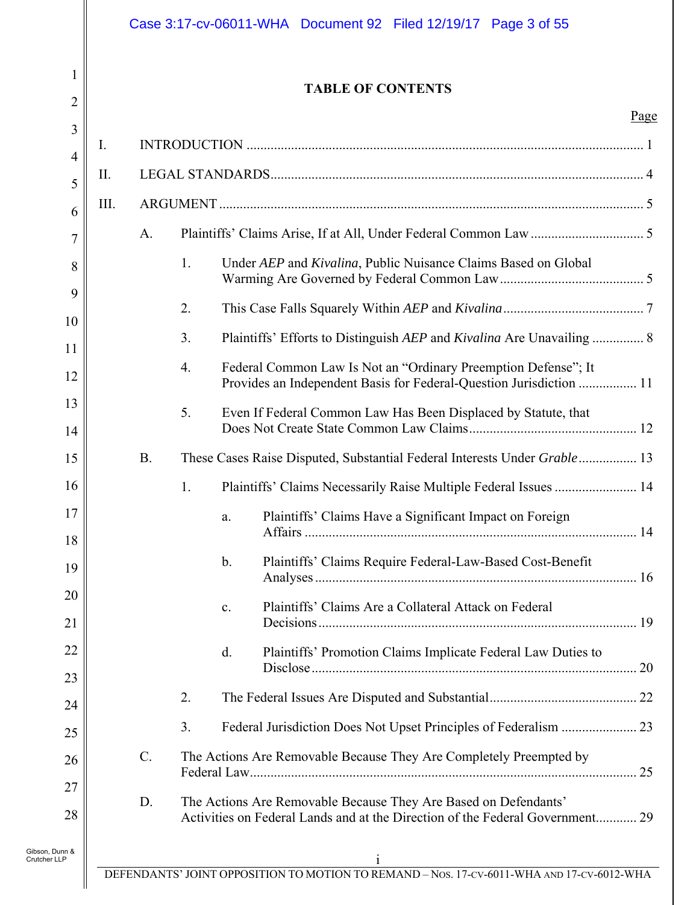# TABLE OF CONTENTS

Page

I. INTRODUCTION ........ 1

II. LEGAL STANDARDS ........ 4

III. ARGUMENT ........ 5

- A. Plaintiffs' Claims Arise, If at All, Under Federal Common Law ........ 5
  - 1. Under *AEP* and *Kivalina*, Public Nuisance Claims Based on Global Warming Are Governed by Federal Common Law ........ 5
  - 2. This Case Falls Squarely Within *AEP* and *Kivalina* ........ 7
  - 3. Plaintiffs' Efforts to Distinguish *AEP* and *Kivalina* Are Unavailing ........ 8
  - 4. Federal Common Law Is Not an "Ordinary Preemption Defense"; It Provides an Independent Basis for Federal-Question Jurisdiction ........ 11
  - 5. Even If Federal Common Law Has Been Displaced by Statute, that Does Not Create State Common Law Claims ........ 12
- B. These Cases Raise Disputed, Substantial Federal Interests Under *Grable* ........ 13
  - 1. Plaintiffs' Claims Necessarily Raise Multiple Federal Issues ........ 14
    - a. Plaintiffs' Claims Have a Significant Impact on Foreign Affairs ........ 14
    - b. Plaintiffs' Claims Require Federal-Law-Based Cost-Benefit Analyses ........ 16
    - c. Plaintiffs' Claims Are a Collateral Attack on Federal Decisions ........ 19
    - d. Plaintiffs' Promotion Claims Implicate Federal Law Duties to Disclose ........ 20
  - 2. The Federal Issues Are Disputed and Substantial ........ 22
  - 3. Federal Jurisdiction Does Not Upset Principles of Federalism ........ 23
- C. The Actions Are Removable Because They Are Completely Preempted by Federal Law ........ 25
- D. The Actions Are Removable Because They Are Based on Defendants' Activities on Federal Lands and at the Direction of the Federal Government ........ 29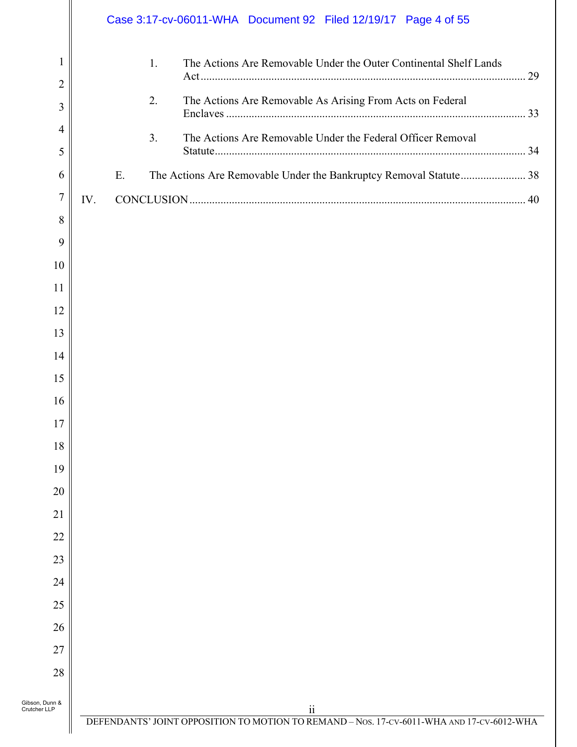1. The Actions Are Removable Under the Outer Continental Shelf Lands Act ........ 29

2. The Actions Are Removable As Arising From Acts on Federal Enclaves ........ 33

3. The Actions Are Removable Under the Federal Officer Removal Statute ........ 34

E. The Actions Are Removable Under the Bankruptcy Removal Statute ........ 38

IV. CONCLUSION ........ 40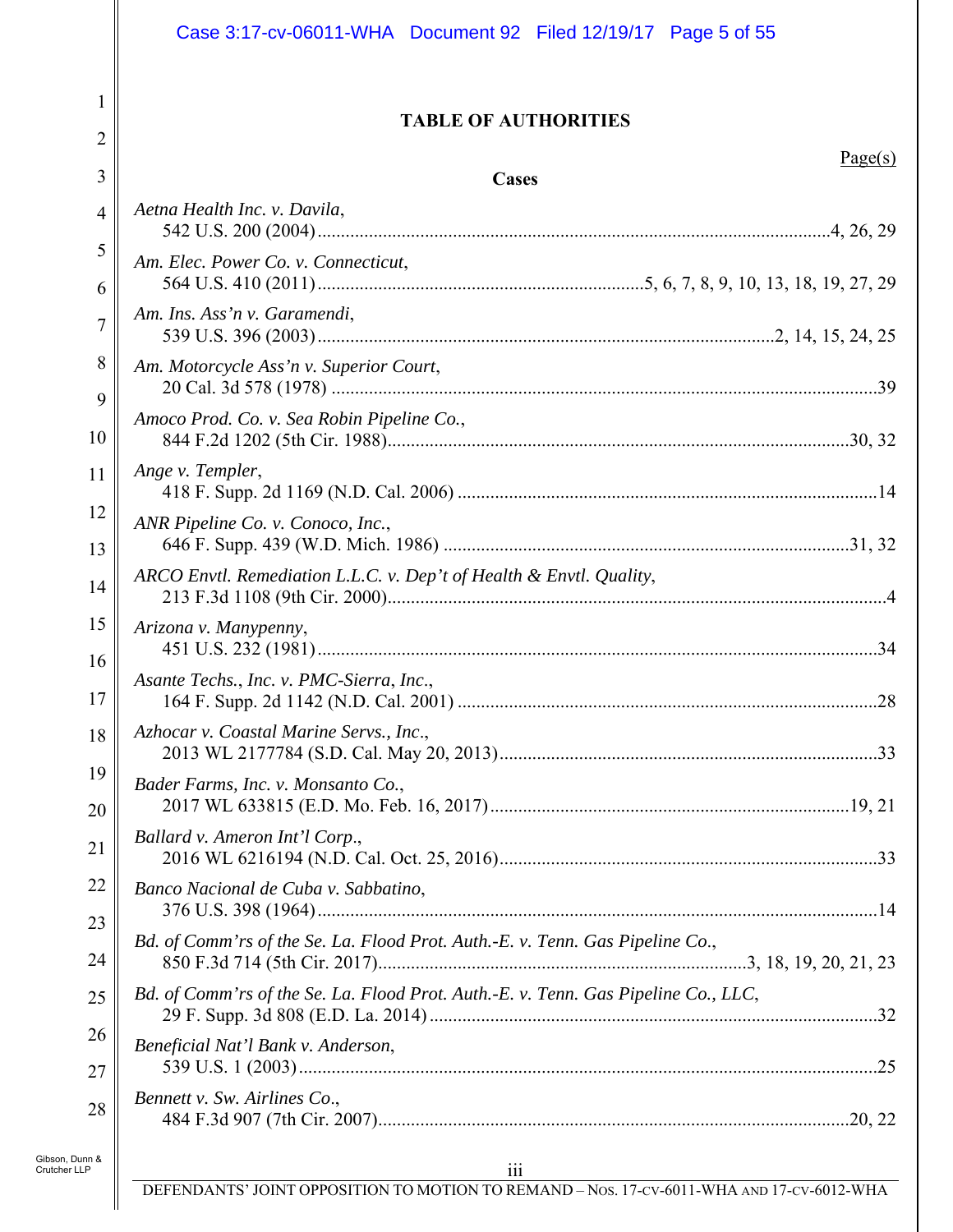## TABLE OF AUTHORITIES

Page(s)

### Cases

*Aetna Health Inc. v. Davila*,
542 U.S. 200 (2004) .......... 4, 26, 29

*Am. Elec. Power Co. v. Connecticut*,
564 U.S. 410 (2011) .......... 5, 6, 7, 8, 9, 10, 13, 18, 19, 27, 29

*Am. Ins. Ass'n v. Garamendi*,
539 U.S. 396 (2003) .......... 2, 14, 15, 24, 25

*Am. Motorcycle Ass'n v. Superior Court*,
20 Cal. 3d 578 (1978) .......... 39

*Amoco Prod. Co. v. Sea Robin Pipeline Co.*,
844 F.2d 1202 (5th Cir. 1988) .......... 30, 32

*Ange v. Templer*,
418 F. Supp. 2d 1169 (N.D. Cal. 2006) .......... 14

*ANR Pipeline Co. v. Conoco, Inc.*,
646 F. Supp. 439 (W.D. Mich. 1986) .......... 31, 32

*ARCO Envtl. Remediation L.L.C. v. Dep't of Health & Envtl. Quality*,
213 F.3d 1108 (9th Cir. 2000) .......... 4

*Arizona v. Manypenny*,
451 U.S. 232 (1981) .......... 34

*Asante Techs., Inc. v. PMC-Sierra, Inc.*,
164 F. Supp. 2d 1142 (N.D. Cal. 2001) .......... 28

*Azhocar v. Coastal Marine Servs., Inc.*,
2013 WL 2177784 (S.D. Cal. May 20, 2013) .......... 33

*Bader Farms, Inc. v. Monsanto Co.*,
2017 WL 633815 (E.D. Mo. Feb. 16, 2017) .......... 19, 21

*Ballard v. Ameron Int'l Corp.*,
2016 WL 6216194 (N.D. Cal. Oct. 25, 2016) .......... 33

*Banco Nacional de Cuba v. Sabbatino*,
376 U.S. 398 (1964) .......... 14

*Bd. of Comm'rs of the Se. La. Flood Prot. Auth.-E. v. Tenn. Gas Pipeline Co.*,
850 F.3d 714 (5th Cir. 2017) .......... 3, 18, 19, 20, 21, 23

*Bd. of Comm'rs of the Se. La. Flood Prot. Auth.-E. v. Tenn. Gas Pipeline Co., LLC*,
29 F. Supp. 3d 808 (E.D. La. 2014) .......... 32

*Beneficial Nat'l Bank v. Anderson*,
539 U.S. 1 (2003) .......... 25

*Bennett v. Sw. Airlines Co.*,
484 F.3d 907 (7th Cir. 2007) .......... 20, 22

DEFENDANTS' JOINT OPPOSITION TO MOTION TO REMAND – NOS. 17-CV-6011-WHA AND 17-CV-6012-WHA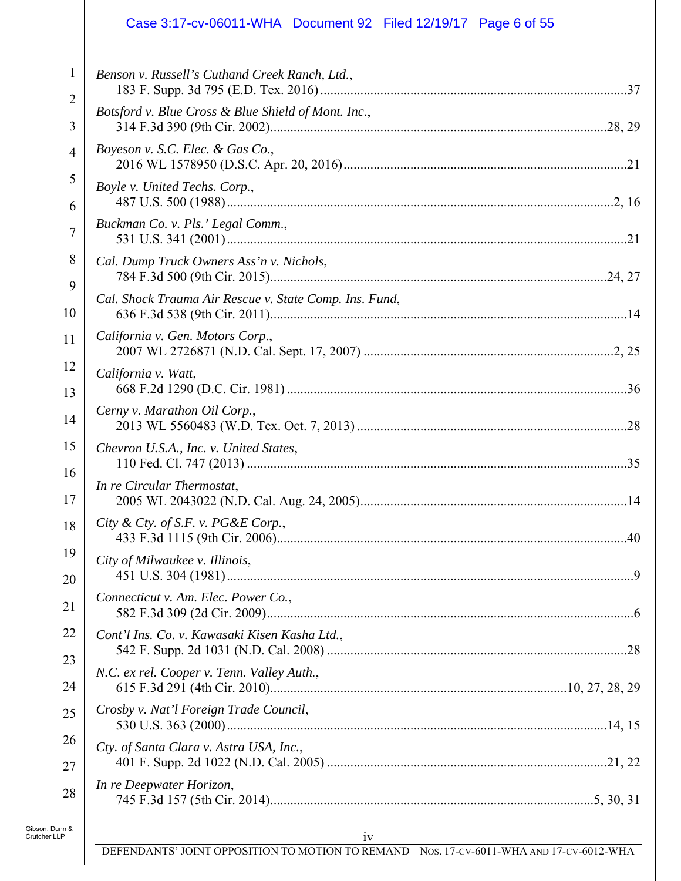*Benson v. Russell's Cuthand Creek Ranch, Ltd.*,
183 F. Supp. 3d 795 (E.D. Tex. 2016) .......... 37

*Botsford v. Blue Cross & Blue Shield of Mont. Inc.*,
314 F.3d 390 (9th Cir. 2002) .......... 28, 29

*Boyeson v. S.C. Elec. & Gas Co.*,
2016 WL 1578950 (D.S.C. Apr. 20, 2016) .......... 21

*Boyle v. United Techs. Corp.*,
487 U.S. 500 (1988) .......... 2, 16

*Buckman Co. v. Pls.' Legal Comm.*,
531 U.S. 341 (2001) .......... 21

*Cal. Dump Truck Owners Ass'n v. Nichols*,
784 F.3d 500 (9th Cir. 2015) .......... 24, 27

*Cal. Shock Trauma Air Rescue v. State Comp. Ins. Fund*,
636 F.3d 538 (9th Cir. 2011) .......... 14

*California v. Gen. Motors Corp.*,
2007 WL 2726871 (N.D. Cal. Sept. 17, 2007) .......... 2, 25

*California v. Watt*,
668 F.2d 1290 (D.C. Cir. 1981) .......... 36

*Cerny v. Marathon Oil Corp.*,
2013 WL 5560483 (W.D. Tex. Oct. 7, 2013) .......... 28

*Chevron U.S.A., Inc. v. United States*,
110 Fed. Cl. 747 (2013) .......... 35

*In re Circular Thermostat*,
2005 WL 2043022 (N.D. Cal. Aug. 24, 2005) .......... 14

*City & Cty. of S.F. v. PG&E Corp.*,
433 F.3d 1115 (9th Cir. 2006) .......... 40

*City of Milwaukee v. Illinois*,
451 U.S. 304 (1981) .......... 9

*Connecticut v. Am. Elec. Power Co.*,
582 F.3d 309 (2d Cir. 2009) .......... 6

*Cont'l Ins. Co. v. Kawasaki Kisen Kasha Ltd.*,
542 F. Supp. 2d 1031 (N.D. Cal. 2008) .......... 28

*N.C. ex rel. Cooper v. Tenn. Valley Auth.*,
615 F.3d 291 (4th Cir. 2010) .......... 10, 27, 28, 29

*Crosby v. Nat'l Foreign Trade Council*,
530 U.S. 363 (2000) .......... 14, 15

*Cty. of Santa Clara v. Astra USA, Inc.*,
401 F. Supp. 2d 1022 (N.D. Cal. 2005) .......... 21, 22

*In re Deepwater Horizon*,
745 F.3d 157 (5th Cir. 2014) .......... 5, 30, 31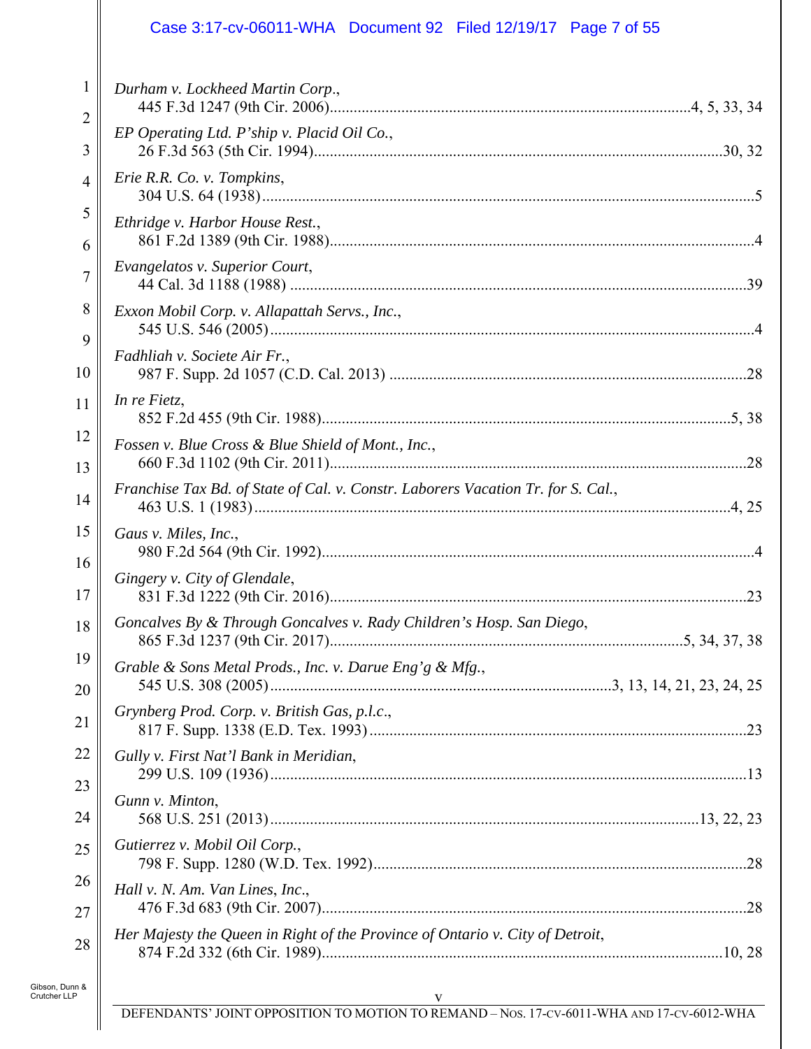*Durham v. Lockheed Martin Corp.*,
445 F.3d 1247 (9th Cir. 2006)....................................................................................4, 5, 33, 34

*EP Operating Ltd. P'ship v. Placid Oil Co.*,
26 F.3d 563 (5th Cir. 1994)....................................................................................................30, 32

*Erie R.R. Co. v. Tompkins*,
304 U.S. 64 (1938).........................................................................................................................5

*Ethridge v. Harbor House Rest.*,
861 F.2d 1389 (9th Cir. 1988)........................................................................................................4

*Evangelatos v. Superior Court*,
44 Cal. 3d 1188 (1988) ................................................................................................................39

*Exxon Mobil Corp. v. Allapattah Servs., Inc.*,
545 U.S. 546 (2005).......................................................................................................................4

*Fadhliah v. Societe Air Fr.*,
987 F. Supp. 2d 1057 (C.D. Cal. 2013) .......................................................................................28

*In re Fietz*,
852 F.2d 455 (9th Cir. 1988)....................................................................................................5, 38

*Fossen v. Blue Cross & Blue Shield of Mont., Inc.*,
660 F.3d 1102 (9th Cir. 2011)......................................................................................................28

*Franchise Tax Bd. of State of Cal. v. Constr. Laborers Vacation Tr. for S. Cal.*,
463 U.S. 1 (1983)......................................................................................................................4, 25

*Gaus v. Miles, Inc.*,
980 F.2d 564 (9th Cir. 1992)..........................................................................................................4

*Gingery v. City of Glendale*,
831 F.3d 1222 (9th Cir. 2016)......................................................................................................23

*Goncalves By & Through Goncalves v. Rady Children's Hosp. San Diego*,
865 F.3d 1237 (9th Cir. 2017)......................................................................................5, 34, 37, 38

*Grable & Sons Metal Prods., Inc. v. Darue Eng'g & Mfg.*,
545 U.S. 308 (2005)....................................................................................3, 13, 14, 21, 23, 24, 25

*Grynberg Prod. Corp. v. British Gas, p.l.c.*,
817 F. Supp. 1338 (E.D. Tex. 1993) .............................................................................................23

*Gully v. First Nat'l Bank in Meridian*,
299 U.S. 109 (1936).....................................................................................................................13

*Gunn v. Minton*,
568 U.S. 251 (2013).........................................................................................................13, 22, 23

*Gutierrez v. Mobil Oil Corp.*,
798 F. Supp. 1280 (W.D. Tex. 1992)...........................................................................................28

*Hall v. N. Am. Van Lines, Inc.*,
476 F.3d 683 (9th Cir. 2007)........................................................................................................28

*Her Majesty the Queen in Right of the Province of Ontario v. City of Detroit*,
874 F.2d 332 (6th Cir. 1989)...................................................................................................10, 28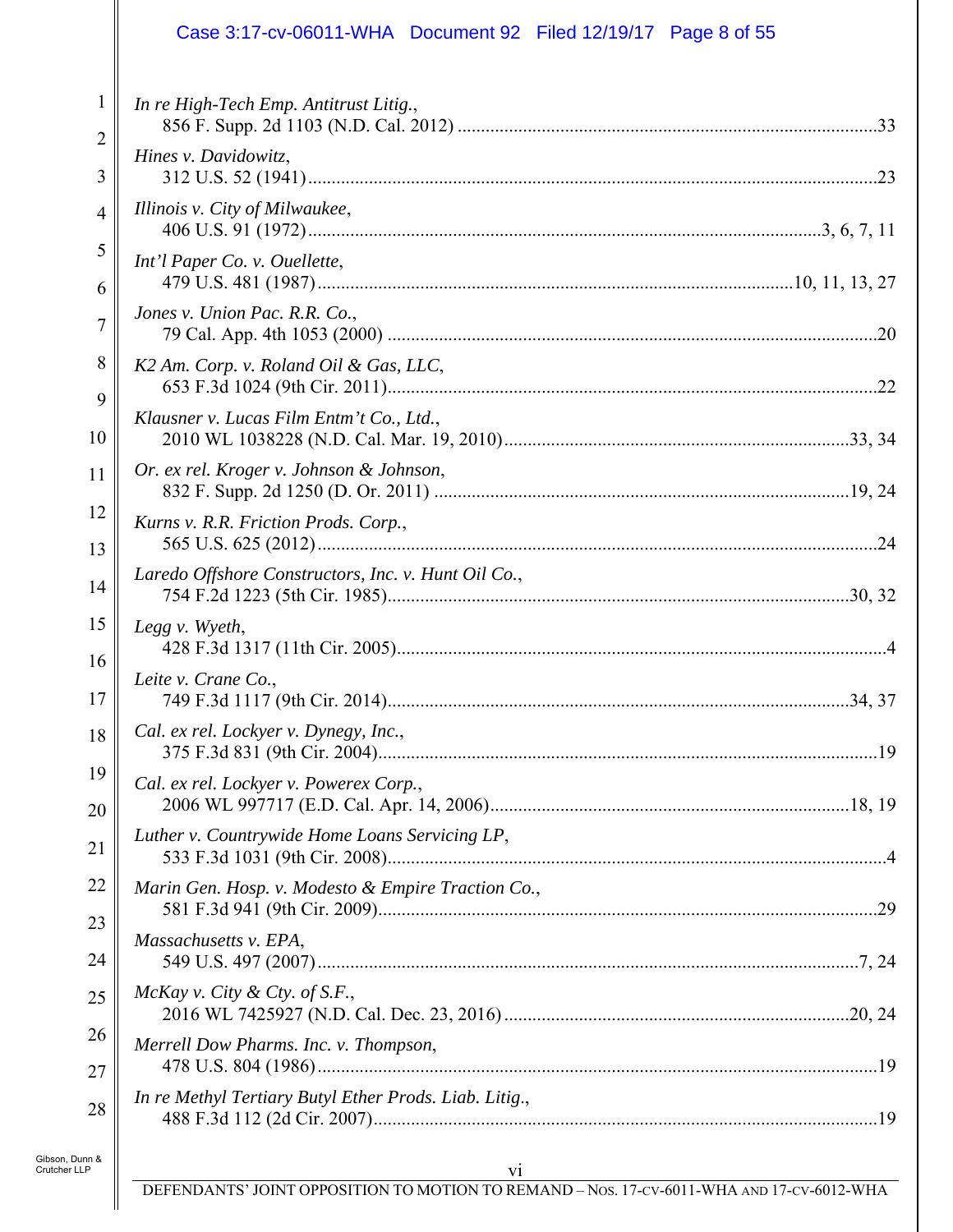*In re High-Tech Emp. Antitrust Litig.*,
856 F. Supp. 2d 1103 (N.D. Cal. 2012) ....................................................................................33

*Hines v. Davidowitz*,
312 U.S. 52 (1941)....................................................................................................................23

*Illinois v. City of Milwaukee*,
406 U.S. 91 (1972)...........................................................................................................3, 6, 7, 11

*Int'l Paper Co. v. Ouellette*,
479 U.S. 481 (1987).....................................................................................................10, 11, 13, 27

*Jones v. Union Pac. R.R. Co.*,
79 Cal. App. 4th 1053 (2000) ......................................................................................................20

*K2 Am. Corp. v. Roland Oil & Gas, LLC*,
653 F.3d 1024 (9th Cir. 2011).......................................................................................................22

*Klausner v. Lucas Film Entm't Co., Ltd.*,
2010 WL 1038228 (N.D. Cal. Mar. 19, 2010)......................................................................33, 34

*Or. ex rel. Kroger v. Johnson & Johnson*,
832 F. Supp. 2d 1250 (D. Or. 2011) ......................................................................................19, 24

*Kurns v. R.R. Friction Prods. Corp.*,
565 U.S. 625 (2012)......................................................................................................................24

*Laredo Offshore Constructors, Inc. v. Hunt Oil Co.*,
754 F.2d 1223 (5th Cir. 1985).................................................................................................30, 32

*Legg v. Wyeth*,
428 F.3d 1317 (11th Cir. 2005).........................................................................................................4

*Leite v. Crane Co.*,
749 F.3d 1117 (9th Cir. 2014)...................................................................................................34, 37

*Cal. ex rel. Lockyer v. Dynegy, Inc.*,
375 F.3d 831 (9th Cir. 2004).........................................................................................................19

*Cal. ex rel. Lockyer v. Powerex Corp.*,
2006 WL 997717 (E.D. Cal. Apr. 14, 2006).............................................................................18, 19

*Luther v. Countrywide Home Loans Servicing LP*,
533 F.3d 1031 (9th Cir. 2008).........................................................................................................4

*Marin Gen. Hosp. v. Modesto & Empire Traction Co.*,
581 F.3d 941 (9th Cir. 2009).........................................................................................................29

*Massachusetts v. EPA*,
549 U.S. 497 (2007)...................................................................................................................7, 24

*McKay v. City & Cty. of S.F.*,
2016 WL 7425927 (N.D. Cal. Dec. 23, 2016)..........................................................................20, 24

*Merrell Dow Pharms. Inc. v. Thompson*,
478 U.S. 804 (1986)......................................................................................................................19

*In re Methyl Tertiary Butyl Ether Prods. Liab. Litig.*,
488 F.3d 112 (2d Cir. 2007)..........................................................................................................19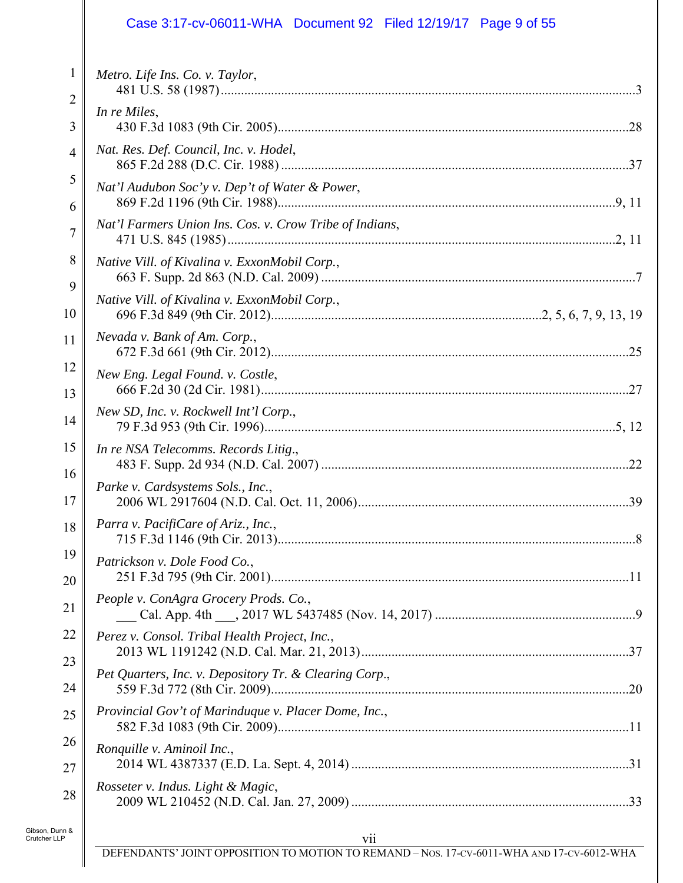*Metro. Life Ins. Co. v. Taylor*,
481 U.S. 58 (1987) ........................................................................ 3

*In re Miles*,
430 F.3d 1083 (9th Cir. 2005) ........................................................................ 28

*Nat. Res. Def. Council, Inc. v. Hodel*,
865 F.2d 288 (D.C. Cir. 1988) ........................................................................ 37

*Nat'l Audubon Soc'y v. Dep't of Water & Power*,
869 F.2d 1196 (9th Cir. 1988) ........................................................................ 9, 11

*Nat'l Farmers Union Ins. Cos. v. Crow Tribe of Indians*,
471 U.S. 845 (1985) ........................................................................ 2, 11

*Native Vill. of Kivalina v. ExxonMobil Corp.*,
663 F. Supp. 2d 863 (N.D. Cal. 2009) ........................................................................ 7

*Native Vill. of Kivalina v. ExxonMobil Corp.*,
696 F.3d 849 (9th Cir. 2012) ........................................................................ 2, 5, 6, 7, 9, 13, 19

*Nevada v. Bank of Am. Corp.*,
672 F.3d 661 (9th Cir. 2012) ........................................................................ 25

*New Eng. Legal Found. v. Costle*,
666 F.2d 30 (2d Cir. 1981) ........................................................................ 27

*New SD, Inc. v. Rockwell Int'l Corp.*,
79 F.3d 953 (9th Cir. 1996) ........................................................................ 5, 12

*In re NSA Telecomms. Records Litig.*,
483 F. Supp. 2d 934 (N.D. Cal. 2007) ........................................................................ 22

*Parke v. Cardsystems Sols., Inc.*,
2006 WL 2917604 (N.D. Cal. Oct. 11, 2006) ........................................................................ 39

*Parra v. PacifiCare of Ariz., Inc.*,
715 F.3d 1146 (9th Cir. 2013) ........................................................................ 8

*Patrickson v. Dole Food Co.*,
251 F.3d 795 (9th Cir. 2001) ........................................................................ 11

*People v. ConAgra Grocery Prods. Co.*,
___ Cal. App. 4th ___, 2017 WL 5437485 (Nov. 14, 2017) ........................................................................ 9

*Perez v. Consol. Tribal Health Project, Inc.*,
2013 WL 1191242 (N.D. Cal. Mar. 21, 2013) ........................................................................ 37

*Pet Quarters, Inc. v. Depository Tr. & Clearing Corp.*,
559 F.3d 772 (8th Cir. 2009) ........................................................................ 20

*Provincial Gov't of Marinduque v. Placer Dome, Inc.*,
582 F.3d 1083 (9th Cir. 2009) ........................................................................ 11

*Ronquille v. Aminoil Inc.*,
2014 WL 4387337 (E.D. La. Sept. 4, 2014) ........................................................................ 31

*Rosseter v. Indus. Light & Magic*,
2009 WL 210452 (N.D. Cal. Jan. 27, 2009) ........................................................................ 33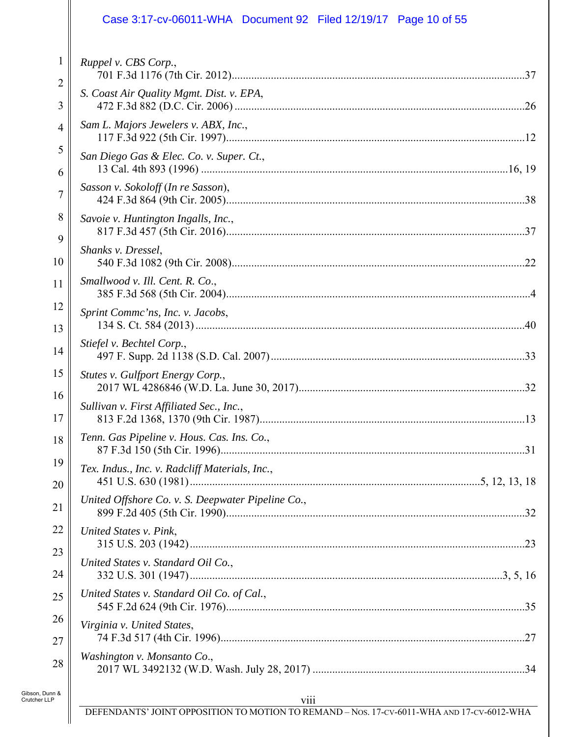*Ruppel v. CBS Corp.*,
701 F.3d 1176 (7th Cir. 2012)........................................................................................................37

*S. Coast Air Quality Mgmt. Dist. v. EPA*,
472 F.3d 882 (D.C. Cir. 2006)........................................................................................................26

*Sam L. Majors Jewelers v. ABX, Inc.*,
117 F.3d 922 (5th Cir. 1997)..........................................................................................................12

*San Diego Gas & Elec. Co. v. Super. Ct.*,
13 Cal. 4th 893 (1996) ..............................................................................................................16, 19

*Sasson v. Sokoloff (In re Sasson)*,
424 F.3d 864 (9th Cir. 2005)..........................................................................................................38

*Savoie v. Huntington Ingalls, Inc.*,
817 F.3d 457 (5th Cir. 2016)..........................................................................................................37

*Shanks v. Dressel*,
540 F.3d 1082 (9th Cir. 2008)........................................................................................................22

*Smallwood v. Ill. Cent. R. Co*.,
385 F.3d 568 (5th Cir. 2004)............................................................................................................4

*Sprint Commc'ns, Inc. v. Jacobs*,
134 S. Ct. 584 (2013) .....................................................................................................................40

*Stiefel v. Bechtel Corp.*,
497 F. Supp. 2d 1138 (S.D. Cal. 2007)..........................................................................................33

*Stutes v. Gulfport Energy Corp.*,
2017 WL 4286846 (W.D. La. June 30, 2017)................................................................................32

*Sullivan v. First Affiliated Sec., Inc.*,
813 F.2d 1368, 1370 (9th Cir. 1987)..............................................................................................13

*Tenn. Gas Pipeline v. Hous. Cas. Ins. Co.*,
87 F.3d 150 (5th Cir. 1996)............................................................................................................31

*Tex. Indus., Inc. v. Radcliff Materials, Inc.*,
451 U.S. 630 (1981).......................................................................................................5, 12, 13, 18

*United Offshore Co. v. S. Deepwater Pipeline Co.*,
899 F.2d 405 (5th Cir. 1990)..........................................................................................................32

*United States v. Pink*,
315 U.S. 203 (1942).......................................................................................................................23

*United States v. Standard Oil Co.*,
332 U.S. 301 (1947)...............................................................................................................3, 5, 16

*United States v. Standard Oil Co. of Cal.*,
545 F.2d 624 (9th Cir. 1976)..........................................................................................................35

*Virginia v. United States*,
74 F.3d 517 (4th Cir. 1996)............................................................................................................27

*Washington v. Monsanto Co*.,
2017 WL 3492132 (W.D. Wash. July 28, 2017) ...........................................................................34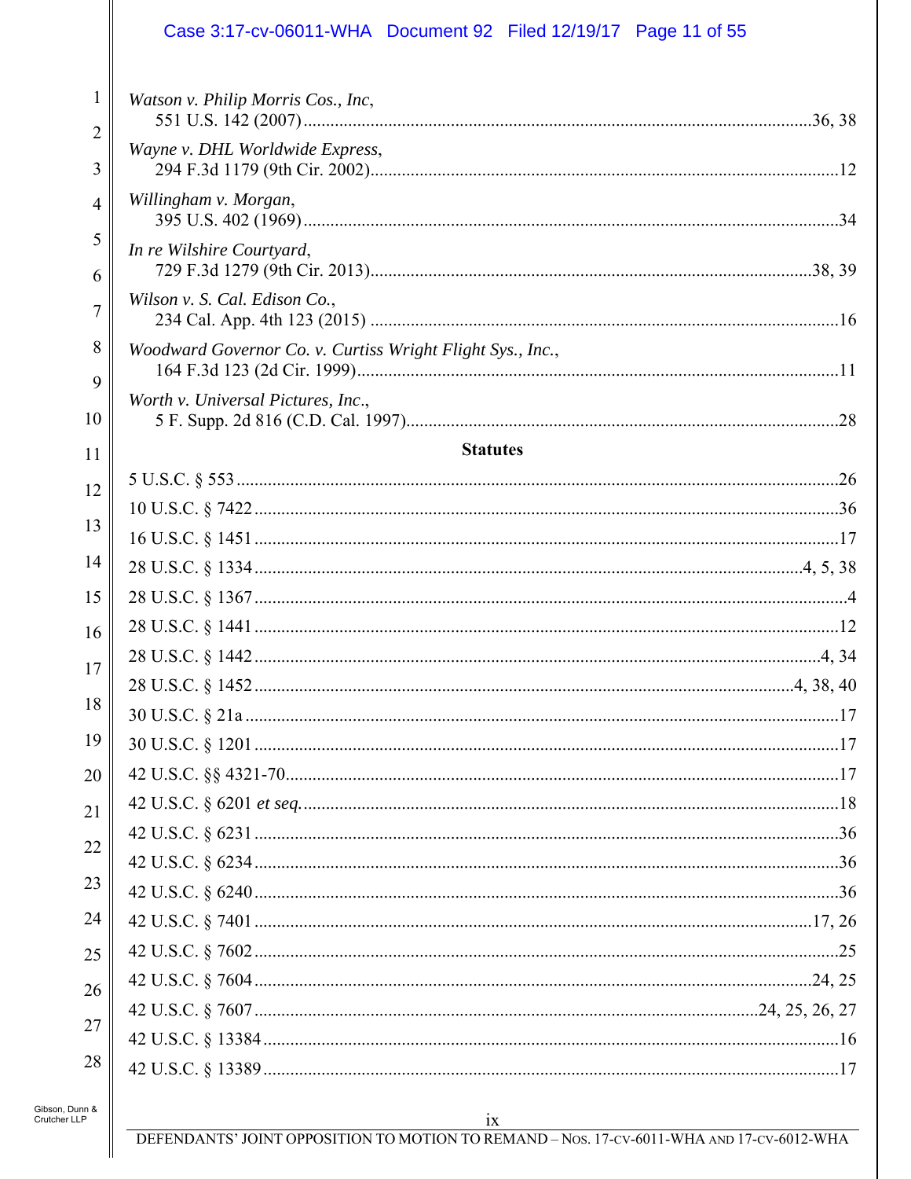*Watson v. Philip Morris Cos., Inc*,
551 U.S. 142 (2007) ........................................ 36, 38

*Wayne v. DHL Worldwide Express*,
294 F.3d 1179 (9th Cir. 2002) ........................................ 12

*Willingham v. Morgan*,
395 U.S. 402 (1969) ........................................ 34

*In re Wilshire Courtyard*,
729 F.3d 1279 (9th Cir. 2013) ........................................ 38, 39

*Wilson v. S. Cal. Edison Co.*,
234 Cal. App. 4th 123 (2015) ........................................ 16

*Woodward Governor Co. v. Curtiss Wright Flight Sys., Inc.*,
164 F.3d 123 (2d Cir. 1999) ........................................ 11

*Worth v. Universal Pictures, Inc*.,
5 F. Supp. 2d 816 (C.D. Cal. 1997) ........................................ 28

**Statutes**

5 U.S.C. § 553 ........................................ 26

10 U.S.C. § 7422 ........................................ 36

16 U.S.C. § 1451 ........................................ 17

28 U.S.C. § 1334 ........................................ 4, 5, 38

28 U.S.C. § 1367 ........................................ 4

28 U.S.C. § 1441 ........................................ 12

28 U.S.C. § 1442 ........................................ 4, 34

28 U.S.C. § 1452 ........................................ 4, 38, 40

30 U.S.C. § 21a ........................................ 17

30 U.S.C. § 1201 ........................................ 17

42 U.S.C. §§ 4321-70 ........................................ 17

42 U.S.C. § 6201 *et seq.* ........................................ 18

42 U.S.C. § 6231 ........................................ 36

42 U.S.C. § 6234 ........................................ 36

42 U.S.C. § 6240 ........................................ 36

42 U.S.C. § 7401 ........................................ 17, 26

42 U.S.C. § 7602 ........................................ 25

42 U.S.C. § 7604 ........................................ 24, 25

42 U.S.C. § 7607 ........................................ 24, 25, 26, 27

42 U.S.C. § 13384 ........................................ 16

42 U.S.C. § 13389 ........................................ 17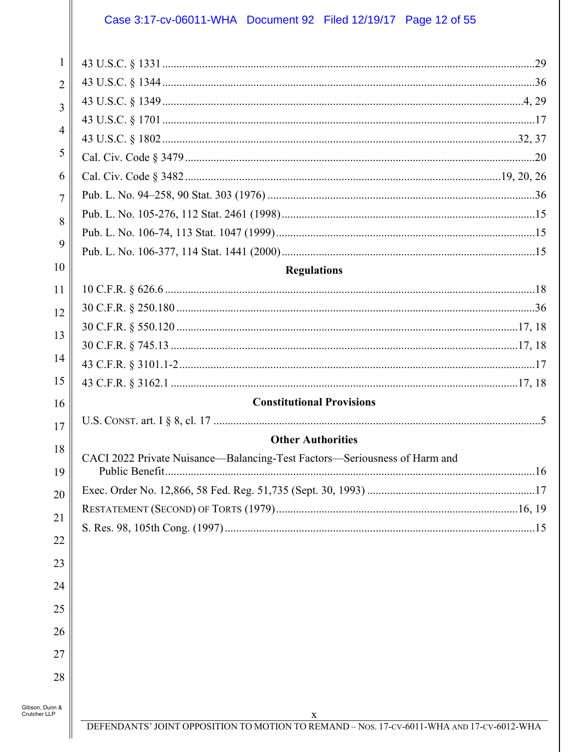43 U.S.C. § 1331 ....................................................................................................................29

43 U.S.C. § 1344 ....................................................................................................................36

43 U.S.C. § 1349 ................................................................................................................4, 29

43 U.S.C. § 1701 ....................................................................................................................17

43 U.S.C. § 1802 ..............................................................................................................32, 37

Cal. Civ. Code § 3479 .............................................................................................................20

Cal. Civ. Code § 3482 .....................................................................................................19, 20, 26

Pub. L. No. 94–258, 90 Stat. 303 (1976) .................................................................................36

Pub. L. No. 105-276, 112 Stat. 2461 (1998)..............................................................................15

Pub. L. No. 106-74, 113 Stat. 1047 (1999)................................................................................15

Pub. L. No. 106-377, 114 Stat. 1441 (2000)..............................................................................15

**Regulations**

10 C.F.R. § 626.6 ....................................................................................................................18

30 C.F.R. § 250.180 ................................................................................................................36

30 C.F.R. § 550.120 ...........................................................................................................17, 18

30 C.F.R. § 745.13 .............................................................................................................17, 18

43 C.F.R. § 3101.1-2.................................................................................................................17

43 C.F.R. § 3162.1 .............................................................................................................17, 18

**Constitutional Provisions**

U.S. CONST. art. I § 8, cl. 17 ......................................................................................................5

**Other Authorities**

CACI 2022 Private Nuisance—Balancing-Test Factors—Seriousness of Harm and Public Benefit....................................................................................................................16

Exec. Order No. 12,866, 58 Fed. Reg. 51,735 (Sept. 30, 1993) ...............................................17

RESTATEMENT (SECOND) OF TORTS (1979)...........................................................................16, 19

S. Res. 98, 105th Cong. (1997) ................................................................................................15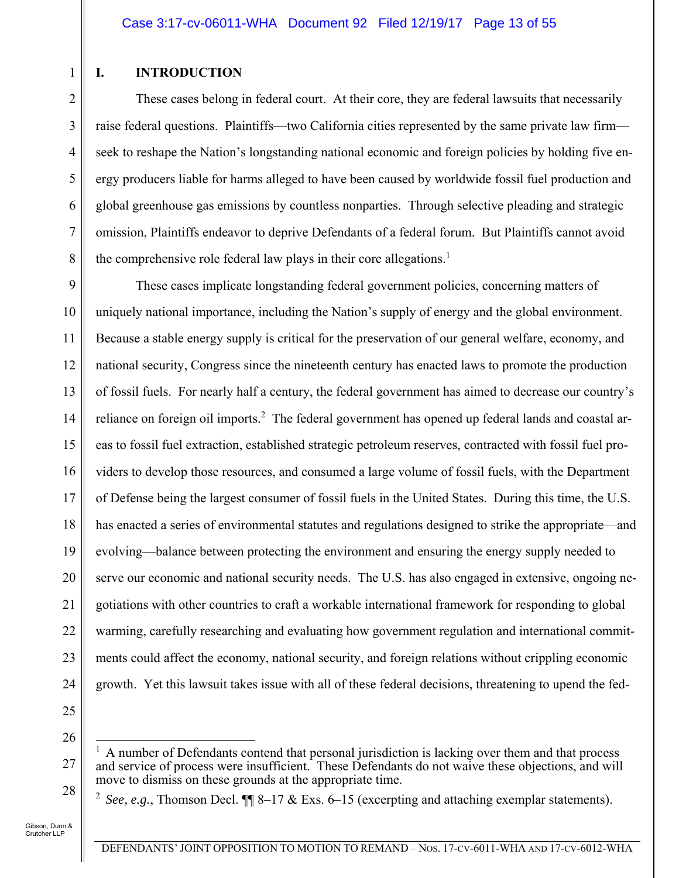## I. INTRODUCTION

These cases belong in federal court. At their core, they are federal lawsuits that necessarily raise federal questions. Plaintiffs—two California cities represented by the same private law firm—seek to reshape the Nation's longstanding national economic and foreign policies by holding five energy producers liable for harms alleged to have been caused by worldwide fossil fuel production and global greenhouse gas emissions by countless nonparties. Through selective pleading and strategic omission, Plaintiffs endeavor to deprive Defendants of a federal forum. But Plaintiffs cannot avoid the comprehensive role federal law plays in their core allegations.[1]

These cases implicate longstanding federal government policies, concerning matters of uniquely national importance, including the Nation's supply of energy and the global environment. Because a stable energy supply is critical for the preservation of our general welfare, economy, and national security, Congress since the nineteenth century has enacted laws to promote the production of fossil fuels. For nearly half a century, the federal government has aimed to decrease our country's reliance on foreign oil imports.[2] The federal government has opened up federal lands and coastal areas to fossil fuel extraction, established strategic petroleum reserves, contracted with fossil fuel providers to develop those resources, and consumed a large volume of fossil fuels, with the Department of Defense being the largest consumer of fossil fuels in the United States. During this time, the U.S. has enacted a series of environmental statutes and regulations designed to strike the appropriate—and evolving—balance between protecting the environment and ensuring the energy supply needed to serve our economic and national security needs. The U.S. has also engaged in extensive, ongoing negotiations with other countries to craft a workable international framework for responding to global warming, carefully researching and evaluating how government regulation and international commitments could affect the economy, national security, and foreign relations without crippling economic growth. Yet this lawsuit takes issue with all of these federal decisions, threatening to upend the fed-

---

[1] A number of Defendants contend that personal jurisdiction is lacking over them and that process and service of process were insufficient. These Defendants do not waive these objections, and will move to dismiss on these grounds at the appropriate time.

[2] *See, e.g.*, Thomson Decl. ¶¶ 8–17 & Exs. 6–15 (excerpting and attaching exemplar statements).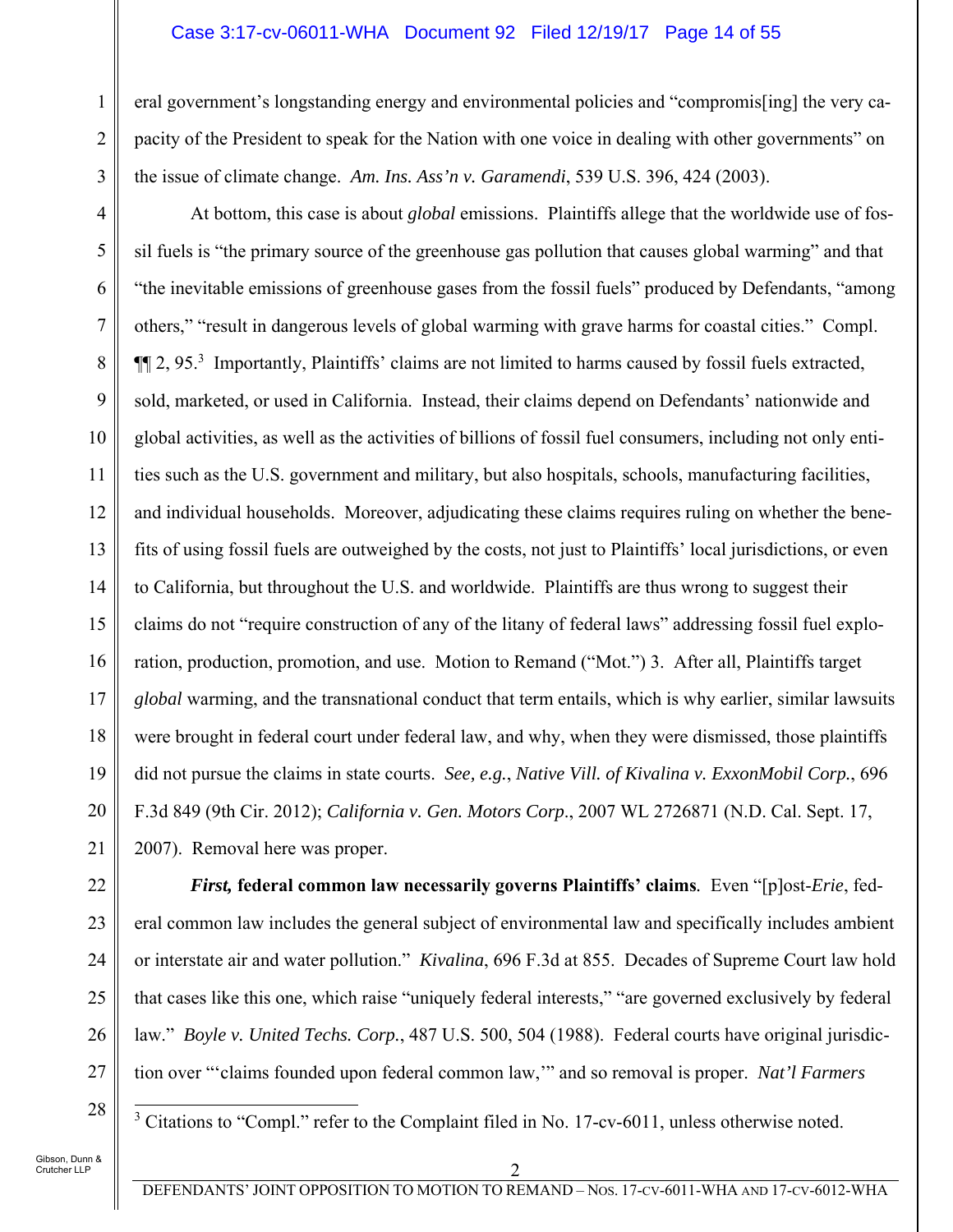eral government's longstanding energy and environmental policies and "compromis[ing] the very capacity of the President to speak for the Nation with one voice in dealing with other governments" on the issue of climate change. *Am. Ins. Ass'n v. Garamendi*, 539 U.S. 396, 424 (2003).

At bottom, this case is about *global* emissions. Plaintiffs allege that the worldwide use of fossil fuels is "the primary source of the greenhouse gas pollution that causes global warming" and that "the inevitable emissions of greenhouse gases from the fossil fuels" produced by Defendants, "among others," "result in dangerous levels of global warming with grave harms for coastal cities." Compl. ¶¶ 2, 95.[3] Importantly, Plaintiffs' claims are not limited to harms caused by fossil fuels extracted, sold, marketed, or used in California. Instead, their claims depend on Defendants' nationwide and global activities, as well as the activities of billions of fossil fuel consumers, including not only entities such as the U.S. government and military, but also hospitals, schools, manufacturing facilities, and individual households. Moreover, adjudicating these claims requires ruling on whether the benefits of using fossil fuels are outweighed by the costs, not just to Plaintiffs' local jurisdictions, or even to California, but throughout the U.S. and worldwide. Plaintiffs are thus wrong to suggest their claims do not "require construction of any of the litany of federal laws" addressing fossil fuel exploration, production, promotion, and use. Motion to Remand ("Mot.") 3. After all, Plaintiffs target *global* warming, and the transnational conduct that term entails, which is why earlier, similar lawsuits were brought in federal court under federal law, and why, when they were dismissed, those plaintiffs did not pursue the claims in state courts. *See, e.g.*, *Native Vill. of Kivalina v. ExxonMobil Corp.*, 696 F.3d 849 (9th Cir. 2012); *California v. Gen. Motors Corp.*, 2007 WL 2726871 (N.D. Cal. Sept. 17, 2007). Removal here was proper.

***First,* federal common law necessarily governs Plaintiffs' claims**. Even "[p]ost-*Erie*, federal common law includes the general subject of environmental law and specifically includes ambient or interstate air and water pollution." *Kivalina*, 696 F.3d at 855. Decades of Supreme Court law hold that cases like this one, which raise "uniquely federal interests," "are governed exclusively by federal law." *Boyle v. United Techs. Corp.*, 487 U.S. 500, 504 (1988). Federal courts have original jurisdiction over "'claims founded upon federal common law,'" and so removal is proper. *Nat'l Farmers*

[3] Citations to "Compl." refer to the Complaint filed in No. 17-cv-6011, unless otherwise noted.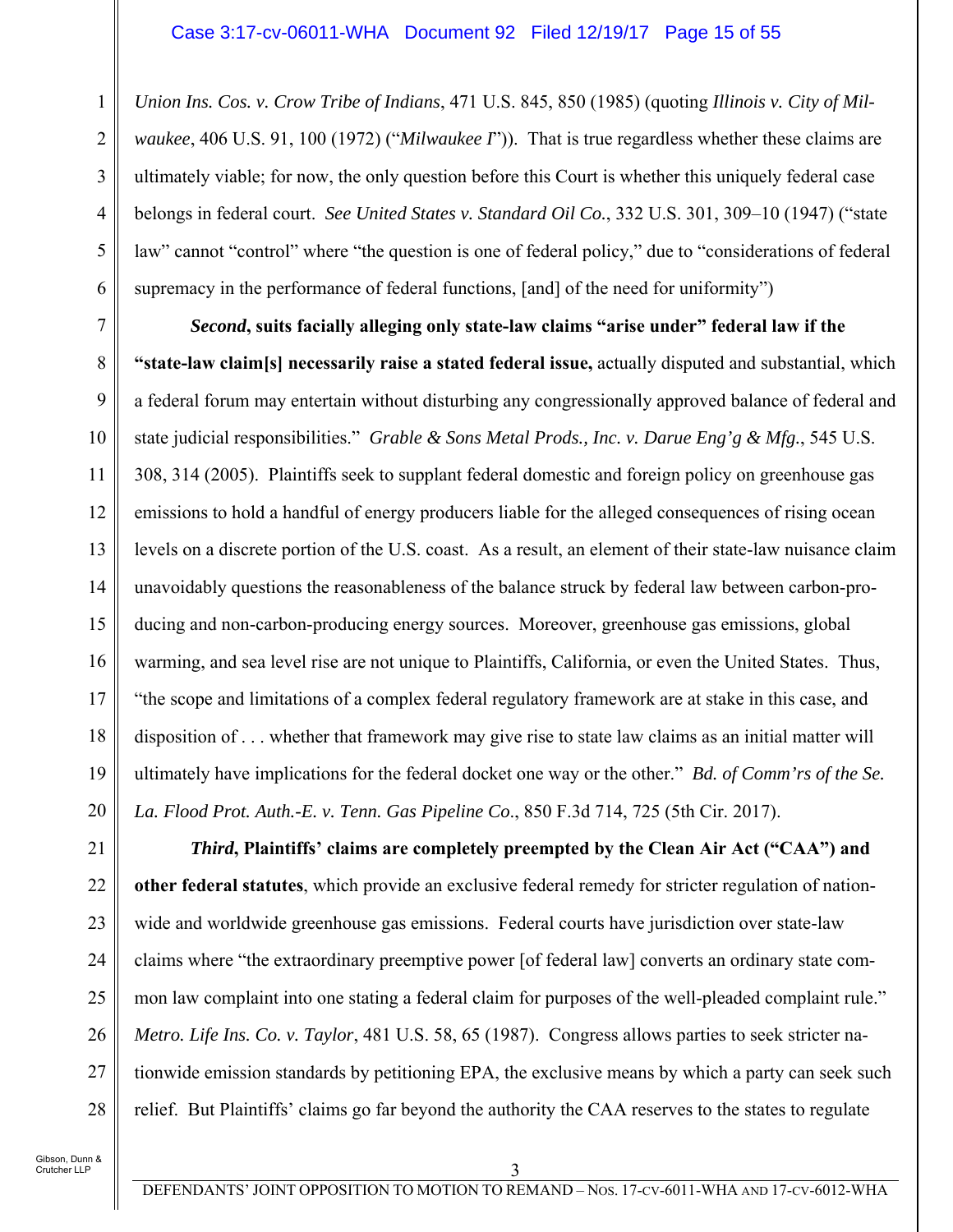*Union Ins. Cos. v. Crow Tribe of Indians*, 471 U.S. 845, 850 (1985) (quoting *Illinois v. City of Milwaukee*, 406 U.S. 91, 100 (1972) ("*Milwaukee I*")). That is true regardless whether these claims are ultimately viable; for now, the only question before this Court is whether this uniquely federal case belongs in federal court. *See United States v. Standard Oil Co.*, 332 U.S. 301, 309–10 (1947) ("state law" cannot "control" where "the question is one of federal policy," due to "considerations of federal supremacy in the performance of federal functions, [and] of the need for uniformity")

***Second*, suits facially alleging only state-law claims "arise under" federal law if the "state-law claim[s] necessarily raise a stated federal issue,** actually disputed and substantial, which a federal forum may entertain without disturbing any congressionally approved balance of federal and state judicial responsibilities." *Grable & Sons Metal Prods., Inc. v. Darue Eng'g & Mfg.*, 545 U.S. 308, 314 (2005). Plaintiffs seek to supplant federal domestic and foreign policy on greenhouse gas emissions to hold a handful of energy producers liable for the alleged consequences of rising ocean levels on a discrete portion of the U.S. coast. As a result, an element of their state-law nuisance claim unavoidably questions the reasonableness of the balance struck by federal law between carbon-producing and non-carbon-producing energy sources. Moreover, greenhouse gas emissions, global warming, and sea level rise are not unique to Plaintiffs, California, or even the United States. Thus, "the scope and limitations of a complex federal regulatory framework are at stake in this case, and disposition of . . . whether that framework may give rise to state law claims as an initial matter will ultimately have implications for the federal docket one way or the other." *Bd. of Comm'rs of the Se. La. Flood Prot. Auth.-E. v. Tenn. Gas Pipeline Co*., 850 F.3d 714, 725 (5th Cir. 2017).

***Third*, Plaintiffs' claims are completely preempted by the Clean Air Act ("CAA") and other federal statutes**, which provide an exclusive federal remedy for stricter regulation of nationwide and worldwide greenhouse gas emissions. Federal courts have jurisdiction over state-law claims where "the extraordinary preemptive power [of federal law] converts an ordinary state common law complaint into one stating a federal claim for purposes of the well-pleaded complaint rule." *Metro. Life Ins. Co. v. Taylor*, 481 U.S. 58, 65 (1987). Congress allows parties to seek stricter nationwide emission standards by petitioning EPA, the exclusive means by which a party can seek such relief. But Plaintiffs' claims go far beyond the authority the CAA reserves to the states to regulate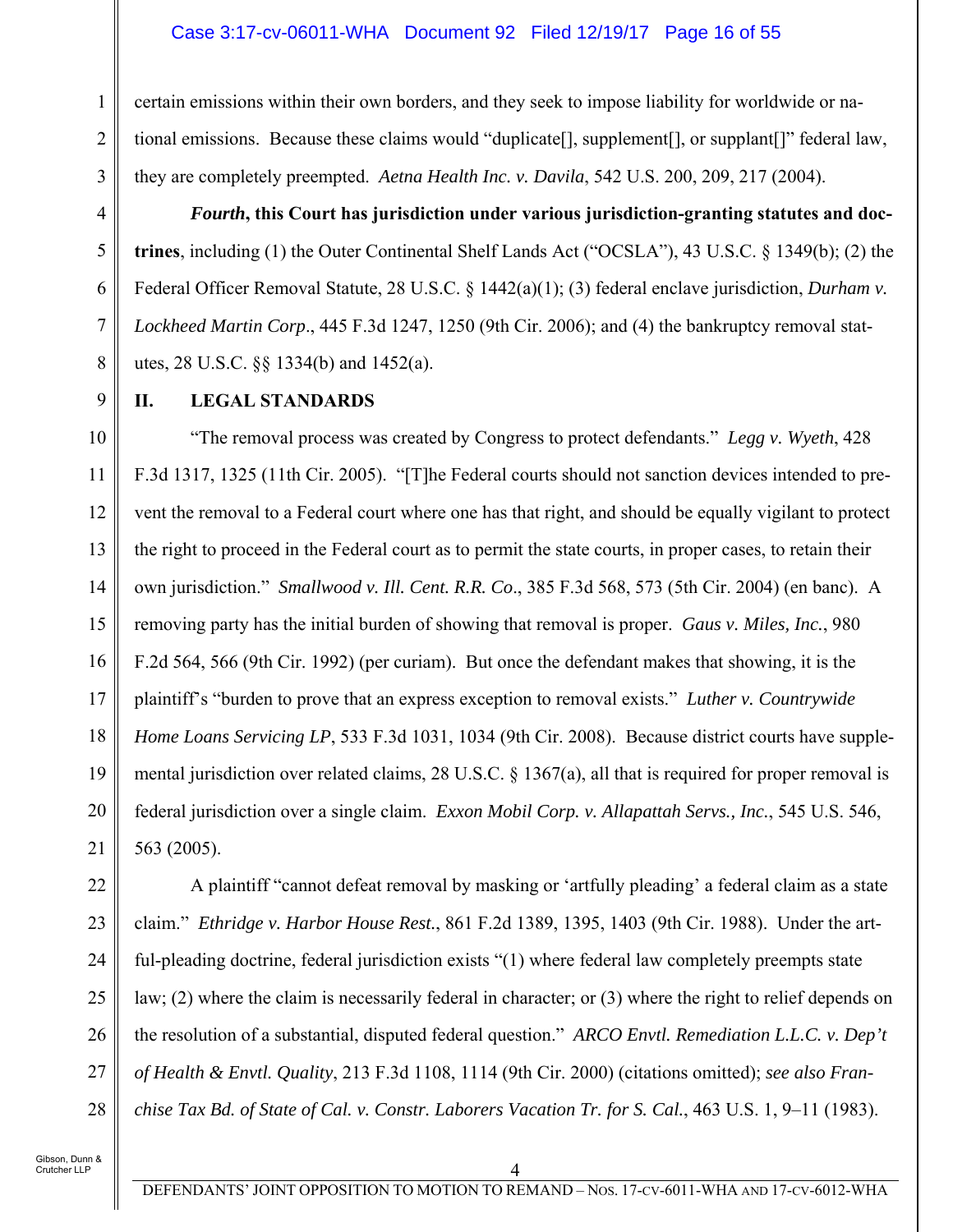certain emissions within their own borders, and they seek to impose liability for worldwide or national emissions. Because these claims would "duplicate[], supplement[], or supplant[]" federal law, they are completely preempted. *Aetna Health Inc. v. Davila*, 542 U.S. 200, 209, 217 (2004).

***Fourth*, this Court has jurisdiction under various jurisdiction-granting statutes and doctrines**, including (1) the Outer Continental Shelf Lands Act ("OCSLA"), 43 U.S.C. § 1349(b); (2) the Federal Officer Removal Statute, 28 U.S.C. § 1442(a)(1); (3) federal enclave jurisdiction, *Durham v. Lockheed Martin Corp*., 445 F.3d 1247, 1250 (9th Cir. 2006); and (4) the bankruptcy removal statutes, 28 U.S.C. §§ 1334(b) and 1452(a).

## II. LEGAL STANDARDS

"The removal process was created by Congress to protect defendants." *Legg v. Wyeth*, 428 F.3d 1317, 1325 (11th Cir. 2005). "[T]he Federal courts should not sanction devices intended to prevent the removal to a Federal court where one has that right, and should be equally vigilant to protect the right to proceed in the Federal court as to permit the state courts, in proper cases, to retain their own jurisdiction." *Smallwood v. Ill. Cent. R.R. Co*., 385 F.3d 568, 573 (5th Cir. 2004) (en banc). A removing party has the initial burden of showing that removal is proper. *Gaus v. Miles, Inc.*, 980 F.2d 564, 566 (9th Cir. 1992) (per curiam). But once the defendant makes that showing, it is the plaintiff's "burden to prove that an express exception to removal exists." *Luther v. Countrywide Home Loans Servicing LP*, 533 F.3d 1031, 1034 (9th Cir. 2008). Because district courts have supplemental jurisdiction over related claims, 28 U.S.C. § 1367(a), all that is required for proper removal is federal jurisdiction over a single claim. *Exxon Mobil Corp. v. Allapattah Servs., Inc.*, 545 U.S. 546, 563 (2005).

A plaintiff "cannot defeat removal by masking or 'artfully pleading' a federal claim as a state claim." *Ethridge v. Harbor House Rest.*, 861 F.2d 1389, 1395, 1403 (9th Cir. 1988). Under the artful-pleading doctrine, federal jurisdiction exists "(1) where federal law completely preempts state law; (2) where the claim is necessarily federal in character; or (3) where the right to relief depends on the resolution of a substantial, disputed federal question." *ARCO Envtl. Remediation L.L.C. v. Dep't of Health & Envtl. Quality*, 213 F.3d 1108, 1114 (9th Cir. 2000) (citations omitted); *see also Franchise Tax Bd. of State of Cal. v. Constr. Laborers Vacation Tr. for S. Cal.*, 463 U.S. 1, 9–11 (1983).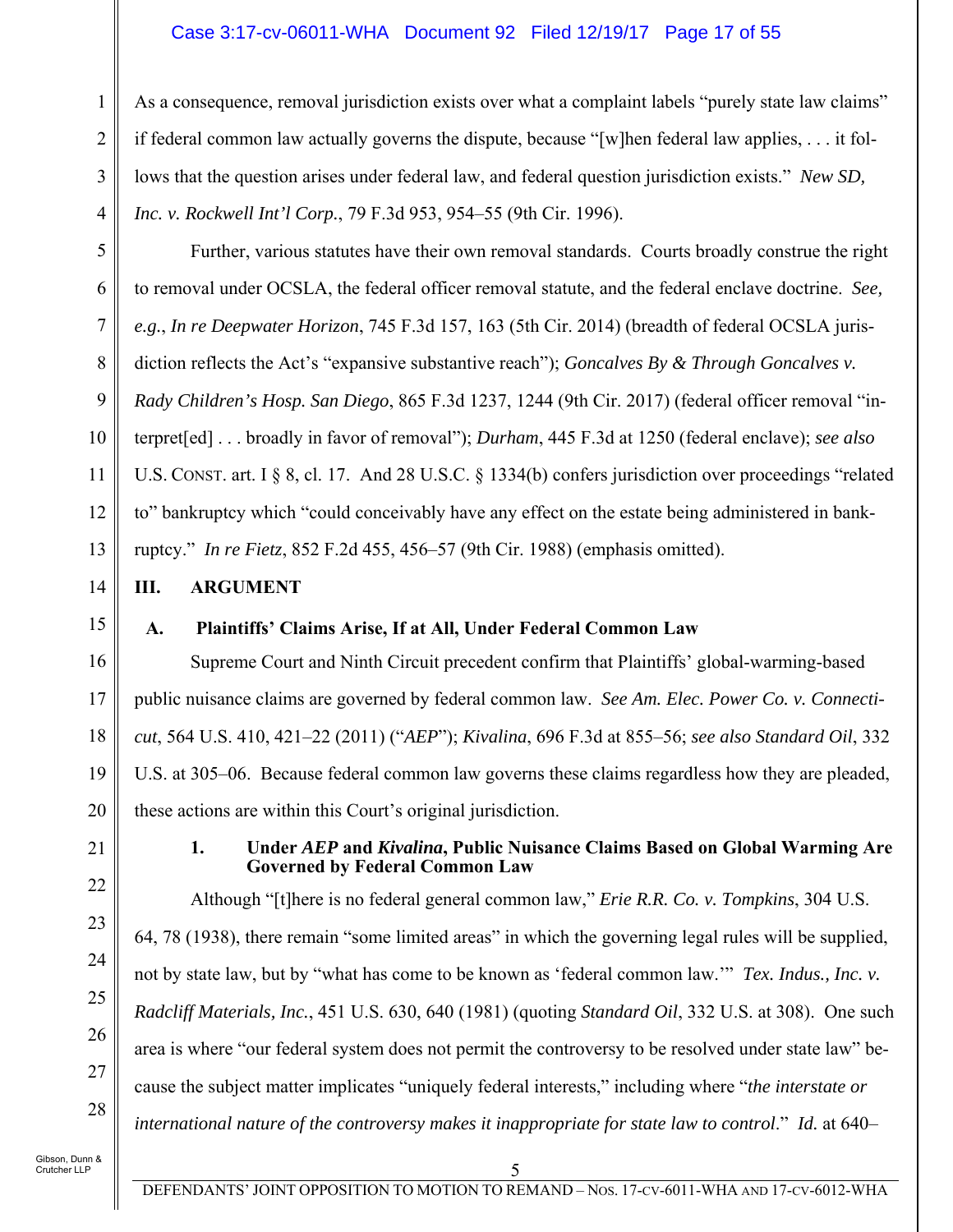As a consequence, removal jurisdiction exists over what a complaint labels "purely state law claims" if federal common law actually governs the dispute, because "[w]hen federal law applies, . . . it follows that the question arises under federal law, and federal question jurisdiction exists." *New SD, Inc. v. Rockwell Int'l Corp.*, 79 F.3d 953, 954–55 (9th Cir. 1996).

Further, various statutes have their own removal standards. Courts broadly construe the right to removal under OCSLA, the federal officer removal statute, and the federal enclave doctrine. *See, e.g.*, *In re Deepwater Horizon*, 745 F.3d 157, 163 (5th Cir. 2014) (breadth of federal OCSLA jurisdiction reflects the Act's "expansive substantive reach"); *Goncalves By & Through Goncalves v. Rady Children's Hosp. San Diego*, 865 F.3d 1237, 1244 (9th Cir. 2017) (federal officer removal "interpret[ed] . . . broadly in favor of removal"); *Durham*, 445 F.3d at 1250 (federal enclave); *see also* U.S. CONST. art. I § 8, cl. 17. And 28 U.S.C. § 1334(b) confers jurisdiction over proceedings "related to" bankruptcy which "could conceivably have any effect on the estate being administered in bankruptcy." *In re Fietz*, 852 F.2d 455, 456–57 (9th Cir. 1988) (emphasis omitted).

## III. ARGUMENT

### A. Plaintiffs' Claims Arise, If at All, Under Federal Common Law

Supreme Court and Ninth Circuit precedent confirm that Plaintiffs' global-warming-based public nuisance claims are governed by federal common law. *See Am. Elec. Power Co. v. Connecticut*, 564 U.S. 410, 421–22 (2011) ("*AEP*"); *Kivalina*, 696 F.3d at 855–56; *see also Standard Oil*, 332 U.S. at 305–06. Because federal common law governs these claims regardless how they are pleaded, these actions are within this Court's original jurisdiction.

#### 1. Under *AEP* and *Kivalina*, Public Nuisance Claims Based on Global Warming Are Governed by Federal Common Law

Although "[t]here is no federal general common law," *Erie R.R. Co. v. Tompkins*, 304 U.S. 64, 78 (1938), there remain "some limited areas" in which the governing legal rules will be supplied, not by state law, but by "what has come to be known as 'federal common law.'" *Tex. Indus., Inc. v. Radcliff Materials, Inc.*, 451 U.S. 630, 640 (1981) (quoting *Standard Oil*, 332 U.S. at 308). One such area is where "our federal system does not permit the controversy to be resolved under state law" because the subject matter implicates "uniquely federal interests," including where "*the interstate or international nature of the controversy makes it inappropriate for state law to control*." *Id.* at 640–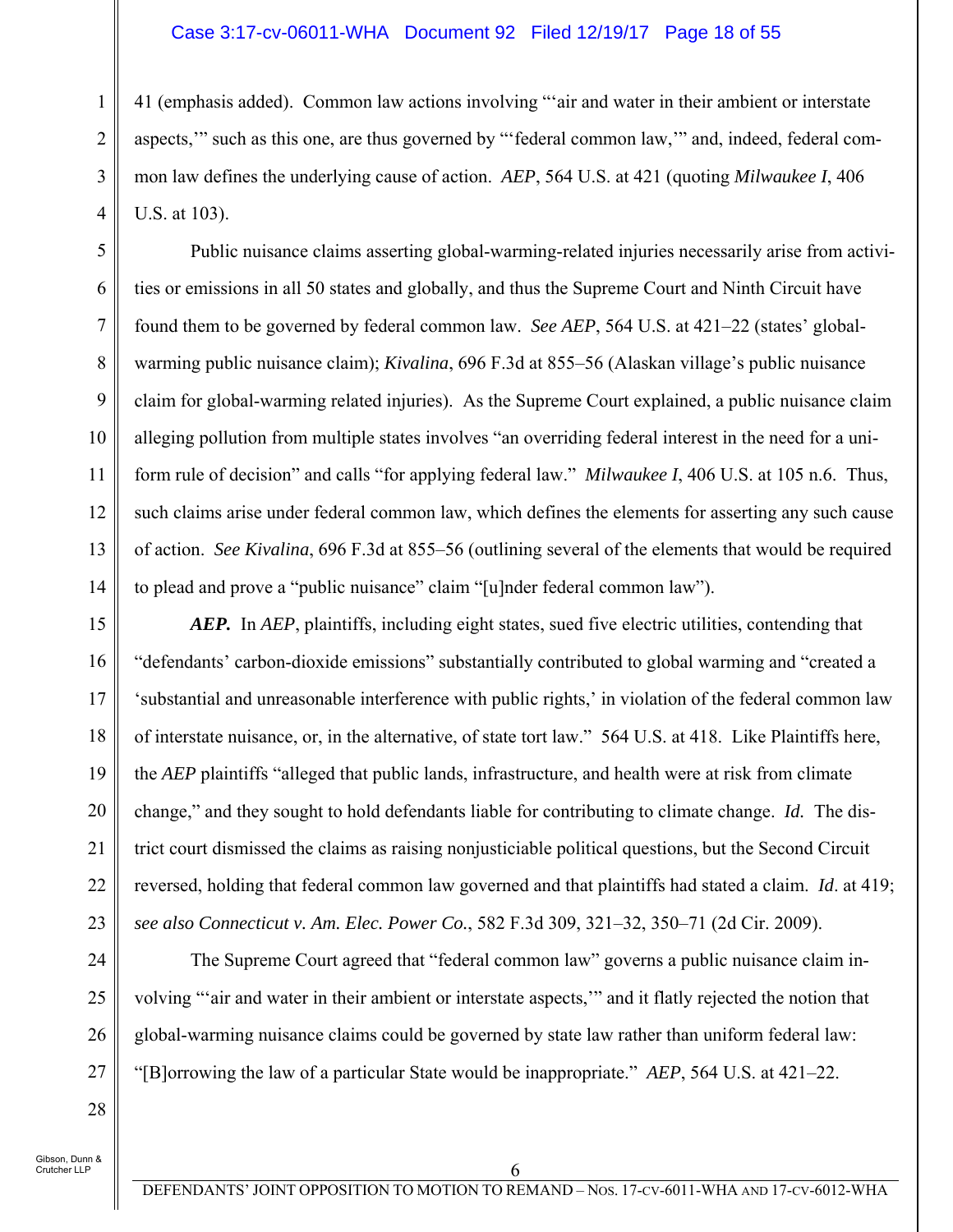41 (emphasis added). Common law actions involving "'air and water in their ambient or interstate aspects,'" such as this one, are thus governed by "'federal common law,'" and, indeed, federal common law defines the underlying cause of action. *AEP*, 564 U.S. at 421 (quoting *Milwaukee I*, 406 U.S. at 103).

Public nuisance claims asserting global-warming-related injuries necessarily arise from activities or emissions in all 50 states and globally, and thus the Supreme Court and Ninth Circuit have found them to be governed by federal common law. *See AEP*, 564 U.S. at 421–22 (states' global-warming public nuisance claim); *Kivalina*, 696 F.3d at 855–56 (Alaskan village's public nuisance claim for global-warming related injuries). As the Supreme Court explained, a public nuisance claim alleging pollution from multiple states involves "an overriding federal interest in the need for a uniform rule of decision" and calls "for applying federal law." *Milwaukee I*, 406 U.S. at 105 n.6. Thus, such claims arise under federal common law, which defines the elements for asserting any such cause of action. *See Kivalina*, 696 F.3d at 855–56 (outlining several of the elements that would be required to plead and prove a "public nuisance" claim "[u]nder federal common law").

***AEP.*** In *AEP*, plaintiffs, including eight states, sued five electric utilities, contending that "defendants' carbon-dioxide emissions" substantially contributed to global warming and "created a 'substantial and unreasonable interference with public rights,' in violation of the federal common law of interstate nuisance, or, in the alternative, of state tort law." 564 U.S. at 418. Like Plaintiffs here, the *AEP* plaintiffs "alleged that public lands, infrastructure, and health were at risk from climate change," and they sought to hold defendants liable for contributing to climate change. *Id.* The district court dismissed the claims as raising nonjusticiable political questions, but the Second Circuit reversed, holding that federal common law governed and that plaintiffs had stated a claim. *Id*. at 419; *see also Connecticut v. Am. Elec. Power Co.*, 582 F.3d 309, 321–32, 350–71 (2d Cir. 2009).

The Supreme Court agreed that "federal common law" governs a public nuisance claim involving "'air and water in their ambient or interstate aspects,'" and it flatly rejected the notion that global-warming nuisance claims could be governed by state law rather than uniform federal law: "[B]orrowing the law of a particular State would be inappropriate." *AEP*, 564 U.S. at 421–22.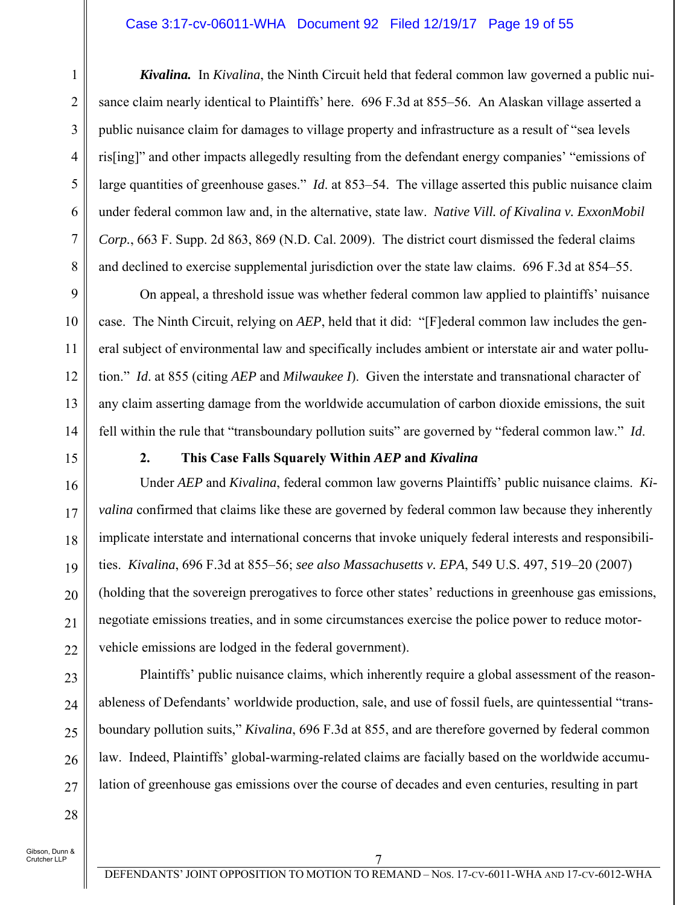***Kivalina.*** In *Kivalina*, the Ninth Circuit held that federal common law governed a public nuisance claim nearly identical to Plaintiffs' here. 696 F.3d at 855–56. An Alaskan village asserted a public nuisance claim for damages to village property and infrastructure as a result of "sea levels ris[ing]" and other impacts allegedly resulting from the defendant energy companies' "emissions of large quantities of greenhouse gases." *Id*. at 853–54. The village asserted this public nuisance claim under federal common law and, in the alternative, state law. *Native Vill. of Kivalina v. ExxonMobil Corp.*, 663 F. Supp. 2d 863, 869 (N.D. Cal. 2009). The district court dismissed the federal claims and declined to exercise supplemental jurisdiction over the state law claims. 696 F.3d at 854–55.

On appeal, a threshold issue was whether federal common law applied to plaintiffs' nuisance case. The Ninth Circuit, relying on *AEP*, held that it did: "[F]ederal common law includes the general subject of environmental law and specifically includes ambient or interstate air and water pollution." *Id*. at 855 (citing *AEP* and *Milwaukee I*). Given the interstate and transnational character of any claim asserting damage from the worldwide accumulation of carbon dioxide emissions, the suit fell within the rule that "transboundary pollution suits" are governed by "federal common law." *Id*.

### 2. This Case Falls Squarely Within *AEP* and *Kivalina*

Under *AEP* and *Kivalina*, federal common law governs Plaintiffs' public nuisance claims. *Kivalina* confirmed that claims like these are governed by federal common law because they inherently implicate interstate and international concerns that invoke uniquely federal interests and responsibilities. *Kivalina*, 696 F.3d at 855–56; *see also Massachusetts v. EPA*, 549 U.S. 497, 519–20 (2007) (holding that the sovereign prerogatives to force other states' reductions in greenhouse gas emissions, negotiate emissions treaties, and in some circumstances exercise the police power to reduce motor-vehicle emissions are lodged in the federal government).

Plaintiffs' public nuisance claims, which inherently require a global assessment of the reasonableness of Defendants' worldwide production, sale, and use of fossil fuels, are quintessential "transboundary pollution suits," *Kivalina*, 696 F.3d at 855, and are therefore governed by federal common law. Indeed, Plaintiffs' global-warming-related claims are facially based on the worldwide accumulation of greenhouse gas emissions over the course of decades and even centuries, resulting in part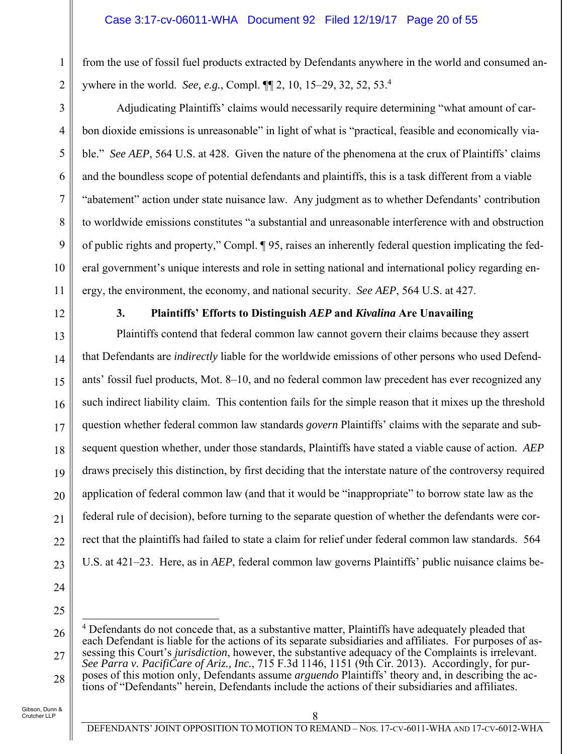from the use of fossil fuel products extracted by Defendants anywhere in the world and consumed anywhere in the world. *See, e.g.*, Compl. ¶¶ 2, 10, 15–29, 32, 52, 53.[4]

Adjudicating Plaintiffs' claims would necessarily require determining "what amount of carbon dioxide emissions is unreasonable" in light of what is "practical, feasible and economically viable." *See AEP*, 564 U.S. at 428. Given the nature of the phenomena at the crux of Plaintiffs' claims and the boundless scope of potential defendants and plaintiffs, this is a task different from a viable "abatement" action under state nuisance law. Any judgment as to whether Defendants' contribution to worldwide emissions constitutes "a substantial and unreasonable interference with and obstruction of public rights and property," Compl. ¶ 95, raises an inherently federal question implicating the federal government's unique interests and role in setting national and international policy regarding energy, the environment, the economy, and national security. *See AEP*, 564 U.S. at 427.

### 3. Plaintiffs' Efforts to Distinguish *AEP* and *Kivalina* Are Unavailing

Plaintiffs contend that federal common law cannot govern their claims because they assert that Defendants are *indirectly* liable for the worldwide emissions of other persons who used Defendants' fossil fuel products, Mot. 8–10, and no federal common law precedent has ever recognized any such indirect liability claim. This contention fails for the simple reason that it mixes up the threshold question whether federal common law standards *govern* Plaintiffs' claims with the separate and subsequent question whether, under those standards, Plaintiffs have stated a viable cause of action. *AEP* draws precisely this distinction, by first deciding that the interstate nature of the controversy required application of federal common law (and that it would be "inappropriate" to borrow state law as the federal rule of decision), before turning to the separate question of whether the defendants were correct that the plaintiffs had failed to state a claim for relief under federal common law standards. 564 U.S. at 421–23. Here, as in *AEP*, federal common law governs Plaintiffs' public nuisance claims be-

---

[4] Defendants do not concede that, as a substantive matter, Plaintiffs have adequately pleaded that each Defendant is liable for the actions of its separate subsidiaries and affiliates. For purposes of assessing this Court's *jurisdiction*, however, the substantive adequacy of the Complaints is irrelevant. *See Parra v. PacifiCare of Ariz., Inc.*, 715 F.3d 1146, 1151 (9th Cir. 2013). Accordingly, for purposes of this motion only, Defendants assume *arguendo* Plaintiffs' theory and, in describing the actions of "Defendants" herein, Defendants include the actions of their subsidiaries and affiliates.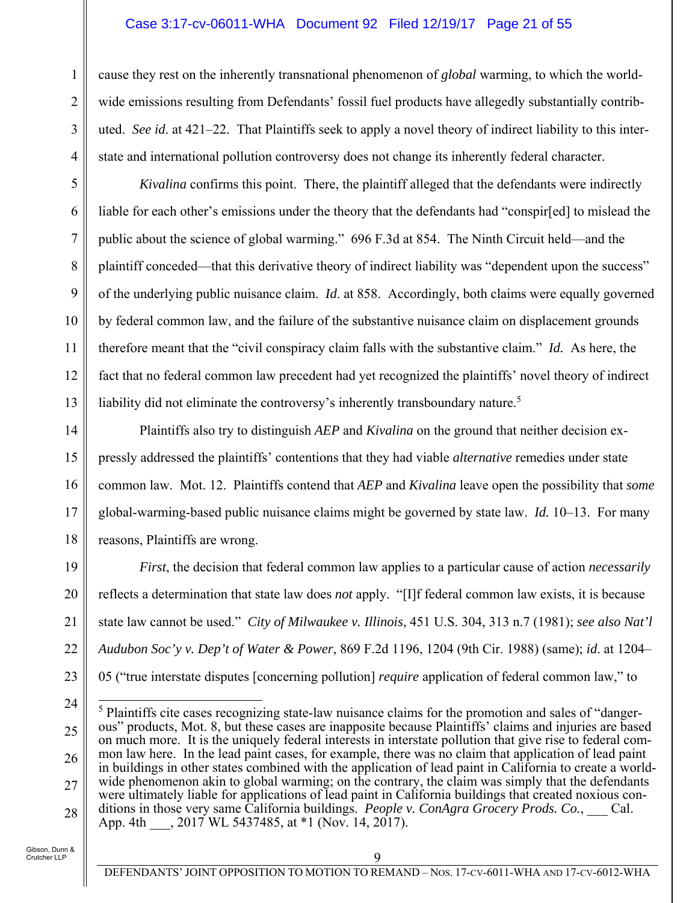cause they rest on the inherently transnational phenomenon of *global* warming, to which the worldwide emissions resulting from Defendants' fossil fuel products have allegedly substantially contributed. *See id.* at 421–22. That Plaintiffs seek to apply a novel theory of indirect liability to this interstate and international pollution controversy does not change its inherently federal character.

*Kivalina* confirms this point. There, the plaintiff alleged that the defendants were indirectly liable for each other's emissions under the theory that the defendants had "conspir[ed] to mislead the public about the science of global warming." 696 F.3d at 854. The Ninth Circuit held—and the plaintiff conceded—that this derivative theory of indirect liability was "dependent upon the success" of the underlying public nuisance claim. *Id.* at 858. Accordingly, both claims were equally governed by federal common law, and the failure of the substantive nuisance claim on displacement grounds therefore meant that the "civil conspiracy claim falls with the substantive claim." *Id.* As here, the fact that no federal common law precedent had yet recognized the plaintiffs' novel theory of indirect liability did not eliminate the controversy's inherently transboundary nature.[5]

Plaintiffs also try to distinguish *AEP* and *Kivalina* on the ground that neither decision expressly addressed the plaintiffs' contentions that they had viable *alternative* remedies under state common law. Mot. 12. Plaintiffs contend that *AEP* and *Kivalina* leave open the possibility that *some* global-warming-based public nuisance claims might be governed by state law. *Id.* 10–13. For many reasons, Plaintiffs are wrong.

*First*, the decision that federal common law applies to a particular cause of action *necessarily* reflects a determination that state law does *not* apply. "[I]f federal common law exists, it is because state law cannot be used." *City of Milwaukee v. Illinois*, 451 U.S. 304, 313 n.7 (1981); *see also Nat'l Audubon Soc'y v. Dep't of Water & Power*, 869 F.2d 1196, 1204 (9th Cir. 1988) (same); *id.* at 1204–05 ("true interstate disputes [concerning pollution] *require* application of federal common law," to

---

[5] Plaintiffs cite cases recognizing state-law nuisance claims for the promotion and sales of "dangerous" products, Mot. 8, but these cases are inapposite because Plaintiffs' claims and injuries are based on much more. It is the uniquely federal interests in interstate pollution that give rise to federal common law here. In the lead paint cases, for example, there was no claim that application of lead paint in buildings in other states combined with the application of lead paint in California to create a worldwide phenomenon akin to global warming; on the contrary, the claim was simply that the defendants were ultimately liable for applications of lead paint in California buildings that created noxious conditions in those very same California buildings. *People v. ConAgra Grocery Prods. Co.*, ___ Cal. App. 4th ___, 2017 WL 5437485, at *1 (Nov. 14, 2017).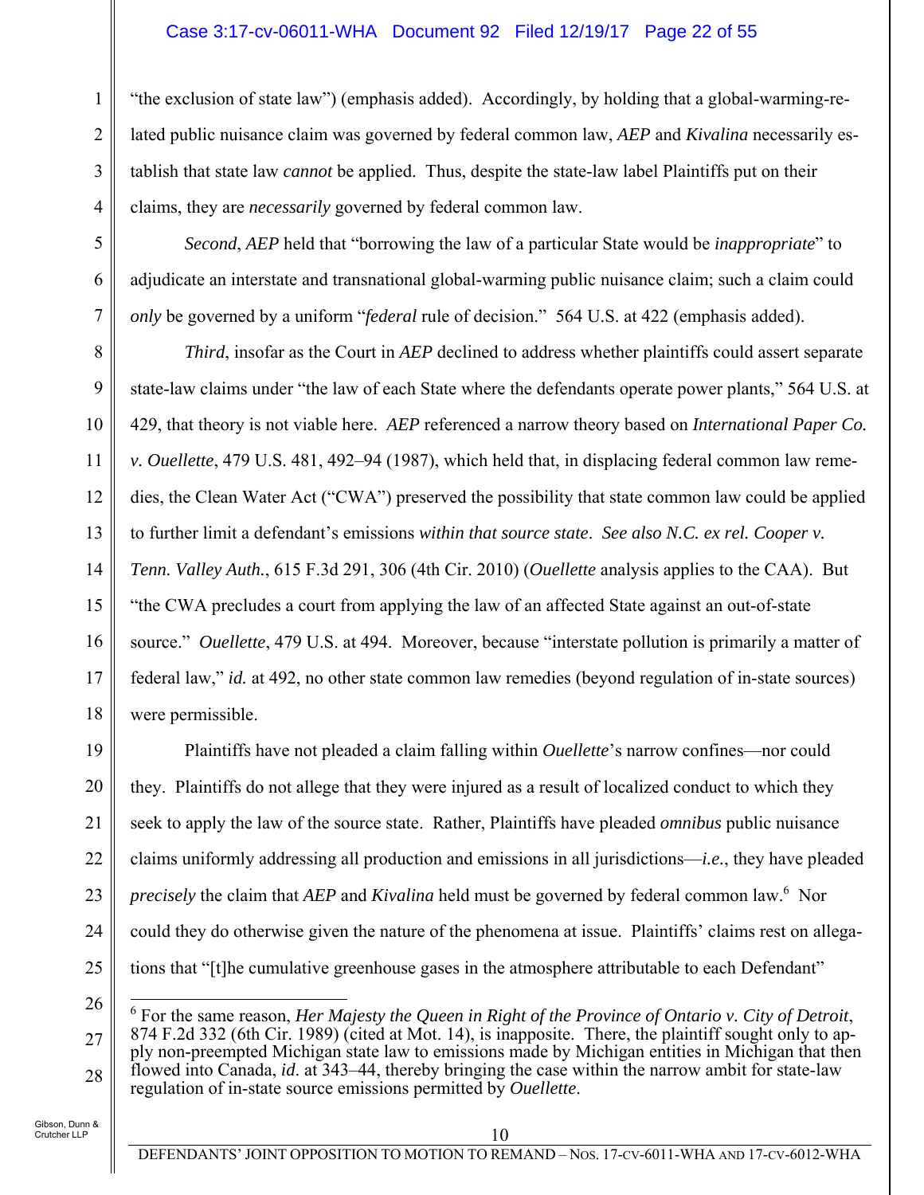"the exclusion of state law") (emphasis added). Accordingly, by holding that a global-warming-related public nuisance claim was governed by federal common law, *AEP* and *Kivalina* necessarily establish that state law *cannot* be applied. Thus, despite the state-law label Plaintiffs put on their claims, they are *necessarily* governed by federal common law.

*Second*, *AEP* held that "borrowing the law of a particular State would be *inappropriate*" to adjudicate an interstate and transnational global-warming public nuisance claim; such a claim could *only* be governed by a uniform "*federal* rule of decision." 564 U.S. at 422 (emphasis added).

*Third*, insofar as the Court in *AEP* declined to address whether plaintiffs could assert separate state-law claims under "the law of each State where the defendants operate power plants," 564 U.S. at 429, that theory is not viable here. *AEP* referenced a narrow theory based on *International Paper Co. v. Ouellette*, 479 U.S. 481, 492–94 (1987), which held that, in displacing federal common law remedies, the Clean Water Act ("CWA") preserved the possibility that state common law could be applied to further limit a defendant's emissions *within that source state*. *See also N.C. ex rel. Cooper v. Tenn. Valley Auth.*, 615 F.3d 291, 306 (4th Cir. 2010) (*Ouellette* analysis applies to the CAA). But "the CWA precludes a court from applying the law of an affected State against an out-of-state source." *Ouellette*, 479 U.S. at 494. Moreover, because "interstate pollution is primarily a matter of federal law," *id.* at 492, no other state common law remedies (beyond regulation of in-state sources) were permissible.

Plaintiffs have not pleaded a claim falling within *Ouellette*'s narrow confines—nor could they. Plaintiffs do not allege that they were injured as a result of localized conduct to which they seek to apply the law of the source state. Rather, Plaintiffs have pleaded *omnibus* public nuisance claims uniformly addressing all production and emissions in all jurisdictions—*i.e.*, they have pleaded *precisely* the claim that *AEP* and *Kivalina* held must be governed by federal common law.[6] Nor could they do otherwise given the nature of the phenomena at issue. Plaintiffs' claims rest on allegations that "[t]he cumulative greenhouse gases in the atmosphere attributable to each Defendant"

---

[6] For the same reason, *Her Majesty the Queen in Right of the Province of Ontario v. City of Detroit*, 874 F.2d 332 (6th Cir. 1989) (cited at Mot. 14), is inapposite. There, the plaintiff sought only to apply non-preempted Michigan state law to emissions made by Michigan entities in Michigan that then flowed into Canada, *id*. at 343–44, thereby bringing the case within the narrow ambit for state-law regulation of in-state source emissions permitted by *Ouellette*.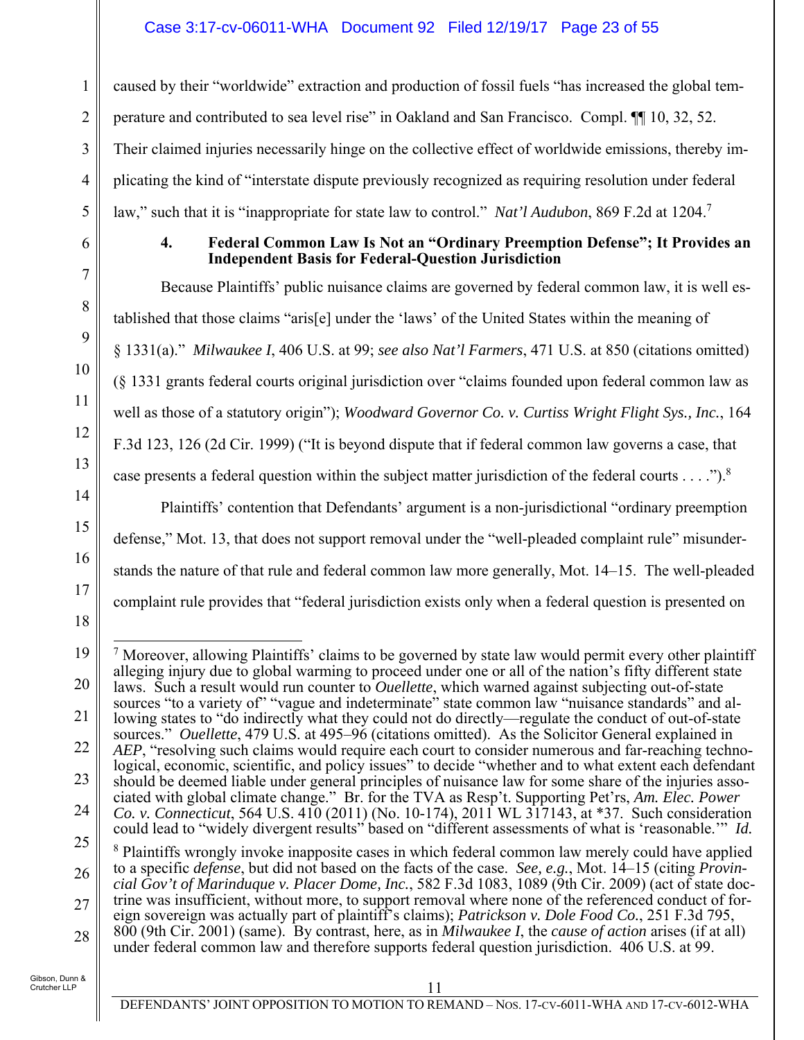caused by their "worldwide" extraction and production of fossil fuels "has increased the global temperature and contributed to sea level rise" in Oakland and San Francisco. Compl. ¶¶ 10, 32, 52. Their claimed injuries necessarily hinge on the collective effect of worldwide emissions, thereby implicating the kind of "interstate dispute previously recognized as requiring resolution under federal law," such that it is "inappropriate for state law to control." *Nat'l Audubon*, 869 F.2d at 1204.[7]

#### 4. Federal Common Law Is Not an "Ordinary Preemption Defense"; It Provides an Independent Basis for Federal-Question Jurisdiction

Because Plaintiffs' public nuisance claims are governed by federal common law, it is well established that those claims "aris[e] under the 'laws' of the United States within the meaning of § 1331(a)." *Milwaukee I*, 406 U.S. at 99; *see also Nat'l Farmers*, 471 U.S. at 850 (citations omitted) (§ 1331 grants federal courts original jurisdiction over "claims founded upon federal common law as well as those of a statutory origin"); *Woodward Governor Co. v. Curtiss Wright Flight Sys., Inc.*, 164 F.3d 123, 126 (2d Cir. 1999) ("It is beyond dispute that if federal common law governs a case, that case presents a federal question within the subject matter jurisdiction of the federal courts . . . .").[8]

Plaintiffs' contention that Defendants' argument is a non-jurisdictional "ordinary preemption defense," Mot. 13, that does not support removal under the "well-pleaded complaint rule" misunderstands the nature of that rule and federal common law more generally, Mot. 14–15. The well-pleaded complaint rule provides that "federal jurisdiction exists only when a federal question is presented on

---

[7] Moreover, allowing Plaintiffs' claims to be governed by state law would permit every other plaintiff alleging injury due to global warming to proceed under one or all of the nation's fifty different state laws. Such a result would run counter to *Ouellette*, which warned against subjecting out-of-state sources "to a variety of" "vague and indeterminate" state common law "nuisance standards" and allowing states to "do indirectly what they could not do directly—regulate the conduct of out-of-state sources." *Ouellette*, 479 U.S. at 495–96 (citations omitted). As the Solicitor General explained in *AEP*, "resolving such claims would require each court to consider numerous and far-reaching technological, economic, scientific, and policy issues" to decide "whether and to what extent each defendant should be deemed liable under general principles of nuisance law for some share of the injuries associated with global climate change." Br. for the TVA as Resp't. Supporting Pet'rs, *Am. Elec. Power Co. v. Connecticut*, 564 U.S. 410 (2011) (No. 10-174), 2011 WL 317143, at *37. Such consideration could lead to "widely divergent results" based on "different assessments of what is 'reasonable.'" *Id.*

[8] Plaintiffs wrongly invoke inapposite cases in which federal common law merely could have applied to a specific *defense*, but did not based on the facts of the case. *See, e.g.*, Mot. 14–15 (citing *Provincial Gov't of Marinduque v. Placer Dome, Inc.*, 582 F.3d 1083, 1089 (9th Cir. 2009) (act of state doctrine was insufficient, without more, to support removal where none of the referenced conduct of foreign sovereign was actually part of plaintiff's claims); *Patrickson v. Dole Food Co.*, 251 F.3d 795, 800 (9th Cir. 2001) (same). By contrast, here, as in *Milwaukee I*, the *cause of action* arises (if at all) under federal common law and therefore supports federal question jurisdiction. 406 U.S. at 99.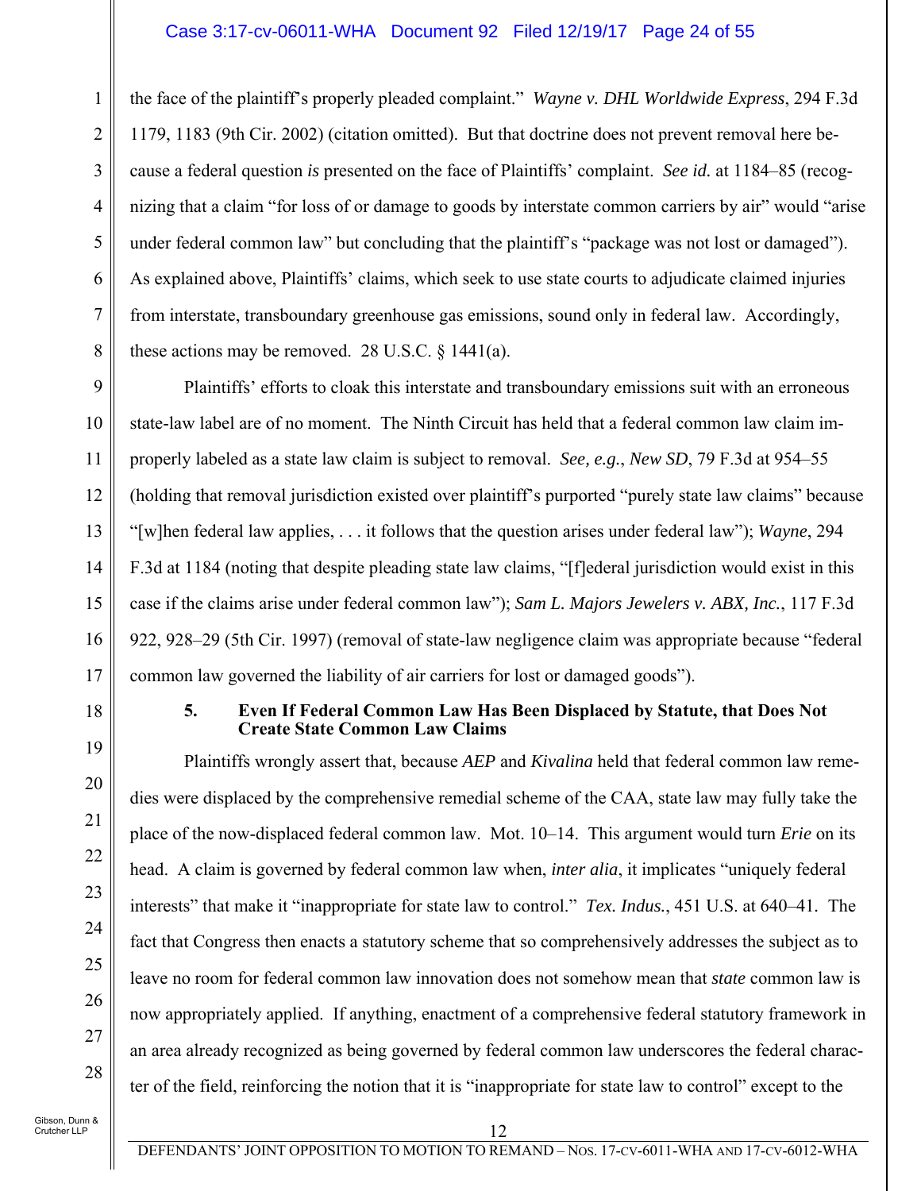the face of the plaintiff's properly pleaded complaint." *Wayne v. DHL Worldwide Express*, 294 F.3d 1179, 1183 (9th Cir. 2002) (citation omitted). But that doctrine does not prevent removal here because a federal question *is* presented on the face of Plaintiffs' complaint. *See id.* at 1184–85 (recognizing that a claim "for loss of or damage to goods by interstate common carriers by air" would "arise under federal common law" but concluding that the plaintiff's "package was not lost or damaged"). As explained above, Plaintiffs' claims, which seek to use state courts to adjudicate claimed injuries from interstate, transboundary greenhouse gas emissions, sound only in federal law. Accordingly, these actions may be removed. 28 U.S.C. § 1441(a).

Plaintiffs' efforts to cloak this interstate and transboundary emissions suit with an erroneous state-law label are of no moment. The Ninth Circuit has held that a federal common law claim improperly labeled as a state law claim is subject to removal. *See, e.g.*, *New SD*, 79 F.3d at 954–55 (holding that removal jurisdiction existed over plaintiff's purported "purely state law claims" because "[w]hen federal law applies, . . . it follows that the question arises under federal law"); *Wayne*, 294 F.3d at 1184 (noting that despite pleading state law claims, "[f]ederal jurisdiction would exist in this case if the claims arise under federal common law"); *Sam L. Majors Jewelers v. ABX, Inc.*, 117 F.3d 922, 928–29 (5th Cir. 1997) (removal of state-law negligence claim was appropriate because "federal common law governed the liability of air carriers for lost or damaged goods").

### 5. Even If Federal Common Law Has Been Displaced by Statute, that Does Not Create State Common Law Claims

Plaintiffs wrongly assert that, because *AEP* and *Kivalina* held that federal common law remedies were displaced by the comprehensive remedial scheme of the CAA, state law may fully take the place of the now-displaced federal common law. Mot. 10–14. This argument would turn *Erie* on its head. A claim is governed by federal common law when, *inter alia*, it implicates "uniquely federal interests" that make it "inappropriate for state law to control." *Tex. Indus.*, 451 U.S. at 640–41. The fact that Congress then enacts a statutory scheme that so comprehensively addresses the subject as to leave no room for federal common law innovation does not somehow mean that *state* common law is now appropriately applied. If anything, enactment of a comprehensive federal statutory framework in an area already recognized as being governed by federal common law underscores the federal character of the field, reinforcing the notion that it is "inappropriate for state law to control" except to the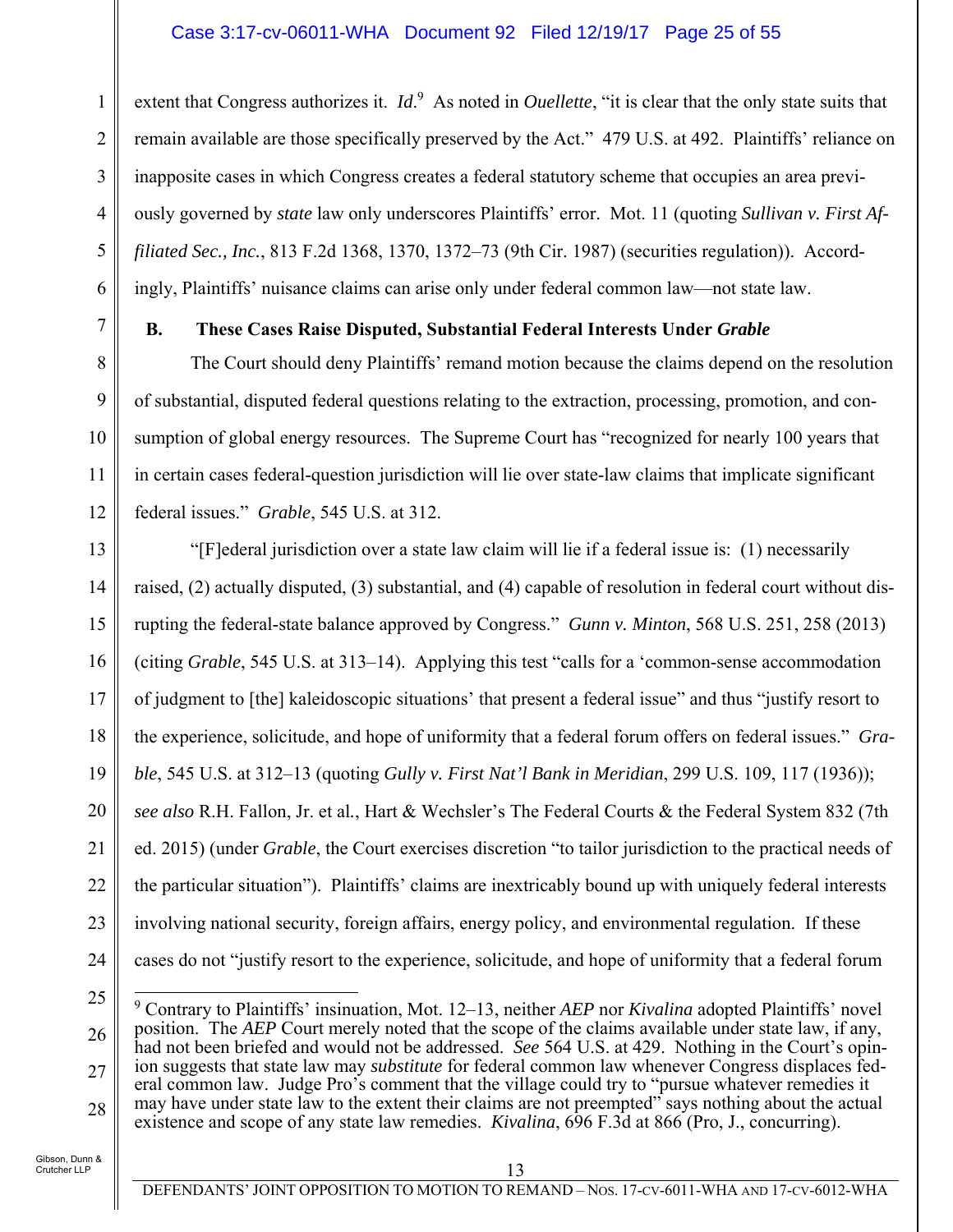extent that Congress authorizes it. *Id*.[9] As noted in *Ouellette*, "it is clear that the only state suits that remain available are those specifically preserved by the Act." 479 U.S. at 492. Plaintiffs' reliance on inapposite cases in which Congress creates a federal statutory scheme that occupies an area previously governed by *state* law only underscores Plaintiffs' error. Mot. 11 (quoting *Sullivan v. First Affiliated Sec., Inc.*, 813 F.2d 1368, 1370, 1372–73 (9th Cir. 1987) (securities regulation)). Accordingly, Plaintiffs' nuisance claims can arise only under federal common law—not state law.

### B. These Cases Raise Disputed, Substantial Federal Interests Under *Grable*

The Court should deny Plaintiffs' remand motion because the claims depend on the resolution of substantial, disputed federal questions relating to the extraction, processing, promotion, and consumption of global energy resources. The Supreme Court has "recognized for nearly 100 years that in certain cases federal-question jurisdiction will lie over state-law claims that implicate significant federal issues." *Grable*, 545 U.S. at 312.

"[F]ederal jurisdiction over a state law claim will lie if a federal issue is: (1) necessarily raised, (2) actually disputed, (3) substantial, and (4) capable of resolution in federal court without disrupting the federal-state balance approved by Congress." *Gunn v. Minton*, 568 U.S. 251, 258 (2013) (citing *Grable*, 545 U.S. at 313–14). Applying this test "calls for a 'common-sense accommodation of judgment to [the] kaleidoscopic situations' that present a federal issue" and thus "justify resort to the experience, solicitude, and hope of uniformity that a federal forum offers on federal issues." *Grable*, 545 U.S. at 312–13 (quoting *Gully v. First Nat'l Bank in Meridian*, 299 U.S. 109, 117 (1936)); *see also* R.H. Fallon, Jr. et al., Hart & Wechsler's The Federal Courts & the Federal System 832 (7th ed. 2015) (under *Grable*, the Court exercises discretion "to tailor jurisdiction to the practical needs of the particular situation"). Plaintiffs' claims are inextricably bound up with uniquely federal interests involving national security, foreign affairs, energy policy, and environmental regulation. If these cases do not "justify resort to the experience, solicitude, and hope of uniformity that a federal forum

---

[9] Contrary to Plaintiffs' insinuation, Mot. 12–13, neither *AEP* nor *Kivalina* adopted Plaintiffs' novel position. The *AEP* Court merely noted that the scope of the claims available under state law, if any, had not been briefed and would not be addressed. *See* 564 U.S. at 429. Nothing in the Court's opinion suggests that state law may *substitute* for federal common law whenever Congress displaces federal common law. Judge Pro's comment that the village could try to "pursue whatever remedies it may have under state law to the extent their claims are not preempted" says nothing about the actual existence and scope of any state law remedies. *Kivalina*, 696 F.3d at 866 (Pro, J., concurring).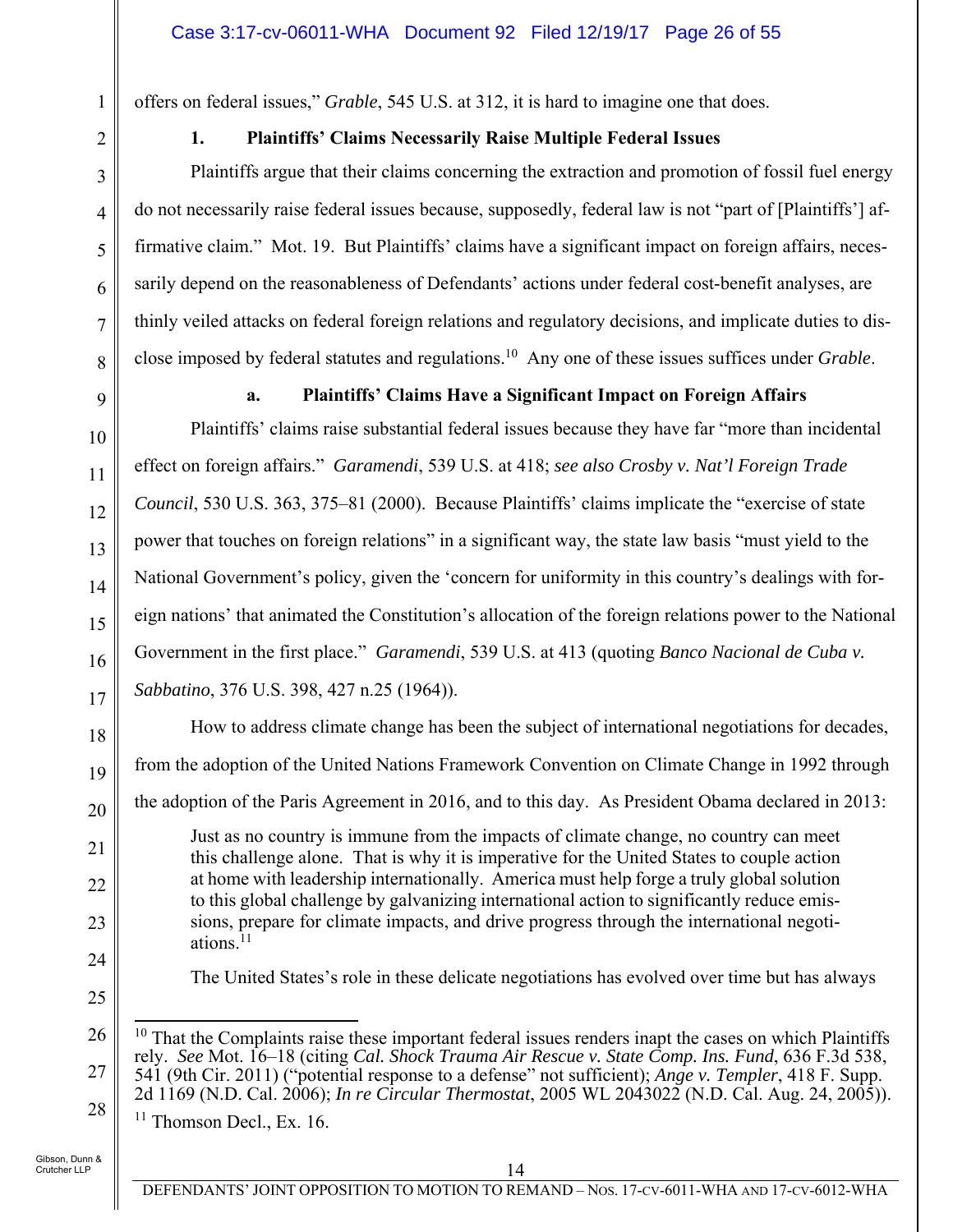offers on federal issues," *Grable*, 545 U.S. at 312, it is hard to imagine one that does.

### 1. Plaintiffs' Claims Necessarily Raise Multiple Federal Issues

Plaintiffs argue that their claims concerning the extraction and promotion of fossil fuel energy do not necessarily raise federal issues because, supposedly, federal law is not "part of [Plaintiffs'] affirmative claim." Mot. 19. But Plaintiffs' claims have a significant impact on foreign affairs, necessarily depend on the reasonableness of Defendants' actions under federal cost-benefit analyses, are thinly veiled attacks on federal foreign relations and regulatory decisions, and implicate duties to disclose imposed by federal statutes and regulations.[10] Any one of these issues suffices under *Grable*.

#### a. Plaintiffs' Claims Have a Significant Impact on Foreign Affairs

Plaintiffs' claims raise substantial federal issues because they have far "more than incidental effect on foreign affairs." *Garamendi*, 539 U.S. at 418; *see also Crosby v. Nat'l Foreign Trade Council*, 530 U.S. 363, 375–81 (2000). Because Plaintiffs' claims implicate the "exercise of state power that touches on foreign relations" in a significant way, the state law basis "must yield to the National Government's policy, given the 'concern for uniformity in this country's dealings with foreign nations' that animated the Constitution's allocation of the foreign relations power to the National Government in the first place." *Garamendi*, 539 U.S. at 413 (quoting *Banco Nacional de Cuba v. Sabbatino*, 376 U.S. 398, 427 n.25 (1964)).

How to address climate change has been the subject of international negotiations for decades, from the adoption of the United Nations Framework Convention on Climate Change in 1992 through the adoption of the Paris Agreement in 2016, and to this day. As President Obama declared in 2013:

> Just as no country is immune from the impacts of climate change, no country can meet this challenge alone. That is why it is imperative for the United States to couple action at home with leadership internationally. America must help forge a truly global solution to this global challenge by galvanizing international action to significantly reduce emissions, prepare for climate impacts, and drive progress through the international negotiations.[11]

The United States's role in these delicate negotiations has evolved over time but has always

---

[10] That the Complaints raise these important federal issues renders inapt the cases on which Plaintiffs rely. *See* Mot. 16–18 (citing *Cal. Shock Trauma Air Rescue v. State Comp. Ins. Fund*, 636 F.3d 538, 541 (9th Cir. 2011) ("potential response to a defense" not sufficient); *Ange v. Templer*, 418 F. Supp. 2d 1169 (N.D. Cal. 2006); *In re Circular Thermostat*, 2005 WL 2043022 (N.D. Cal. Aug. 24, 2005)).

[11] Thomson Decl., Ex. 16.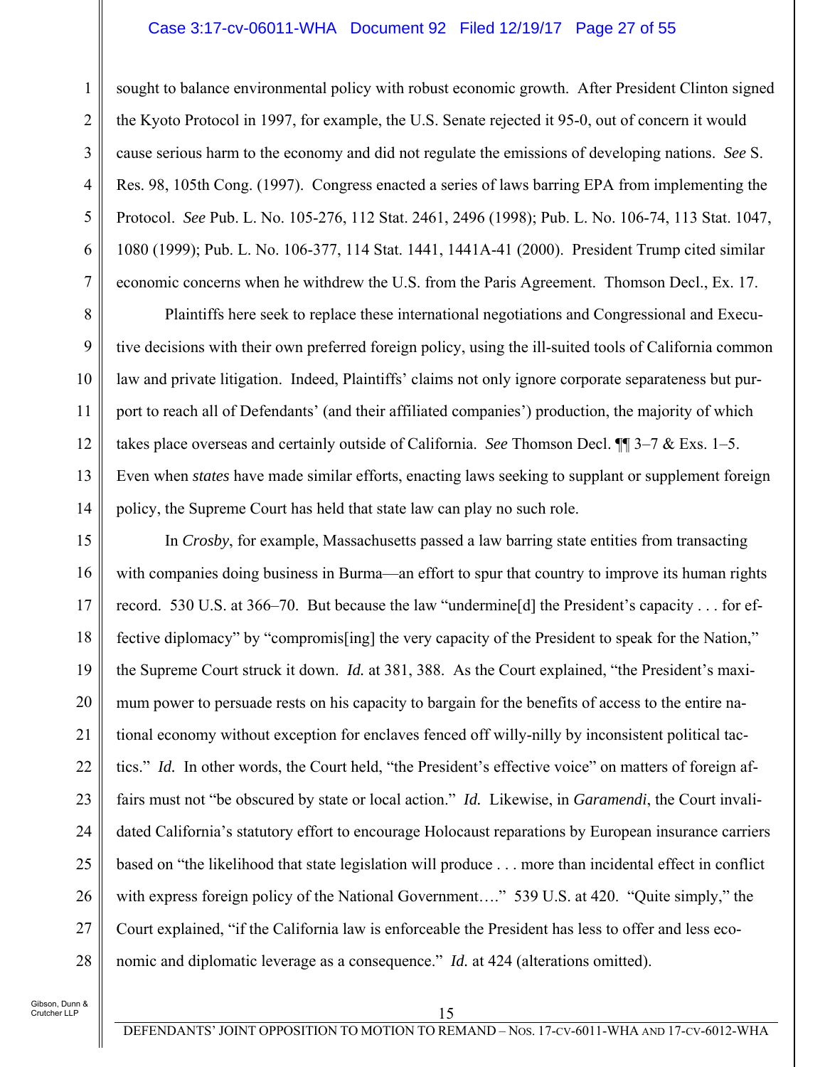sought to balance environmental policy with robust economic growth. After President Clinton signed the Kyoto Protocol in 1997, for example, the U.S. Senate rejected it 95-0, out of concern it would cause serious harm to the economy and did not regulate the emissions of developing nations. *See* S. Res. 98, 105th Cong. (1997). Congress enacted a series of laws barring EPA from implementing the Protocol. *See* Pub. L. No. 105-276, 112 Stat. 2461, 2496 (1998); Pub. L. No. 106-74, 113 Stat. 1047, 1080 (1999); Pub. L. No. 106-377, 114 Stat. 1441, 1441A-41 (2000). President Trump cited similar economic concerns when he withdrew the U.S. from the Paris Agreement. Thomson Decl., Ex. 17.

Plaintiffs here seek to replace these international negotiations and Congressional and Executive decisions with their own preferred foreign policy, using the ill-suited tools of California common law and private litigation. Indeed, Plaintiffs' claims not only ignore corporate separateness but purport to reach all of Defendants' (and their affiliated companies') production, the majority of which takes place overseas and certainly outside of California. *See* Thomson Decl. ¶¶ 3–7 & Exs. 1–5. Even when *states* have made similar efforts, enacting laws seeking to supplant or supplement foreign policy, the Supreme Court has held that state law can play no such role.

In *Crosby*, for example, Massachusetts passed a law barring state entities from transacting with companies doing business in Burma—an effort to spur that country to improve its human rights record. 530 U.S. at 366–70. But because the law "undermine[d] the President's capacity . . . for effective diplomacy" by "compromis[ing] the very capacity of the President to speak for the Nation," the Supreme Court struck it down. *Id.* at 381, 388. As the Court explained, "the President's maximum power to persuade rests on his capacity to bargain for the benefits of access to the entire national economy without exception for enclaves fenced off willy-nilly by inconsistent political tactics." *Id.* In other words, the Court held, "the President's effective voice" on matters of foreign affairs must not "be obscured by state or local action." *Id.* Likewise, in *Garamendi*, the Court invalidated California's statutory effort to encourage Holocaust reparations by European insurance carriers based on "the likelihood that state legislation will produce . . . more than incidental effect in conflict with express foreign policy of the National Government…." 539 U.S. at 420. "Quite simply," the Court explained, "if the California law is enforceable the President has less to offer and less economic and diplomatic leverage as a consequence." *Id.* at 424 (alterations omitted).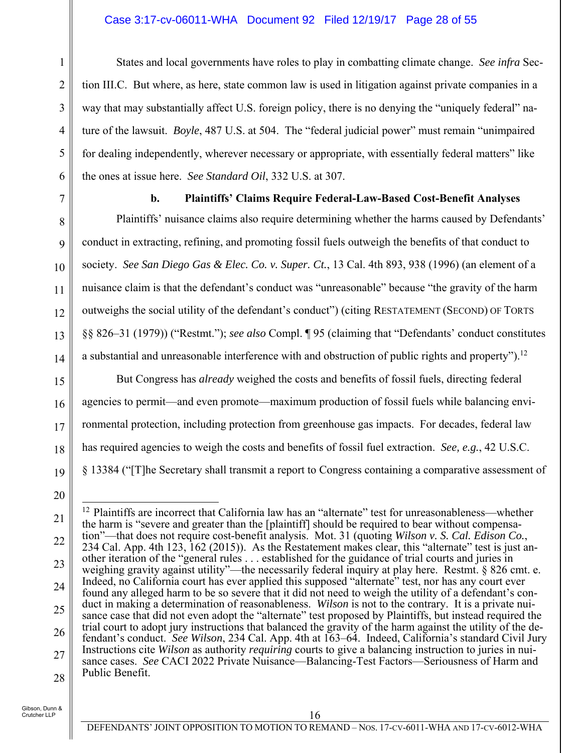States and local governments have roles to play in combatting climate change. *See infra* Section III.C. But where, as here, state common law is used in litigation against private companies in a way that may substantially affect U.S. foreign policy, there is no denying the "uniquely federal" nature of the lawsuit. *Boyle*, 487 U.S. at 504. The "federal judicial power" must remain "unimpaired for dealing independently, wherever necessary or appropriate, with essentially federal matters" like the ones at issue here. *See Standard Oil*, 332 U.S. at 307.

**b. Plaintiffs' Claims Require Federal-Law-Based Cost-Benefit Analyses**

Plaintiffs' nuisance claims also require determining whether the harms caused by Defendants' conduct in extracting, refining, and promoting fossil fuels outweigh the benefits of that conduct to society. *See San Diego Gas & Elec. Co. v. Super. Ct.*, 13 Cal. 4th 893, 938 (1996) (an element of a nuisance claim is that the defendant's conduct was "unreasonable" because "the gravity of the harm outweighs the social utility of the defendant's conduct") (citing RESTATEMENT (SECOND) OF TORTS §§ 826–31 (1979)) ("Restmt."); *see also* Compl. ¶ 95 (claiming that "Defendants' conduct constitutes a substantial and unreasonable interference with and obstruction of public rights and property").[12]

But Congress has *already* weighed the costs and benefits of fossil fuels, directing federal agencies to permit—and even promote—maximum production of fossil fuels while balancing environmental protection, including protection from greenhouse gas impacts. For decades, federal law has required agencies to weigh the costs and benefits of fossil fuel extraction. *See, e.g.*, 42 U.S.C. § 13384 ("[T]he Secretary shall transmit a report to Congress containing a comparative assessment of

---

[12] Plaintiffs are incorrect that California law has an "alternate" test for unreasonableness—whether the harm is "severe and greater than the [plaintiff] should be required to bear without compensation"—that does not require cost-benefit analysis. Mot. 31 (quoting *Wilson v. S. Cal. Edison Co.*, 234 Cal. App. 4th 123, 162 (2015)). As the Restatement makes clear, this "alternate" test is just another iteration of the "general rules . . . established for the guidance of trial courts and juries in weighing gravity against utility"—the necessarily federal inquiry at play here. Restmt. § 826 cmt. e. Indeed, no California court has ever applied this supposed "alternate" test, nor has any court ever found any alleged harm to be so severe that it did not need to weigh the utility of a defendant's conduct in making a determination of reasonableness. *Wilson* is not to the contrary. It is a private nuisance case that did not even adopt the "alternate" test proposed by Plaintiffs, but instead required the trial court to adopt jury instructions that balanced the gravity of the harm against the utility of the defendant's conduct. *See Wilson*, 234 Cal. App. 4th at 163–64. Indeed, California's standard Civil Jury Instructions cite *Wilson* as authority *requiring* courts to give a balancing instruction to juries in nuisance cases. *See* CACI 2022 Private Nuisance—Balancing-Test Factors—Seriousness of Harm and Public Benefit.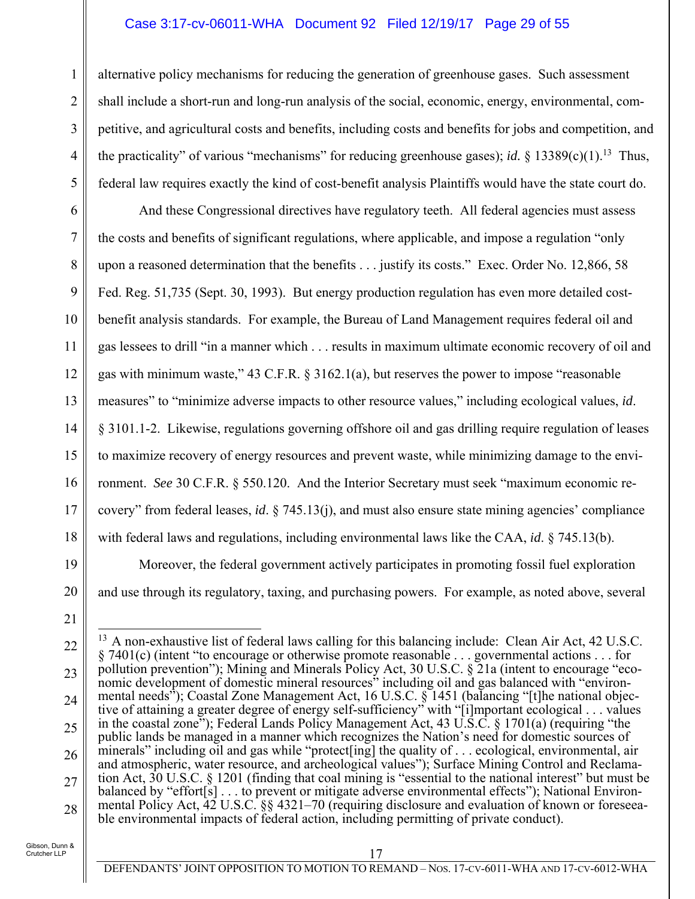alternative policy mechanisms for reducing the generation of greenhouse gases. Such assessment shall include a short-run and long-run analysis of the social, economic, energy, environmental, competitive, and agricultural costs and benefits, including costs and benefits for jobs and competition, and the practicality" of various "mechanisms" for reducing greenhouse gases); *id.* § 13389(c)(1).[13] Thus, federal law requires exactly the kind of cost-benefit analysis Plaintiffs would have the state court do.

And these Congressional directives have regulatory teeth. All federal agencies must assess the costs and benefits of significant regulations, where applicable, and impose a regulation "only upon a reasoned determination that the benefits . . . justify its costs." Exec. Order No. 12,866, 58 Fed. Reg. 51,735 (Sept. 30, 1993). But energy production regulation has even more detailed cost-benefit analysis standards. For example, the Bureau of Land Management requires federal oil and gas lessees to drill "in a manner which . . . results in maximum ultimate economic recovery of oil and gas with minimum waste," 43 C.F.R. § 3162.1(a), but reserves the power to impose "reasonable measures" to "minimize adverse impacts to other resource values," including ecological values, *id*. § 3101.1-2. Likewise, regulations governing offshore oil and gas drilling require regulation of leases to maximize recovery of energy resources and prevent waste, while minimizing damage to the environment. *See* 30 C.F.R. § 550.120. And the Interior Secretary must seek "maximum economic recovery" from federal leases, *id*. § 745.13(j), and must also ensure state mining agencies' compliance with federal laws and regulations, including environmental laws like the CAA, *id*. § 745.13(b).

Moreover, the federal government actively participates in promoting fossil fuel exploration and use through its regulatory, taxing, and purchasing powers. For example, as noted above, several

---

[13] A non-exhaustive list of federal laws calling for this balancing include: Clean Air Act, 42 U.S.C. § 7401(c) (intent "to encourage or otherwise promote reasonable . . . governmental actions . . . for pollution prevention"); Mining and Minerals Policy Act, 30 U.S.C. § 21a (intent to encourage "economic development of domestic mineral resources" including oil and gas balanced with "environmental needs"); Coastal Zone Management Act, 16 U.S.C. § 1451 (balancing "[t]he national objective of attaining a greater degree of energy self-sufficiency" with "[i]mportant ecological . . . values in the coastal zone"); Federal Lands Policy Management Act, 43 U.S.C. § 1701(a) (requiring "the public lands be managed in a manner which recognizes the Nation's need for domestic sources of minerals" including oil and gas while "protect[ing] the quality of . . . ecological, environmental, air and atmospheric, water resource, and archeological values"); Surface Mining Control and Reclamation Act, 30 U.S.C. § 1201 (finding that coal mining is "essential to the national interest" but must be balanced by "effort[s] . . . to prevent or mitigate adverse environmental effects"); National Environmental Policy Act, 42 U.S.C. §§ 4321–70 (requiring disclosure and evaluation of known or foreseeable environmental impacts of federal action, including permitting of private conduct).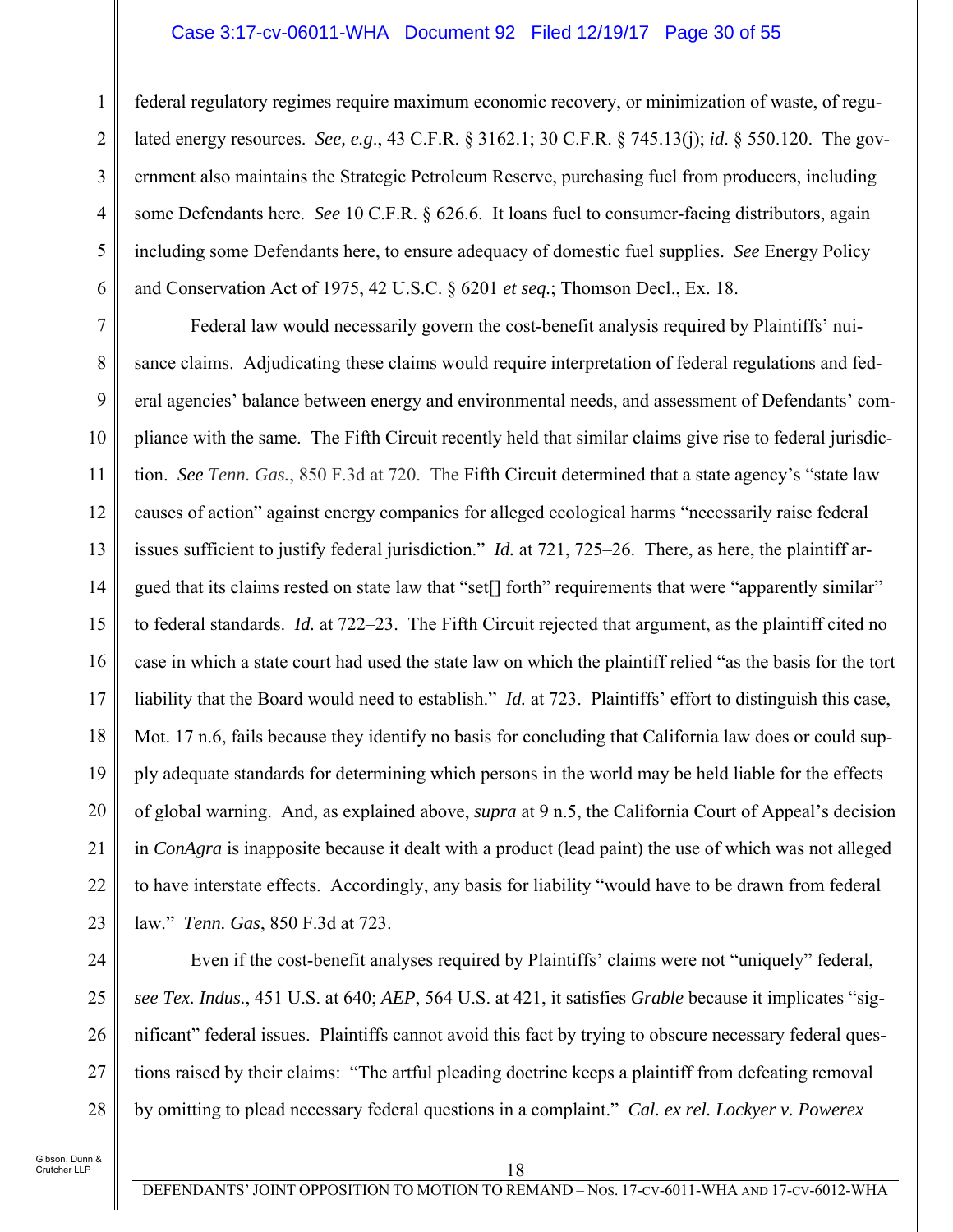federal regulatory regimes require maximum economic recovery, or minimization of waste, of regulated energy resources. *See, e.g.*, 43 C.F.R. § 3162.1; 30 C.F.R. § 745.13(j); *id*. § 550.120. The government also maintains the Strategic Petroleum Reserve, purchasing fuel from producers, including some Defendants here. *See* 10 C.F.R. § 626.6. It loans fuel to consumer-facing distributors, again including some Defendants here, to ensure adequacy of domestic fuel supplies. *See* Energy Policy and Conservation Act of 1975, 42 U.S.C. § 6201 *et seq.*; Thomson Decl., Ex. 18.

Federal law would necessarily govern the cost-benefit analysis required by Plaintiffs' nuisance claims. Adjudicating these claims would require interpretation of federal regulations and federal agencies' balance between energy and environmental needs, and assessment of Defendants' compliance with the same. The Fifth Circuit recently held that similar claims give rise to federal jurisdiction. *See Tenn. Gas.*, 850 F.3d at 720. The Fifth Circuit determined that a state agency's "state law causes of action" against energy companies for alleged ecological harms "necessarily raise federal issues sufficient to justify federal jurisdiction." *Id.* at 721, 725–26. There, as here, the plaintiff argued that its claims rested on state law that "set[] forth" requirements that were "apparently similar" to federal standards. *Id.* at 722–23. The Fifth Circuit rejected that argument, as the plaintiff cited no case in which a state court had used the state law on which the plaintiff relied "as the basis for the tort liability that the Board would need to establish." *Id.* at 723. Plaintiffs' effort to distinguish this case, Mot. 17 n.6, fails because they identify no basis for concluding that California law does or could supply adequate standards for determining which persons in the world may be held liable for the effects of global warning. And, as explained above, *supra* at 9 n.5, the California Court of Appeal's decision in *ConAgra* is inapposite because it dealt with a product (lead paint) the use of which was not alleged to have interstate effects. Accordingly, any basis for liability "would have to be drawn from federal law." *Tenn. Gas*, 850 F.3d at 723.

Even if the cost-benefit analyses required by Plaintiffs' claims were not "uniquely" federal, *see Tex. Indus.*, 451 U.S. at 640; *AEP*, 564 U.S. at 421, it satisfies *Grable* because it implicates "significant" federal issues. Plaintiffs cannot avoid this fact by trying to obscure necessary federal questions raised by their claims: "The artful pleading doctrine keeps a plaintiff from defeating removal by omitting to plead necessary federal questions in a complaint." *Cal. ex rel. Lockyer v. Powerex*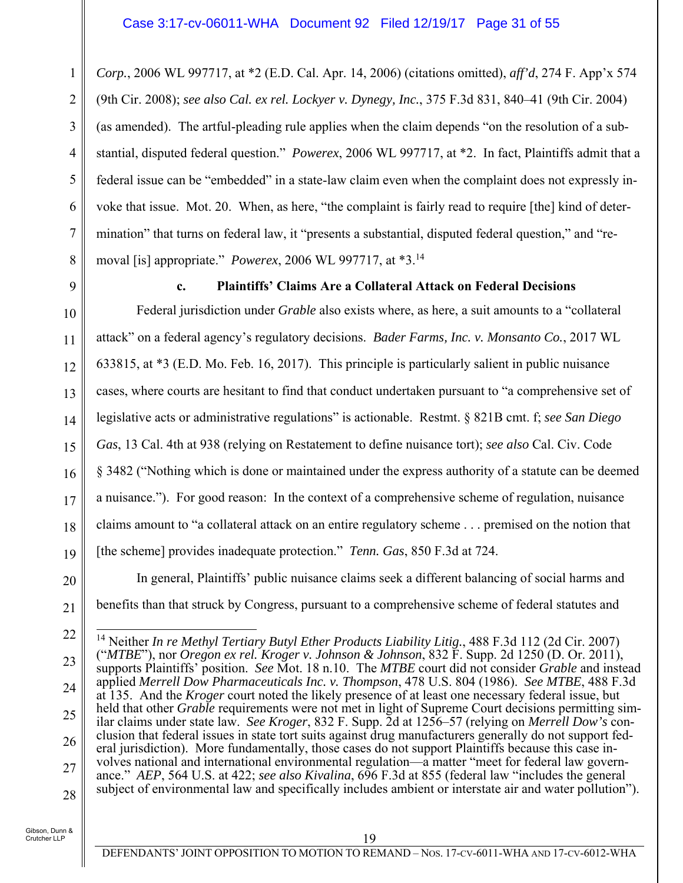*Corp.*, 2006 WL 997717, at *2 (E.D. Cal. Apr. 14, 2006) (citations omitted), *aff'd*, 274 F. App'x 574 (9th Cir. 2008); *see also Cal. ex rel. Lockyer v. Dynegy, Inc.*, 375 F.3d 831, 840–41 (9th Cir. 2004) (as amended). The artful-pleading rule applies when the claim depends "on the resolution of a substantial, disputed federal question." *Powerex*, 2006 WL 997717, at *2. In fact, Plaintiffs admit that a federal issue can be "embedded" in a state-law claim even when the complaint does not expressly invoke that issue. Mot. 20. When, as here, "the complaint is fairly read to require [the] kind of determination" that turns on federal law, it "presents a substantial, disputed federal question," and "removal [is] appropriate." *Powerex*, 2006 WL 997717, at *3.[14]

**c. Plaintiffs' Claims Are a Collateral Attack on Federal Decisions**

Federal jurisdiction under *Grable* also exists where, as here, a suit amounts to a "collateral attack" on a federal agency's regulatory decisions. *Bader Farms, Inc. v. Monsanto Co.*, 2017 WL 633815, at *3 (E.D. Mo. Feb. 16, 2017). This principle is particularly salient in public nuisance cases, where courts are hesitant to find that conduct undertaken pursuant to "a comprehensive set of legislative acts or administrative regulations" is actionable. Restmt. § 821B cmt. f; *see San Diego Gas*, 13 Cal. 4th at 938 (relying on Restatement to define nuisance tort); *see also* Cal. Civ. Code § 3482 ("Nothing which is done or maintained under the express authority of a statute can be deemed a nuisance."). For good reason: In the context of a comprehensive scheme of regulation, nuisance claims amount to "a collateral attack on an entire regulatory scheme . . . premised on the notion that [the scheme] provides inadequate protection." *Tenn. Gas*, 850 F.3d at 724.

In general, Plaintiffs' public nuisance claims seek a different balancing of social harms and benefits than that struck by Congress, pursuant to a comprehensive scheme of federal statutes and

---

[14] Neither *In re Methyl Tertiary Butyl Ether Products Liability Litig.*, 488 F.3d 112 (2d Cir. 2007) ("*MTBE*"), nor *Oregon ex rel. Kroger v. Johnson & Johnson*, 832 F. Supp. 2d 1250 (D. Or. 2011), supports Plaintiffs' position. *See* Mot. 18 n.10. The *MTBE* court did not consider *Grable* and instead applied *Merrell Dow Pharmaceuticals Inc. v. Thompson*, 478 U.S. 804 (1986). *See MTBE*, 488 F.3d at 135. And the *Kroger* court noted the likely presence of at least one necessary federal issue, but held that other *Grable* requirements were not met in light of Supreme Court decisions permitting similar claims under state law. *See Kroger*, 832 F. Supp. 2d at 1256–57 (relying on *Merrell Dow's* conclusion that federal issues in state tort suits against drug manufacturers generally do not support federal jurisdiction). More fundamentally, those cases do not support Plaintiffs because this case involves national and international environmental regulation—a matter "meet for federal law governance." *AEP*, 564 U.S. at 422; *see also Kivalina*, 696 F.3d at 855 (federal law "includes the general subject of environmental law and specifically includes ambient or interstate air and water pollution").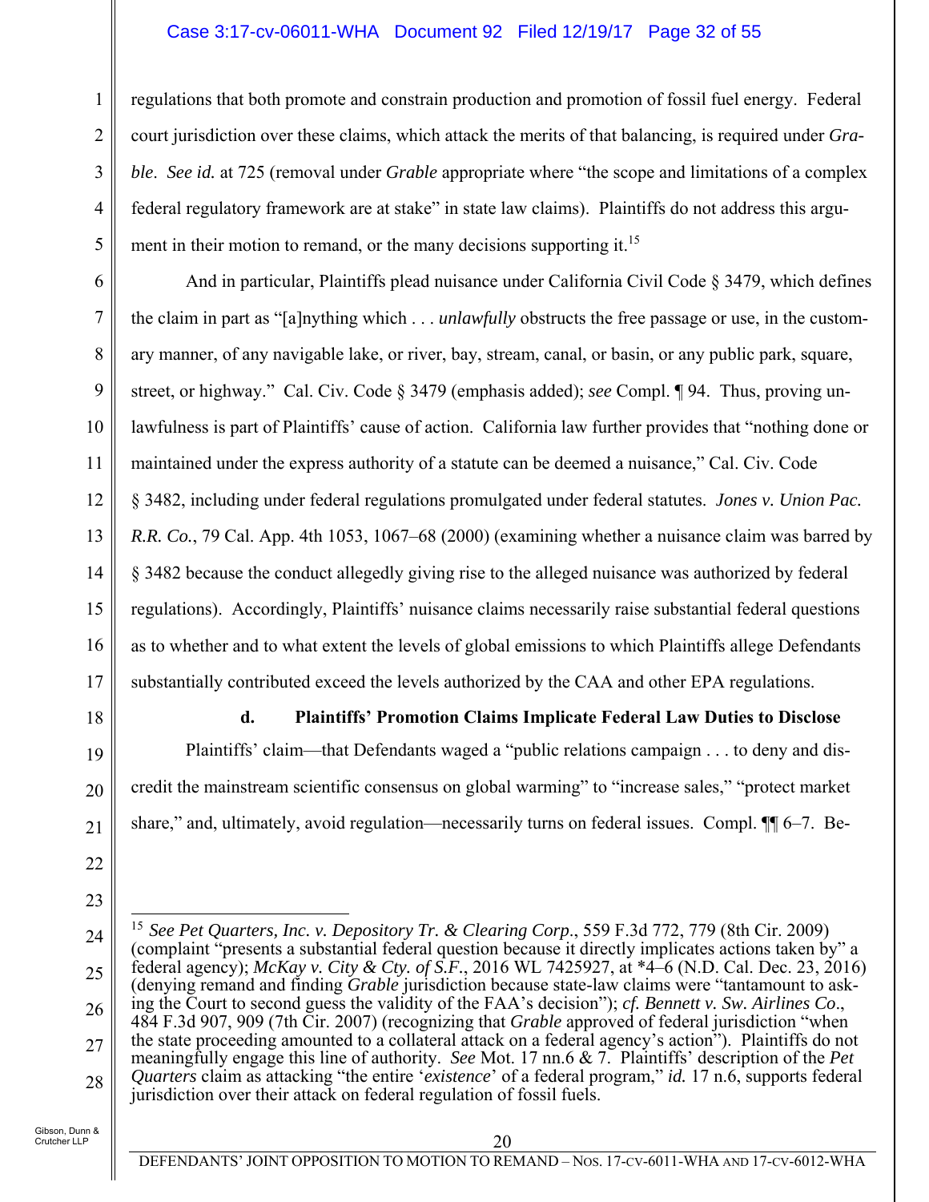regulations that both promote and constrain production and promotion of fossil fuel energy. Federal court jurisdiction over these claims, which attack the merits of that balancing, is required under *Grable*. *See id.* at 725 (removal under *Grable* appropriate where "the scope and limitations of a complex federal regulatory framework are at stake" in state law claims). Plaintiffs do not address this argument in their motion to remand, or the many decisions supporting it.[15]

And in particular, Plaintiffs plead nuisance under California Civil Code § 3479, which defines the claim in part as "[a]nything which . . . *unlawfully* obstructs the free passage or use, in the customary manner, of any navigable lake, or river, bay, stream, canal, or basin, or any public park, square, street, or highway." Cal. Civ. Code § 3479 (emphasis added); *see* Compl. ¶ 94. Thus, proving unlawfulness is part of Plaintiffs' cause of action. California law further provides that "nothing done or maintained under the express authority of a statute can be deemed a nuisance," Cal. Civ. Code § 3482, including under federal regulations promulgated under federal statutes. *Jones v. Union Pac. R.R. Co.*, 79 Cal. App. 4th 1053, 1067–68 (2000) (examining whether a nuisance claim was barred by § 3482 because the conduct allegedly giving rise to the alleged nuisance was authorized by federal regulations). Accordingly, Plaintiffs' nuisance claims necessarily raise substantial federal questions as to whether and to what extent the levels of global emissions to which Plaintiffs allege Defendants substantially contributed exceed the levels authorized by the CAA and other EPA regulations.

**d. Plaintiffs' Promotion Claims Implicate Federal Law Duties to Disclose**

Plaintiffs' claim—that Defendants waged a "public relations campaign . . . to deny and discredit the mainstream scientific consensus on global warming" to "increase sales," "protect market share," and, ultimately, avoid regulation—necessarily turns on federal issues. Compl. ¶¶ 6–7. Be-

---

[15] *See Pet Quarters, Inc. v. Depository Tr. & Clearing Corp*., 559 F.3d 772, 779 (8th Cir. 2009) (complaint "presents a substantial federal question because it directly implicates actions taken by" a federal agency); *McKay v. City & Cty. of S.F.*, 2016 WL 7425927, at *4–6 (N.D. Cal. Dec. 23, 2016) (denying remand and finding *Grable* jurisdiction because state-law claims were "tantamount to asking the Court to second guess the validity of the FAA's decision"); *cf. Bennett v. Sw. Airlines Co*., 484 F.3d 907, 909 (7th Cir. 2007) (recognizing that *Grable* approved of federal jurisdiction "when the state proceeding amounted to a collateral attack on a federal agency's action"). Plaintiffs do not meaningfully engage this line of authority. *See* Mot. 17 nn.6 & 7. Plaintiffs' description of the *Pet Quarters* claim as attacking "the entire '*existence*' of a federal program," *id.* 17 n.6, supports federal jurisdiction over their attack on federal regulation of fossil fuels.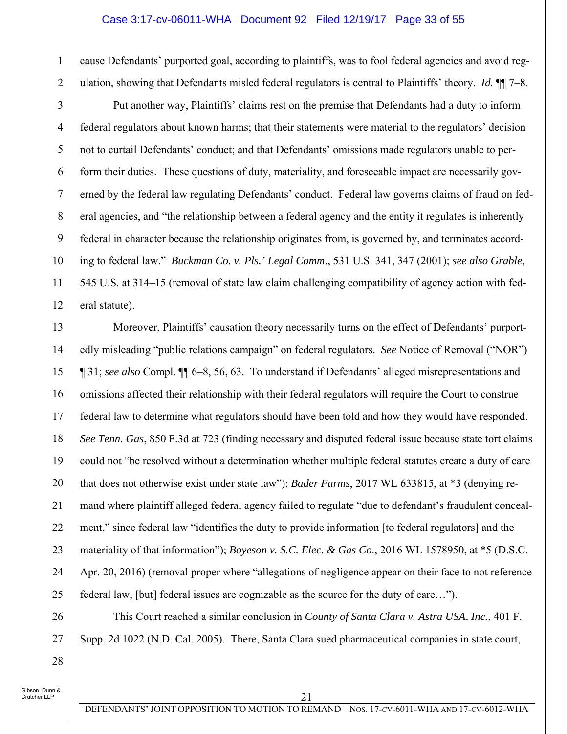cause Defendants' purported goal, according to plaintiffs, was to fool federal agencies and avoid regulation, showing that Defendants misled federal regulators is central to Plaintiffs' theory. *Id.* ¶¶ 7–8.

Put another way, Plaintiffs' claims rest on the premise that Defendants had a duty to inform federal regulators about known harms; that their statements were material to the regulators' decision not to curtail Defendants' conduct; and that Defendants' omissions made regulators unable to perform their duties. These questions of duty, materiality, and foreseeable impact are necessarily governed by the federal law regulating Defendants' conduct. Federal law governs claims of fraud on federal agencies, and "the relationship between a federal agency and the entity it regulates is inherently federal in character because the relationship originates from, is governed by, and terminates according to federal law." *Buckman Co. v. Pls.' Legal Comm.*, 531 U.S. 341, 347 (2001); *see also Grable*, 545 U.S. at 314–15 (removal of state law claim challenging compatibility of agency action with federal statute).

Moreover, Plaintiffs' causation theory necessarily turns on the effect of Defendants' purportedly misleading "public relations campaign" on federal regulators. *See* Notice of Removal ("NOR") ¶ 31; *see also* Compl. ¶¶ 6–8, 56, 63. To understand if Defendants' alleged misrepresentations and omissions affected their relationship with their federal regulators will require the Court to construe federal law to determine what regulators should have been told and how they would have responded. *See Tenn. Gas*, 850 F.3d at 723 (finding necessary and disputed federal issue because state tort claims could not "be resolved without a determination whether multiple federal statutes create a duty of care that does not otherwise exist under state law"); *Bader Farms*, 2017 WL 633815, at *3 (denying remand where plaintiff alleged federal agency failed to regulate "due to defendant's fraudulent concealment," since federal law "identifies the duty to provide information [to federal regulators] and the materiality of that information"); *Boyeson v. S.C. Elec. & Gas Co.*, 2016 WL 1578950, at *5 (D.S.C. Apr. 20, 2016) (removal proper where "allegations of negligence appear on their face to not reference federal law, [but] federal issues are cognizable as the source for the duty of care…").

This Court reached a similar conclusion in *County of Santa Clara v. Astra USA, Inc.*, 401 F. Supp. 2d 1022 (N.D. Cal. 2005). There, Santa Clara sued pharmaceutical companies in state court,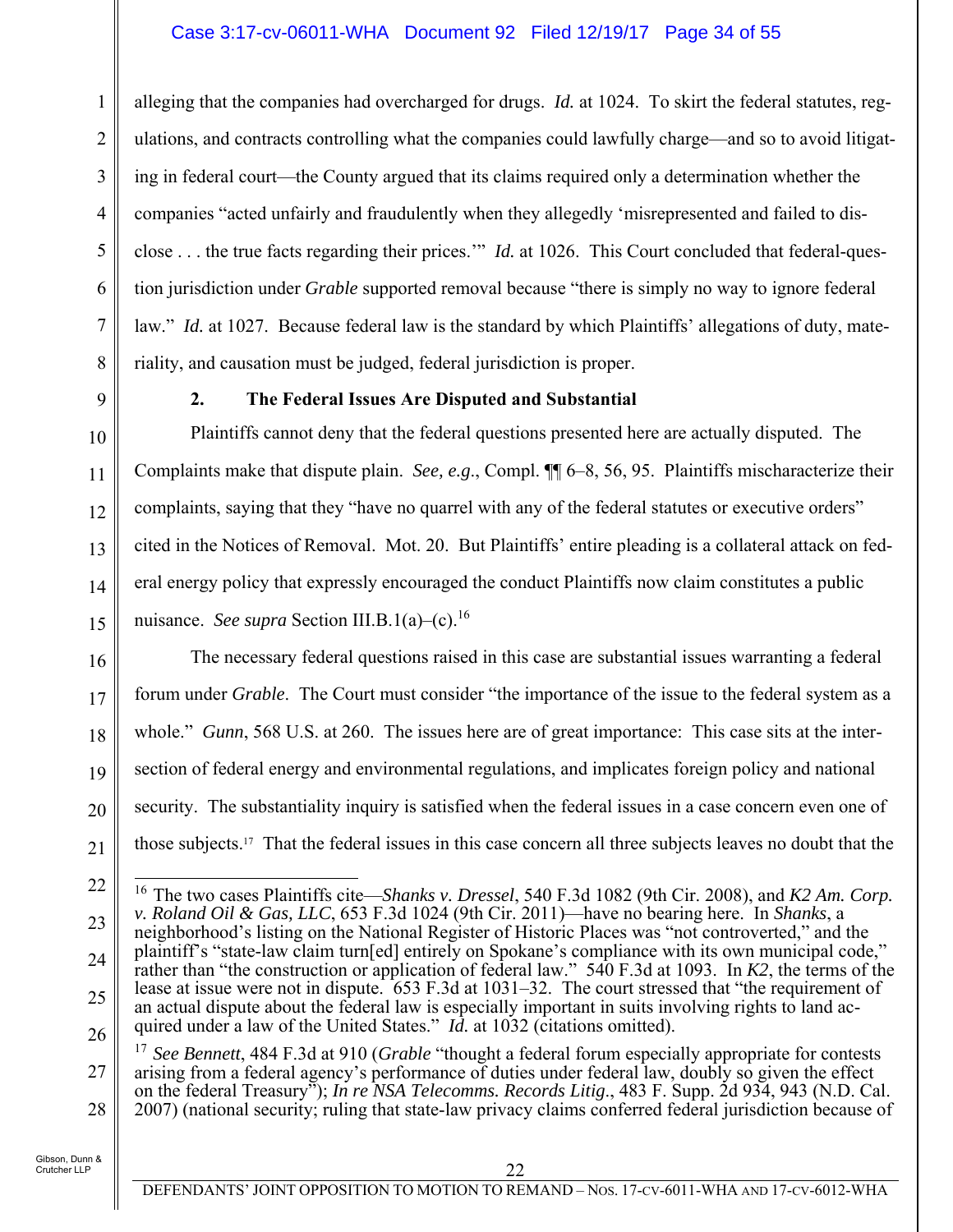alleging that the companies had overcharged for drugs. *Id.* at 1024. To skirt the federal statutes, regulations, and contracts controlling what the companies could lawfully charge—and so to avoid litigating in federal court—the County argued that its claims required only a determination whether the companies "acted unfairly and fraudulently when they allegedly 'misrepresented and failed to disclose . . . the true facts regarding their prices.'" *Id.* at 1026. This Court concluded that federal-question jurisdiction under *Grable* supported removal because "there is simply no way to ignore federal law." *Id.* at 1027. Because federal law is the standard by which Plaintiffs' allegations of duty, materiality, and causation must be judged, federal jurisdiction is proper.

#### 2. The Federal Issues Are Disputed and Substantial

Plaintiffs cannot deny that the federal questions presented here are actually disputed. The Complaints make that dispute plain. *See, e.g.*, Compl. ¶¶ 6–8, 56, 95. Plaintiffs mischaracterize their complaints, saying that they "have no quarrel with any of the federal statutes or executive orders" cited in the Notices of Removal. Mot. 20. But Plaintiffs' entire pleading is a collateral attack on federal energy policy that expressly encouraged the conduct Plaintiffs now claim constitutes a public nuisance. *See supra* Section III.B.1(a)–(c).[16]

The necessary federal questions raised in this case are substantial issues warranting a federal forum under *Grable*. The Court must consider "the importance of the issue to the federal system as a whole." *Gunn*, 568 U.S. at 260. The issues here are of great importance: This case sits at the intersection of federal energy and environmental regulations, and implicates foreign policy and national security. The substantiality inquiry is satisfied when the federal issues in a case concern even one of those subjects.[17] That the federal issues in this case concern all three subjects leaves no doubt that the

---

[16] The two cases Plaintiffs cite—*Shanks v. Dressel*, 540 F.3d 1082 (9th Cir. 2008), and *K2 Am. Corp. v. Roland Oil & Gas, LLC*, 653 F.3d 1024 (9th Cir. 2011)—have no bearing here. In *Shanks*, a neighborhood's listing on the National Register of Historic Places was "not controverted," and the plaintiff's "state-law claim turn[ed] entirely on Spokane's compliance with its own municipal code," rather than "the construction or application of federal law." 540 F.3d at 1093. In *K2*, the terms of the lease at issue were not in dispute. 653 F.3d at 1031–32. The court stressed that "the requirement of an actual dispute about the federal law is especially important in suits involving rights to land acquired under a law of the United States." *Id.* at 1032 (citations omitted).

[17] *See Bennett*, 484 F.3d at 910 (*Grable* "thought a federal forum especially appropriate for contests arising from a federal agency's performance of duties under federal law, doubly so given the effect on the federal Treasury"); *In re NSA Telecomms. Records Litig.*, 483 F. Supp. 2d 934, 943 (N.D. Cal. 2007) (national security; ruling that state-law privacy claims conferred federal jurisdiction because of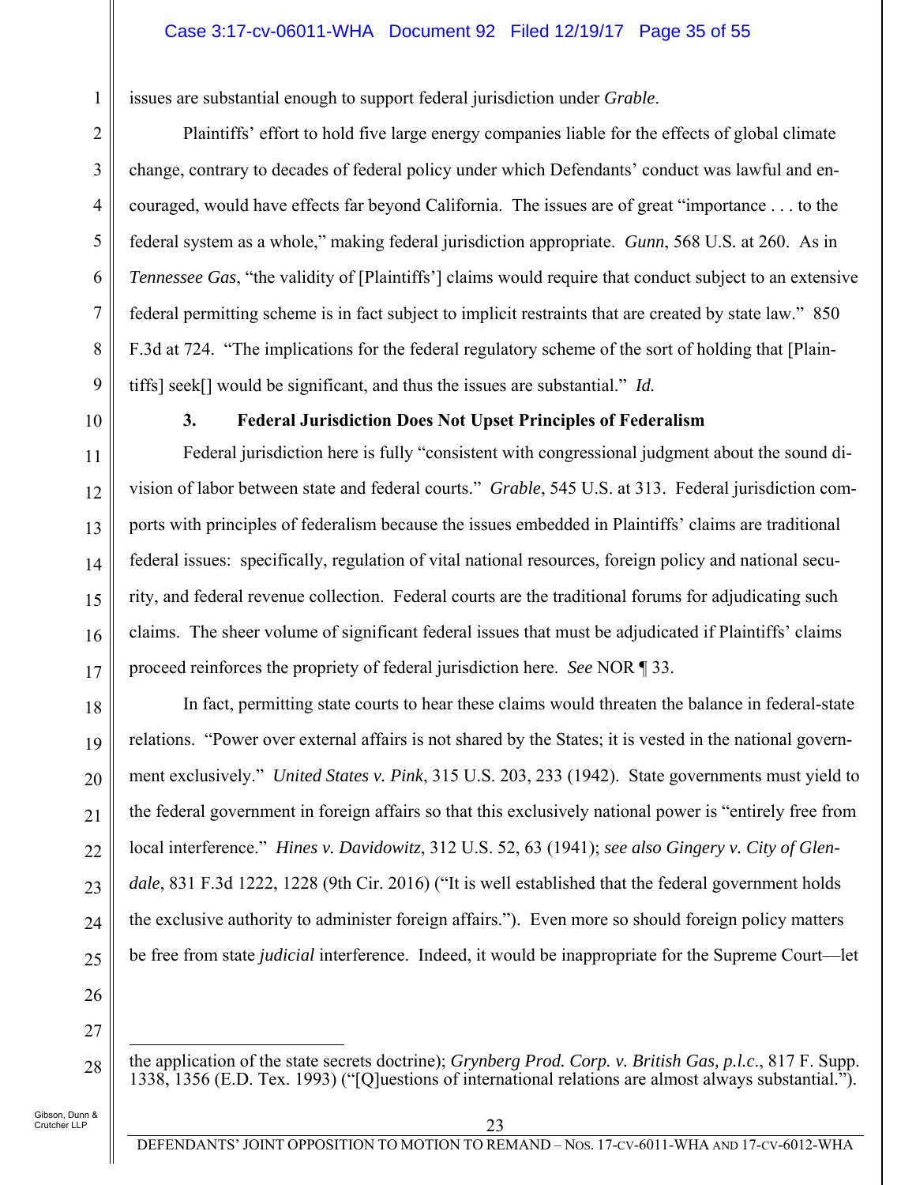issues are substantial enough to support federal jurisdiction under *Grable*.

Plaintiffs' effort to hold five large energy companies liable for the effects of global climate change, contrary to decades of federal policy under which Defendants' conduct was lawful and encouraged, would have effects far beyond California. The issues are of great "importance . . . to the federal system as a whole," making federal jurisdiction appropriate. *Gunn*, 568 U.S. at 260. As in *Tennessee Gas*, "the validity of [Plaintiffs'] claims would require that conduct subject to an extensive federal permitting scheme is in fact subject to implicit restraints that are created by state law." 850 F.3d at 724. "The implications for the federal regulatory scheme of the sort of holding that [Plaintiffs] seek[] would be significant, and thus the issues are substantial." *Id.*

### 3. Federal Jurisdiction Does Not Upset Principles of Federalism

Federal jurisdiction here is fully "consistent with congressional judgment about the sound division of labor between state and federal courts." *Grable*, 545 U.S. at 313. Federal jurisdiction comports with principles of federalism because the issues embedded in Plaintiffs' claims are traditional federal issues: specifically, regulation of vital national resources, foreign policy and national security, and federal revenue collection. Federal courts are the traditional forums for adjudicating such claims. The sheer volume of significant federal issues that must be adjudicated if Plaintiffs' claims proceed reinforces the propriety of federal jurisdiction here. *See* NOR ¶ 33.

In fact, permitting state courts to hear these claims would threaten the balance in federal-state relations. "Power over external affairs is not shared by the States; it is vested in the national government exclusively." *United States v. Pink*, 315 U.S. 203, 233 (1942). State governments must yield to the federal government in foreign affairs so that this exclusively national power is "entirely free from local interference." *Hines v. Davidowitz*, 312 U.S. 52, 63 (1941); *see also Gingery v. City of Glendale*, 831 F.3d 1222, 1228 (9th Cir. 2016) ("It is well established that the federal government holds the exclusive authority to administer foreign affairs."). Even more so should foreign policy matters be free from state *judicial* interference. Indeed, it would be inappropriate for the Supreme Court—let

---

the application of the state secrets doctrine); *Grynberg Prod. Corp. v. British Gas, p.l.c.*, 817 F. Supp. 1338, 1356 (E.D. Tex. 1993) ("[Q]uestions of international relations are almost always substantial.").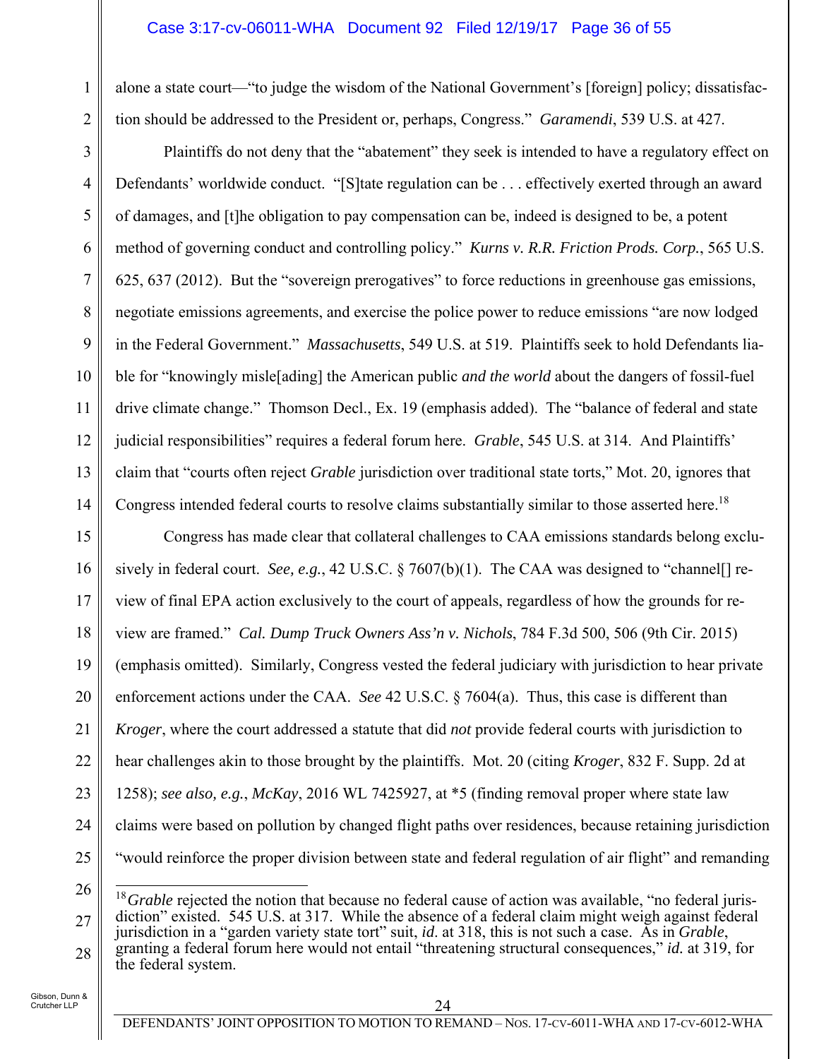alone a state court—"to judge the wisdom of the National Government's [foreign] policy; dissatisfaction should be addressed to the President or, perhaps, Congress." *Garamendi*, 539 U.S. at 427.

Plaintiffs do not deny that the "abatement" they seek is intended to have a regulatory effect on Defendants' worldwide conduct. "[S]tate regulation can be . . . effectively exerted through an award of damages, and [t]he obligation to pay compensation can be, indeed is designed to be, a potent method of governing conduct and controlling policy." *Kurns v. R.R. Friction Prods. Corp.*, 565 U.S. 625, 637 (2012). But the "sovereign prerogatives" to force reductions in greenhouse gas emissions, negotiate emissions agreements, and exercise the police power to reduce emissions "are now lodged in the Federal Government." *Massachusetts*, 549 U.S. at 519. Plaintiffs seek to hold Defendants liable for "knowingly misle[ading] the American public *and the world* about the dangers of fossil-fuel drive climate change." Thomson Decl., Ex. 19 (emphasis added). The "balance of federal and state judicial responsibilities" requires a federal forum here. *Grable*, 545 U.S. at 314. And Plaintiffs' claim that "courts often reject *Grable* jurisdiction over traditional state torts," Mot. 20, ignores that Congress intended federal courts to resolve claims substantially similar to those asserted here.[18]

Congress has made clear that collateral challenges to CAA emissions standards belong exclusively in federal court. *See, e.g.*, 42 U.S.C. § 7607(b)(1). The CAA was designed to "channel[] review of final EPA action exclusively to the court of appeals, regardless of how the grounds for review are framed." *Cal. Dump Truck Owners Ass'n v. Nichols*, 784 F.3d 500, 506 (9th Cir. 2015) (emphasis omitted). Similarly, Congress vested the federal judiciary with jurisdiction to hear private enforcement actions under the CAA. *See* 42 U.S.C. § 7604(a). Thus, this case is different than *Kroger*, where the court addressed a statute that did *not* provide federal courts with jurisdiction to hear challenges akin to those brought by the plaintiffs. Mot. 20 (citing *Kroger*, 832 F. Supp. 2d at 1258); *see also, e.g.*, *McKay*, 2016 WL 7425927, at *5 (finding removal proper where state law claims were based on pollution by changed flight paths over residences, because retaining jurisdiction "would reinforce the proper division between state and federal regulation of air flight" and remanding

---

[18] *Grable* rejected the notion that because no federal cause of action was available, "no federal jurisdiction" existed. 545 U.S. at 317. While the absence of a federal claim might weigh against federal jurisdiction in a "garden variety state tort" suit, *id.* at 318, this is not such a case. As in *Grable*, granting a federal forum here would not entail "threatening structural consequences," *id.* at 319, for the federal system.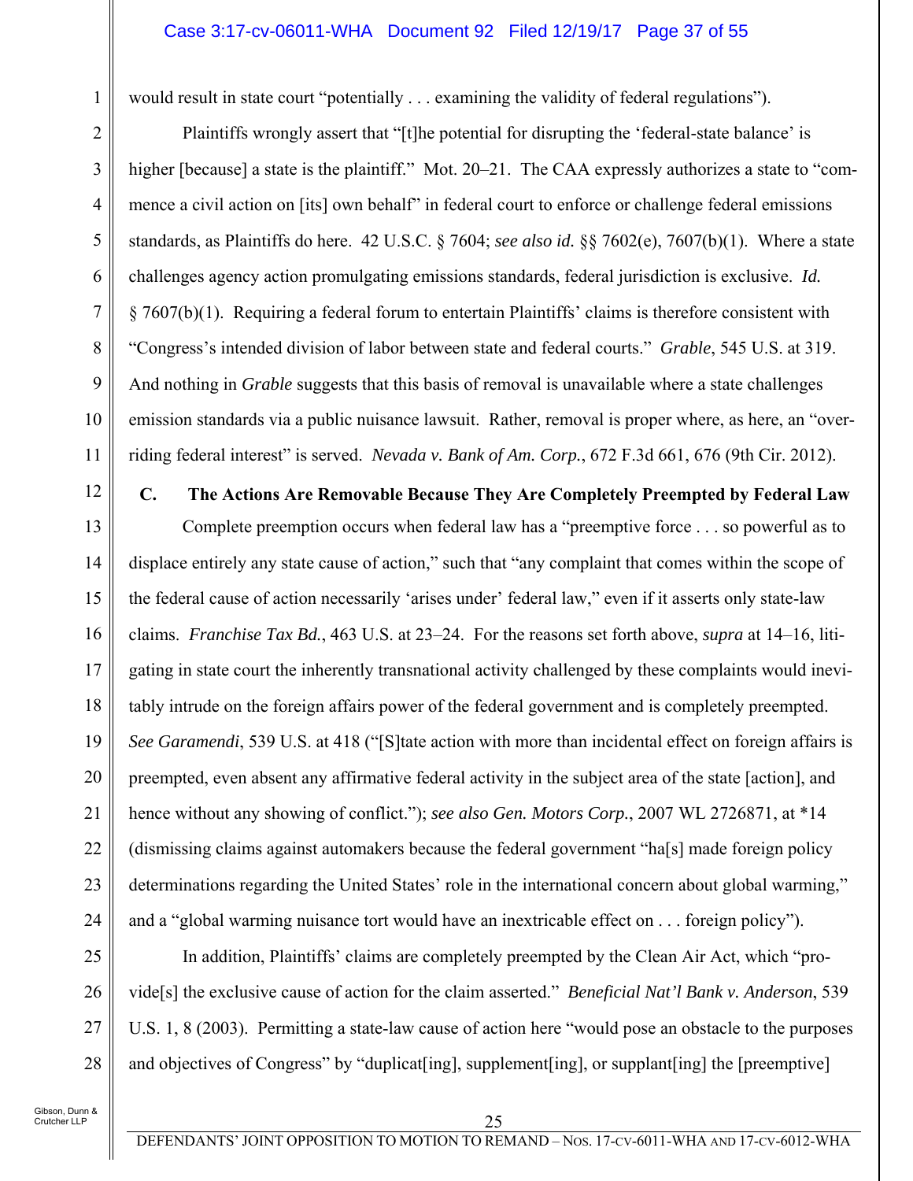would result in state court "potentially . . . examining the validity of federal regulations").

Plaintiffs wrongly assert that "[t]he potential for disrupting the 'federal-state balance' is higher [because] a state is the plaintiff." Mot. 20–21. The CAA expressly authorizes a state to "commence a civil action on [its] own behalf" in federal court to enforce or challenge federal emissions standards, as Plaintiffs do here. 42 U.S.C. § 7604; *see also id.* §§ 7602(e), 7607(b)(1). Where a state challenges agency action promulgating emissions standards, federal jurisdiction is exclusive. *Id.* § 7607(b)(1). Requiring a federal forum to entertain Plaintiffs' claims is therefore consistent with "Congress's intended division of labor between state and federal courts." *Grable*, 545 U.S. at 319. And nothing in *Grable* suggests that this basis of removal is unavailable where a state challenges emission standards via a public nuisance lawsuit. Rather, removal is proper where, as here, an "overriding federal interest" is served. *Nevada v. Bank of Am. Corp.*, 672 F.3d 661, 676 (9th Cir. 2012).

### C. The Actions Are Removable Because They Are Completely Preempted by Federal Law

Complete preemption occurs when federal law has a "preemptive force . . . so powerful as to displace entirely any state cause of action," such that "any complaint that comes within the scope of the federal cause of action necessarily 'arises under' federal law," even if it asserts only state-law claims. *Franchise Tax Bd.*, 463 U.S. at 23–24. For the reasons set forth above, *supra* at 14–16, litigating in state court the inherently transnational activity challenged by these complaints would inevitably intrude on the foreign affairs power of the federal government and is completely preempted. *See Garamendi*, 539 U.S. at 418 ("[S]tate action with more than incidental effect on foreign affairs is preempted, even absent any affirmative federal activity in the subject area of the state [action], and hence without any showing of conflict."); *see also Gen. Motors Corp.*, 2007 WL 2726871, at *14 (dismissing claims against automakers because the federal government "ha[s] made foreign policy determinations regarding the United States' role in the international concern about global warming," and a "global warming nuisance tort would have an inextricable effect on . . . foreign policy").

In addition, Plaintiffs' claims are completely preempted by the Clean Air Act, which "provide[s] the exclusive cause of action for the claim asserted." *Beneficial Nat'l Bank v. Anderson*, 539 U.S. 1, 8 (2003). Permitting a state-law cause of action here "would pose an obstacle to the purposes and objectives of Congress" by "duplicat[ing], supplement[ing], or supplant[ing] the [preemptive]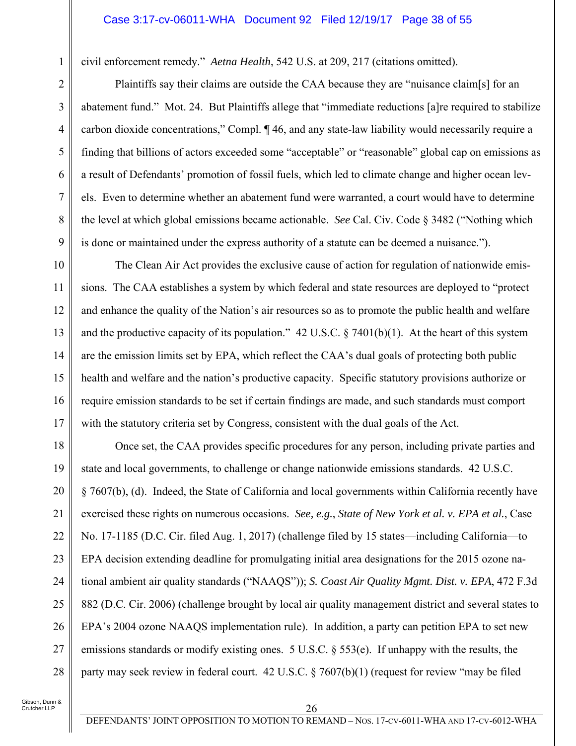civil enforcement remedy." *Aetna Health*, 542 U.S. at 209, 217 (citations omitted).

Plaintiffs say their claims are outside the CAA because they are "nuisance claim[s] for an abatement fund." Mot. 24. But Plaintiffs allege that "immediate reductions [a]re required to stabilize carbon dioxide concentrations," Compl. ¶ 46, and any state-law liability would necessarily require a finding that billions of actors exceeded some "acceptable" or "reasonable" global cap on emissions as a result of Defendants' promotion of fossil fuels, which led to climate change and higher ocean levels. Even to determine whether an abatement fund were warranted, a court would have to determine the level at which global emissions became actionable. *See* Cal. Civ. Code § 3482 ("Nothing which is done or maintained under the express authority of a statute can be deemed a nuisance.").

The Clean Air Act provides the exclusive cause of action for regulation of nationwide emissions. The CAA establishes a system by which federal and state resources are deployed to "protect and enhance the quality of the Nation's air resources so as to promote the public health and welfare and the productive capacity of its population." 42 U.S.C. § 7401(b)(1). At the heart of this system are the emission limits set by EPA, which reflect the CAA's dual goals of protecting both public health and welfare and the nation's productive capacity. Specific statutory provisions authorize or require emission standards to be set if certain findings are made, and such standards must comport with the statutory criteria set by Congress, consistent with the dual goals of the Act.

Once set, the CAA provides specific procedures for any person, including private parties and state and local governments, to challenge or change nationwide emissions standards. 42 U.S.C. § 7607(b), (d). Indeed, the State of California and local governments within California recently have exercised these rights on numerous occasions. *See, e.g.*, *State of New York et al. v. EPA et al.*, Case No. 17-1185 (D.C. Cir. filed Aug. 1, 2017) (challenge filed by 15 states—including California—to EPA decision extending deadline for promulgating initial area designations for the 2015 ozone national ambient air quality standards ("NAAQS")); *S. Coast Air Quality Mgmt. Dist. v. EPA*, 472 F.3d 882 (D.C. Cir. 2006) (challenge brought by local air quality management district and several states to EPA's 2004 ozone NAAQS implementation rule). In addition, a party can petition EPA to set new emissions standards or modify existing ones. 5 U.S.C. § 553(e). If unhappy with the results, the party may seek review in federal court. 42 U.S.C. § 7607(b)(1) (request for review "may be filed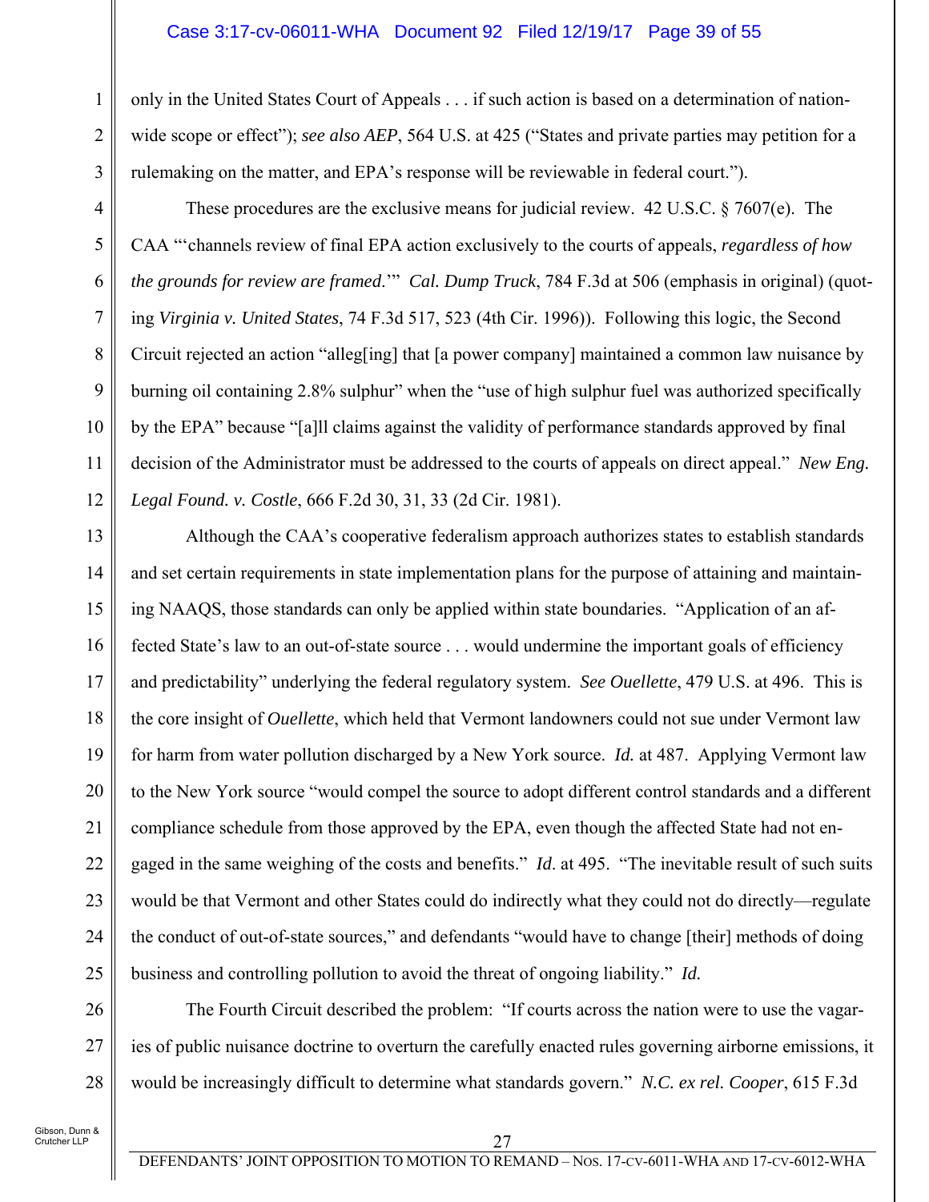only in the United States Court of Appeals . . . if such action is based on a determination of nationwide scope or effect"); *see also AEP*, 564 U.S. at 425 ("States and private parties may petition for a rulemaking on the matter, and EPA's response will be reviewable in federal court.").

These procedures are the exclusive means for judicial review. 42 U.S.C. § 7607(e). The CAA "'channels review of final EPA action exclusively to the courts of appeals, *regardless of how the grounds for review are framed*.'" *Cal. Dump Truck*, 784 F.3d at 506 (emphasis in original) (quoting *Virginia v. United States*, 74 F.3d 517, 523 (4th Cir. 1996)). Following this logic, the Second Circuit rejected an action "alleg[ing] that [a power company] maintained a common law nuisance by burning oil containing 2.8% sulphur" when the "use of high sulphur fuel was authorized specifically by the EPA" because "[a]ll claims against the validity of performance standards approved by final decision of the Administrator must be addressed to the courts of appeals on direct appeal." *New Eng. Legal Found. v. Costle*, 666 F.2d 30, 31, 33 (2d Cir. 1981).

Although the CAA's cooperative federalism approach authorizes states to establish standards and set certain requirements in state implementation plans for the purpose of attaining and maintaining NAAQS, those standards can only be applied within state boundaries. "Application of an affected State's law to an out-of-state source . . . would undermine the important goals of efficiency and predictability" underlying the federal regulatory system. *See Ouellette*, 479 U.S. at 496. This is the core insight of *Ouellette*, which held that Vermont landowners could not sue under Vermont law for harm from water pollution discharged by a New York source. *Id.* at 487. Applying Vermont law to the New York source "would compel the source to adopt different control standards and a different compliance schedule from those approved by the EPA, even though the affected State had not engaged in the same weighing of the costs and benefits." *Id*. at 495. "The inevitable result of such suits would be that Vermont and other States could do indirectly what they could not do directly—regulate the conduct of out-of-state sources," and defendants "would have to change [their] methods of doing business and controlling pollution to avoid the threat of ongoing liability." *Id.*

The Fourth Circuit described the problem: "If courts across the nation were to use the vagaries of public nuisance doctrine to overturn the carefully enacted rules governing airborne emissions, it would be increasingly difficult to determine what standards govern." *N.C. ex rel. Cooper*, 615 F.3d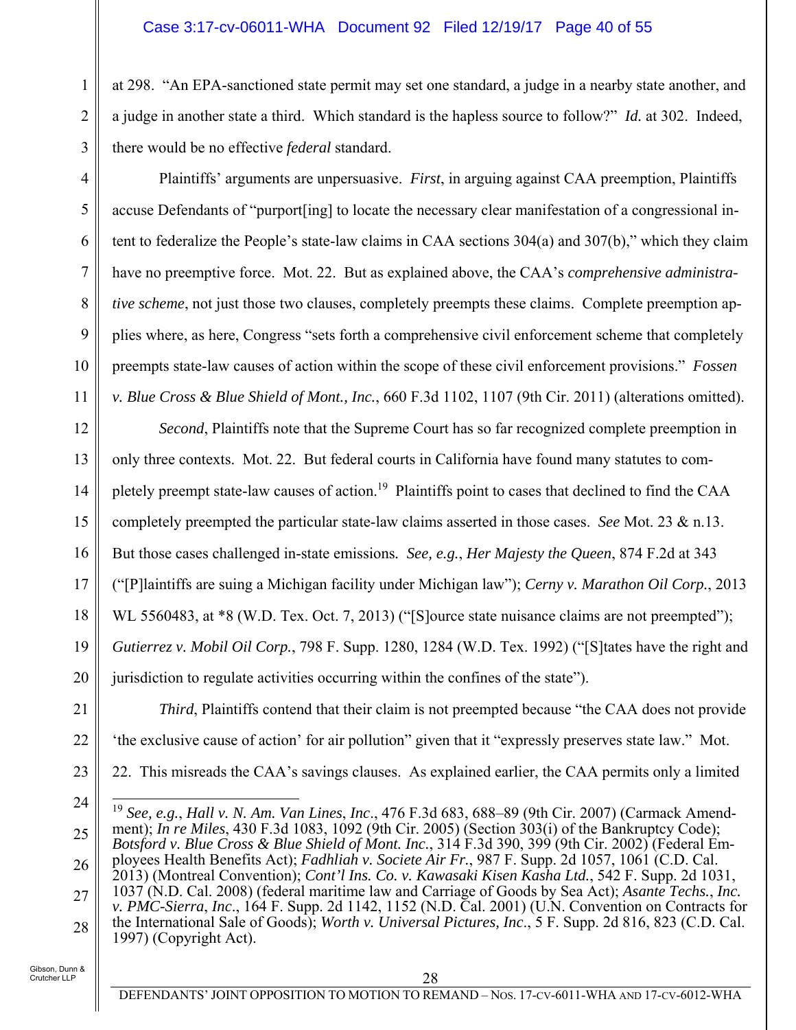at 298. "An EPA-sanctioned state permit may set one standard, a judge in a nearby state another, and a judge in another state a third. Which standard is the hapless source to follow?" *Id.* at 302. Indeed, there would be no effective *federal* standard.

Plaintiffs' arguments are unpersuasive. *First*, in arguing against CAA preemption, Plaintiffs accuse Defendants of "purport[ing] to locate the necessary clear manifestation of a congressional intent to federalize the People's state-law claims in CAA sections 304(a) and 307(b)," which they claim have no preemptive force. Mot. 22. But as explained above, the CAA's *comprehensive administrative scheme*, not just those two clauses, completely preempts these claims. Complete preemption applies where, as here, Congress "sets forth a comprehensive civil enforcement scheme that completely preempts state-law causes of action within the scope of these civil enforcement provisions." *Fossen v. Blue Cross & Blue Shield of Mont., Inc.*, 660 F.3d 1102, 1107 (9th Cir. 2011) (alterations omitted).

*Second*, Plaintiffs note that the Supreme Court has so far recognized complete preemption in only three contexts. Mot. 22. But federal courts in California have found many statutes to completely preempt state-law causes of action.[19] Plaintiffs point to cases that declined to find the CAA completely preempted the particular state-law claims asserted in those cases. *See* Mot. 23 & n.13. But those cases challenged in-state emissions. *See, e.g.*, *Her Majesty the Queen*, 874 F.2d at 343 ("[P]laintiffs are suing a Michigan facility under Michigan law"); *Cerny v. Marathon Oil Corp.*, 2013 WL 5560483, at *8 (W.D. Tex. Oct. 7, 2013) ("[S]ource state nuisance claims are not preempted"); *Gutierrez v. Mobil Oil Corp.*, 798 F. Supp. 1280, 1284 (W.D. Tex. 1992) ("[S]tates have the right and jurisdiction to regulate activities occurring within the confines of the state").

*Third*, Plaintiffs contend that their claim is not preempted because "the CAA does not provide 'the exclusive cause of action' for air pollution" given that it "expressly preserves state law." Mot. 22. This misreads the CAA's savings clauses. As explained earlier, the CAA permits only a limited

---

[19] *See, e.g.*, *Hall v. N. Am. Van Lines*, *Inc*., 476 F.3d 683, 688–89 (9th Cir. 2007) (Carmack Amendment); *In re Miles*, 430 F.3d 1083, 1092 (9th Cir. 2005) (Section 303(i) of the Bankruptcy Code); *Botsford v. Blue Cross & Blue Shield of Mont. Inc.*, 314 F.3d 390, 399 (9th Cir. 2002) (Federal Employees Health Benefits Act); *Fadhliah v. Societe Air Fr.*, 987 F. Supp. 2d 1057, 1061 (C.D. Cal. 2013) (Montreal Convention); *Cont'l Ins. Co. v. Kawasaki Kisen Kasha Ltd.*, 542 F. Supp. 2d 1031, 1037 (N.D. Cal. 2008) (federal maritime law and Carriage of Goods by Sea Act); *Asante Techs., Inc. v. PMC-Sierra, Inc.*, 164 F. Supp. 2d 1142, 1152 (N.D. Cal. 2001) (U.N. Convention on Contracts for the International Sale of Goods); *Worth v. Universal Pictures, Inc*., 5 F. Supp. 2d 816, 823 (C.D. Cal. 1997) (Copyright Act).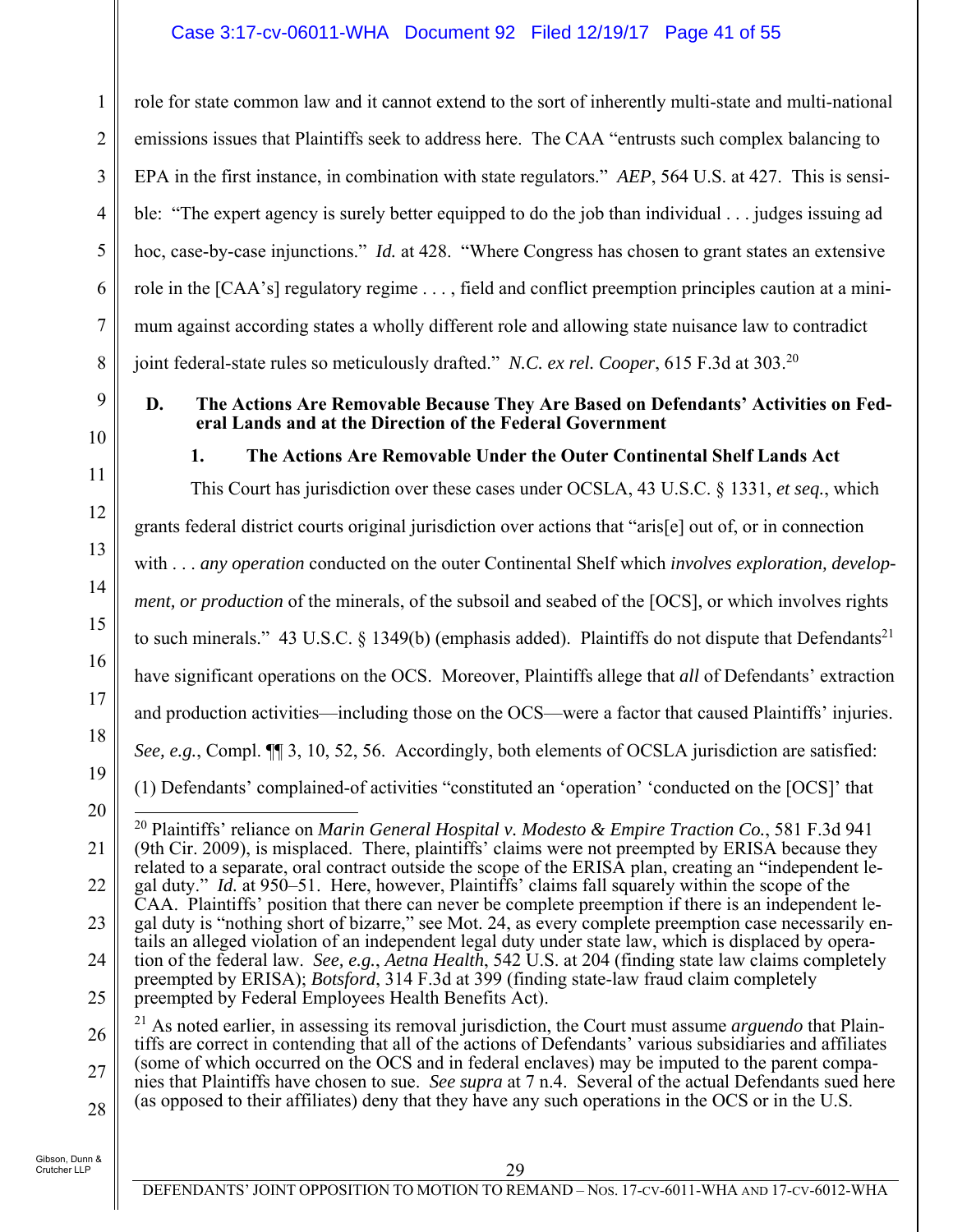role for state common law and it cannot extend to the sort of inherently multi-state and multi-national emissions issues that Plaintiffs seek to address here. The CAA "entrusts such complex balancing to EPA in the first instance, in combination with state regulators." *AEP*, 564 U.S. at 427. This is sensible: "The expert agency is surely better equipped to do the job than individual . . . judges issuing ad hoc, case-by-case injunctions." *Id.* at 428. "Where Congress has chosen to grant states an extensive role in the [CAA's] regulatory regime . . . , field and conflict preemption principles caution at a minimum against according states a wholly different role and allowing state nuisance law to contradict joint federal-state rules so meticulously drafted." *N.C. ex rel. Cooper*, 615 F.3d at 303.[20]

### D. The Actions Are Removable Because They Are Based on Defendants' Activities on Federal Lands and at the Direction of the Federal Government

#### 1. The Actions Are Removable Under the Outer Continental Shelf Lands Act

This Court has jurisdiction over these cases under OCSLA, 43 U.S.C. § 1331, *et seq.*, which grants federal district courts original jurisdiction over actions that "aris[e] out of, or in connection with . . . *any operation* conducted on the outer Continental Shelf which *involves exploration, development, or production* of the minerals, of the subsoil and seabed of the [OCS], or which involves rights to such minerals." 43 U.S.C. § 1349(b) (emphasis added). Plaintiffs do not dispute that Defendants[21] have significant operations on the OCS. Moreover, Plaintiffs allege that *all* of Defendants' extraction and production activities—including those on the OCS—were a factor that caused Plaintiffs' injuries. *See, e.g.*, Compl. ¶¶ 3, 10, 52, 56. Accordingly, both elements of OCSLA jurisdiction are satisfied: (1) Defendants' complained-of activities "constituted an 'operation' 'conducted on the [OCS]' that

---

[20] Plaintiffs' reliance on *Marin General Hospital v. Modesto & Empire Traction Co.*, 581 F.3d 941 (9th Cir. 2009), is misplaced. There, plaintiffs' claims were not preempted by ERISA because they related to a separate, oral contract outside the scope of the ERISA plan, creating an "independent legal duty." *Id.* at 950–51. Here, however, Plaintiffs' claims fall squarely within the scope of the CAA. Plaintiffs' position that there can never be complete preemption if there is an independent legal duty is "nothing short of bizarre," see Mot. 24, as every complete preemption case necessarily entails an alleged violation of an independent legal duty under state law, which is displaced by operation of the federal law. *See, e.g.*, *Aetna Health*, 542 U.S. at 204 (finding state law claims completely preempted by ERISA); *Botsford*, 314 F.3d at 399 (finding state-law fraud claim completely preempted by Federal Employees Health Benefits Act).

[21] As noted earlier, in assessing its removal jurisdiction, the Court must assume *arguendo* that Plaintiffs are correct in contending that all of the actions of Defendants' various subsidiaries and affiliates (some of which occurred on the OCS and in federal enclaves) may be imputed to the parent companies that Plaintiffs have chosen to sue. *See supra* at 7 n.4. Several of the actual Defendants sued here (as opposed to their affiliates) deny that they have any such operations in the OCS or in the U.S.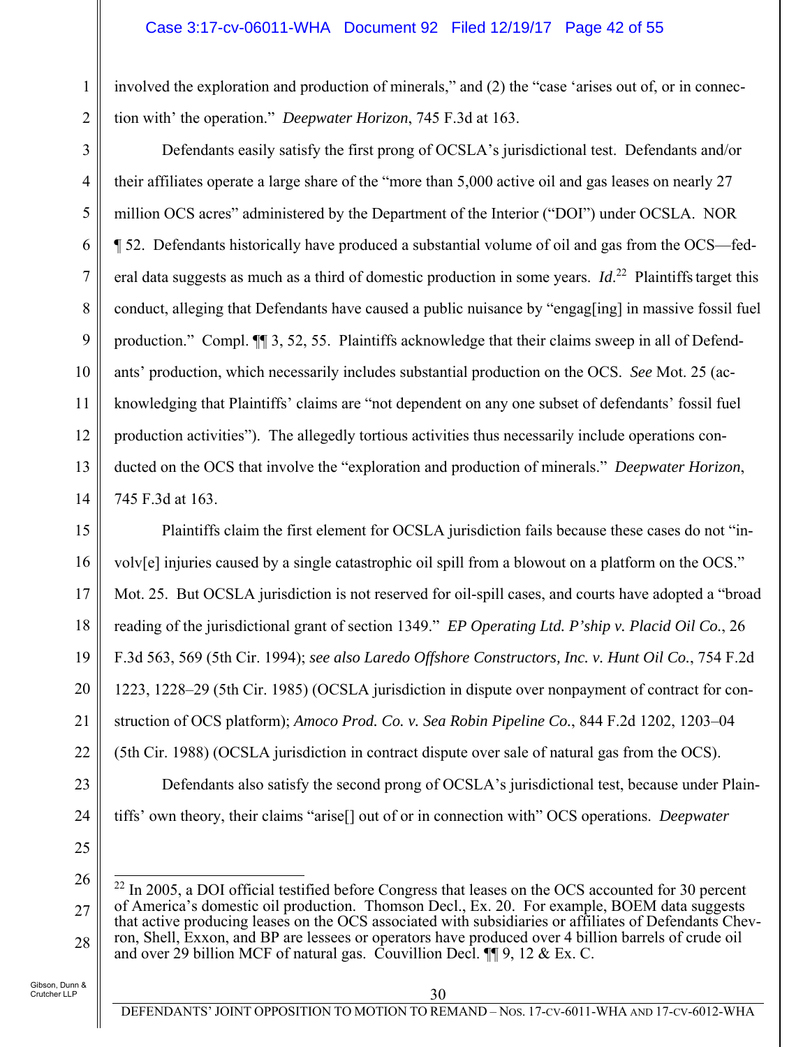involved the exploration and production of minerals," and (2) the "case 'arises out of, or in connection with' the operation." *Deepwater Horizon*, 745 F.3d at 163.

Defendants easily satisfy the first prong of OCSLA's jurisdictional test. Defendants and/or their affiliates operate a large share of the "more than 5,000 active oil and gas leases on nearly 27 million OCS acres" administered by the Department of the Interior ("DOI") under OCSLA. NOR ¶ 52. Defendants historically have produced a substantial volume of oil and gas from the OCS—federal data suggests as much as a third of domestic production in some years. *Id.*[22] Plaintiffs target this conduct, alleging that Defendants have caused a public nuisance by "engag[ing] in massive fossil fuel production." Compl. ¶¶ 3, 52, 55. Plaintiffs acknowledge that their claims sweep in all of Defendants' production, which necessarily includes substantial production on the OCS. *See* Mot. 25 (acknowledging that Plaintiffs' claims are "not dependent on any one subset of defendants' fossil fuel production activities"). The allegedly tortious activities thus necessarily include operations conducted on the OCS that involve the "exploration and production of minerals." *Deepwater Horizon*, 745 F.3d at 163.

Plaintiffs claim the first element for OCSLA jurisdiction fails because these cases do not "involv[e] injuries caused by a single catastrophic oil spill from a blowout on a platform on the OCS." Mot. 25. But OCSLA jurisdiction is not reserved for oil-spill cases, and courts have adopted a "broad reading of the jurisdictional grant of section 1349." *EP Operating Ltd. P'ship v. Placid Oil Co.*, 26 F.3d 563, 569 (5th Cir. 1994); *see also Laredo Offshore Constructors, Inc. v. Hunt Oil Co.*, 754 F.2d 1223, 1228–29 (5th Cir. 1985) (OCSLA jurisdiction in dispute over nonpayment of contract for construction of OCS platform); *Amoco Prod. Co. v. Sea Robin Pipeline Co.*, 844 F.2d 1202, 1203–04 (5th Cir. 1988) (OCSLA jurisdiction in contract dispute over sale of natural gas from the OCS).

Defendants also satisfy the second prong of OCSLA's jurisdictional test, because under Plaintiffs' own theory, their claims "arise[] out of or in connection with" OCS operations. *Deepwater*

---

[22] In 2005, a DOI official testified before Congress that leases on the OCS accounted for 30 percent of America's domestic oil production. Thomson Decl., Ex. 20. For example, BOEM data suggests that active producing leases on the OCS associated with subsidiaries or affiliates of Defendants Chevron, Shell, Exxon, and BP are lessees or operators have produced over 4 billion barrels of crude oil and over 29 billion MCF of natural gas. Couvillion Decl. ¶¶ 9, 12 & Ex. C.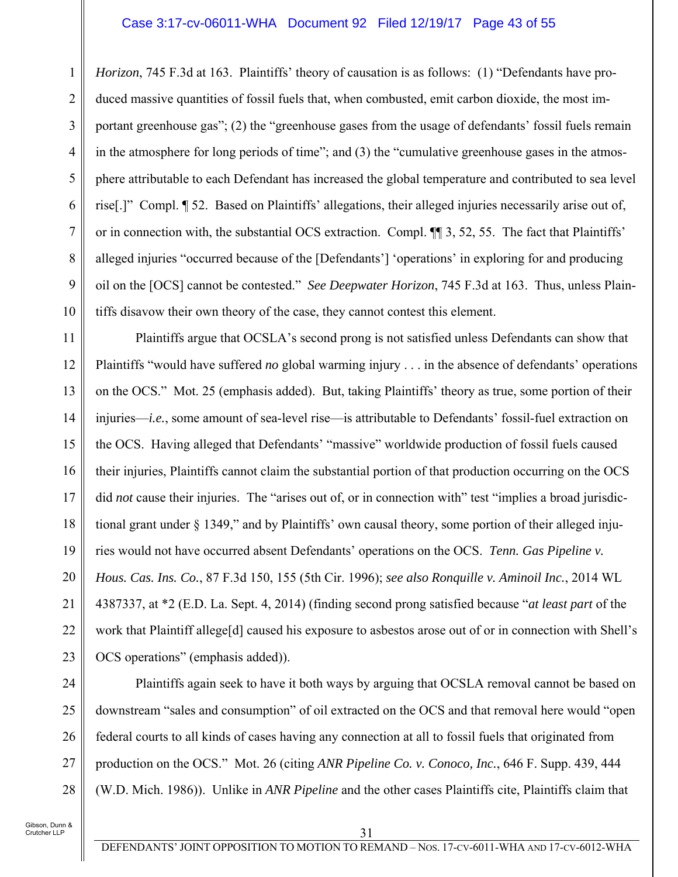*Horizon*, 745 F.3d at 163. Plaintiffs' theory of causation is as follows: (1) "Defendants have produced massive quantities of fossil fuels that, when combusted, emit carbon dioxide, the most important greenhouse gas"; (2) the "greenhouse gases from the usage of defendants' fossil fuels remain in the atmosphere for long periods of time"; and (3) the "cumulative greenhouse gases in the atmosphere attributable to each Defendant has increased the global temperature and contributed to sea level rise[.]" Compl. ¶ 52. Based on Plaintiffs' allegations, their alleged injuries necessarily arise out of, or in connection with, the substantial OCS extraction. Compl. ¶¶ 3, 52, 55. The fact that Plaintiffs' alleged injuries "occurred because of the [Defendants'] 'operations' in exploring for and producing oil on the [OCS] cannot be contested." *See Deepwater Horizon*, 745 F.3d at 163. Thus, unless Plaintiffs disavow their own theory of the case, they cannot contest this element.

Plaintiffs argue that OCSLA's second prong is not satisfied unless Defendants can show that Plaintiffs "would have suffered *no* global warming injury . . . in the absence of defendants' operations on the OCS." Mot. 25 (emphasis added). But, taking Plaintiffs' theory as true, some portion of their injuries—*i.e.*, some amount of sea-level rise—is attributable to Defendants' fossil-fuel extraction on the OCS. Having alleged that Defendants' "massive" worldwide production of fossil fuels caused their injuries, Plaintiffs cannot claim the substantial portion of that production occurring on the OCS did *not* cause their injuries. The "arises out of, or in connection with" test "implies a broad jurisdictional grant under § 1349," and by Plaintiffs' own causal theory, some portion of their alleged injuries would not have occurred absent Defendants' operations on the OCS. *Tenn. Gas Pipeline v. Hous. Cas. Ins. Co.*, 87 F.3d 150, 155 (5th Cir. 1996); *see also Ronquille v. Aminoil Inc.*, 2014 WL 4387337, at *2 (E.D. La. Sept. 4, 2014) (finding second prong satisfied because "*at least part* of the work that Plaintiff allege[d] caused his exposure to asbestos arose out of or in connection with Shell's OCS operations" (emphasis added)).

Plaintiffs again seek to have it both ways by arguing that OCSLA removal cannot be based on downstream "sales and consumption" of oil extracted on the OCS and that removal here would "open federal courts to all kinds of cases having any connection at all to fossil fuels that originated from production on the OCS." Mot. 26 (citing *ANR Pipeline Co. v. Conoco, Inc.*, 646 F. Supp. 439, 444 (W.D. Mich. 1986)). Unlike in *ANR Pipeline* and the other cases Plaintiffs cite, Plaintiffs claim that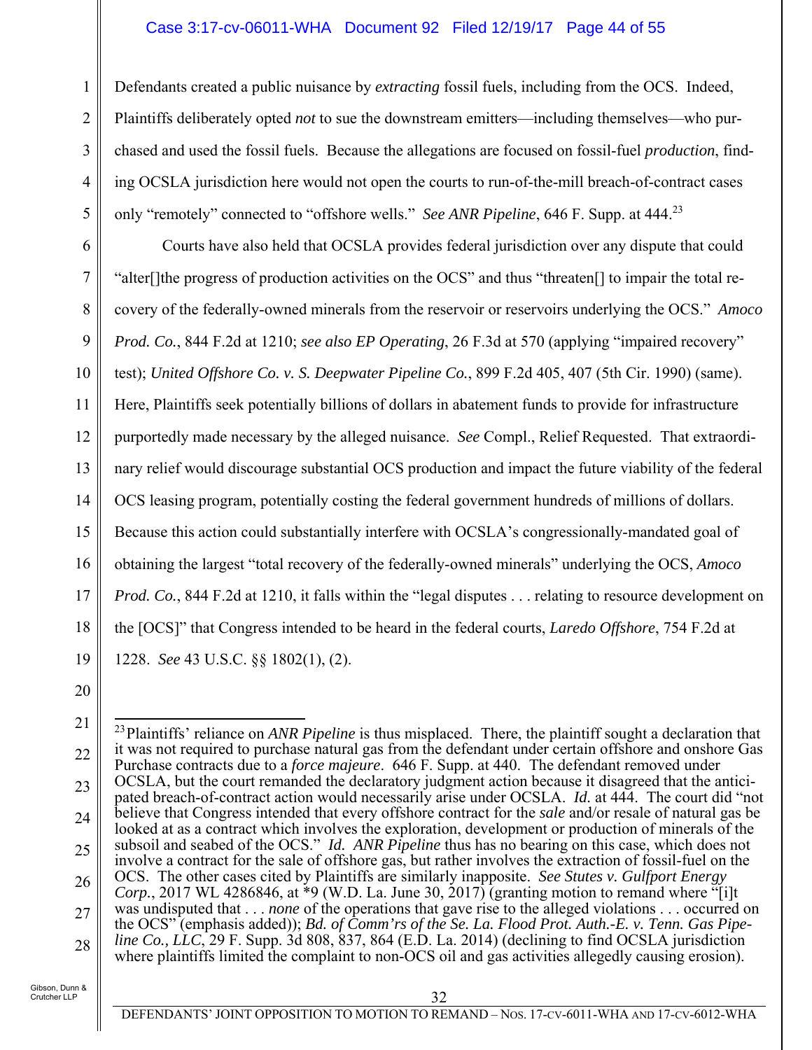Defendants created a public nuisance by *extracting* fossil fuels, including from the OCS. Indeed, Plaintiffs deliberately opted *not* to sue the downstream emitters—including themselves—who purchased and used the fossil fuels. Because the allegations are focused on fossil-fuel *production*, finding OCSLA jurisdiction here would not open the courts to run-of-the-mill breach-of-contract cases only "remotely" connected to "offshore wells." *See ANR Pipeline*, 646 F. Supp. at 444.[23]

Courts have also held that OCSLA provides federal jurisdiction over any dispute that could "alter[]the progress of production activities on the OCS" and thus "threaten[] to impair the total recovery of the federally-owned minerals from the reservoir or reservoirs underlying the OCS." *Amoco Prod. Co.*, 844 F.2d at 1210; *see also EP Operating*, 26 F.3d at 570 (applying "impaired recovery" test); *United Offshore Co. v. S. Deepwater Pipeline Co.*, 899 F.2d 405, 407 (5th Cir. 1990) (same). Here, Plaintiffs seek potentially billions of dollars in abatement funds to provide for infrastructure purportedly made necessary by the alleged nuisance. *See* Compl., Relief Requested. That extraordinary relief would discourage substantial OCS production and impact the future viability of the federal OCS leasing program, potentially costing the federal government hundreds of millions of dollars. Because this action could substantially interfere with OCSLA's congressionally-mandated goal of obtaining the largest "total recovery of the federally-owned minerals" underlying the OCS, *Amoco Prod. Co.*, 844 F.2d at 1210, it falls within the "legal disputes . . . relating to resource development on the [OCS]" that Congress intended to be heard in the federal courts, *Laredo Offshore*, 754 F.2d at 1228. *See* 43 U.S.C. §§ 1802(1), (2).

---

[23] Plaintiffs' reliance on *ANR Pipeline* is thus misplaced. There, the plaintiff sought a declaration that it was not required to purchase natural gas from the defendant under certain offshore and onshore Gas Purchase contracts due to a *force majeure*. 646 F. Supp. at 440. The defendant removed under OCSLA, but the court remanded the declaratory judgment action because it disagreed that the anticipated breach-of-contract action would necessarily arise under OCSLA. *Id.* at 444. The court did "not believe that Congress intended that every offshore contract for the *sale* and/or resale of natural gas be looked at as a contract which involves the exploration, development or production of minerals of the subsoil and seabed of the OCS." *Id. ANR Pipeline* thus has no bearing on this case, which does not involve a contract for the sale of offshore gas, but rather involves the extraction of fossil-fuel on the OCS. The other cases cited by Plaintiffs are similarly inapposite. *See Stutes v. Gulfport Energy Corp.*, 2017 WL 4286846, at *9 (W.D. La. June 30, 2017) (granting motion to remand where "[i]t was undisputed that . . . *none* of the operations that gave rise to the alleged violations . . . occurred on the OCS" (emphasis added)); *Bd. of Comm'rs of the Se. La. Flood Prot. Auth.-E. v. Tenn. Gas Pipeline Co., LLC*, 29 F. Supp. 3d 808, 837, 864 (E.D. La. 2014) (declining to find OCSLA jurisdiction where plaintiffs limited the complaint to non-OCS oil and gas activities allegedly causing erosion).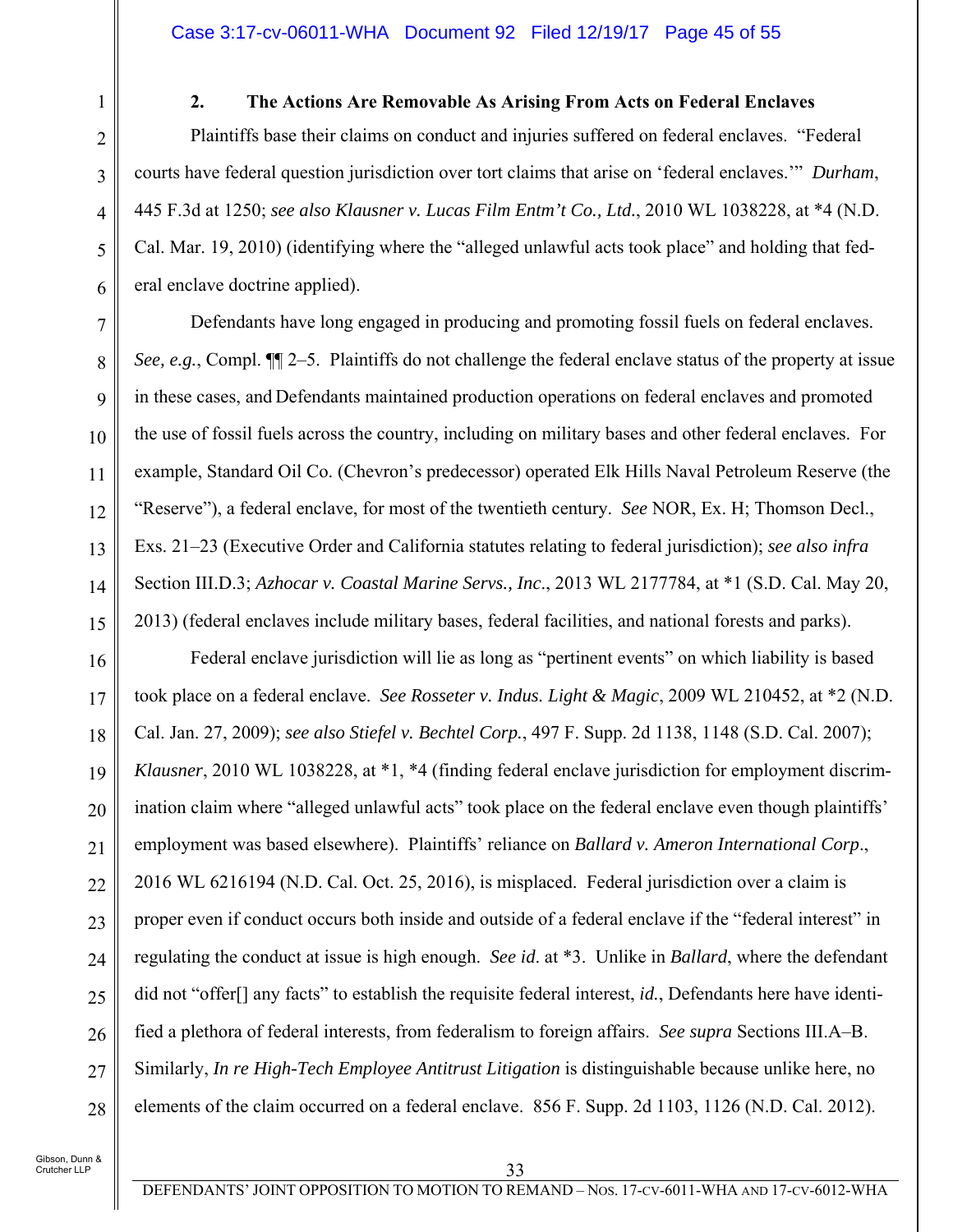### 2. The Actions Are Removable As Arising From Acts on Federal Enclaves

Plaintiffs base their claims on conduct and injuries suffered on federal enclaves. "Federal courts have federal question jurisdiction over tort claims that arise on 'federal enclaves.'" *Durham*, 445 F.3d at 1250; *see also Klausner v. Lucas Film Entm't Co., Ltd.*, 2010 WL 1038228, at *4 (N.D. Cal. Mar. 19, 2010) (identifying where the "alleged unlawful acts took place" and holding that federal enclave doctrine applied).

Defendants have long engaged in producing and promoting fossil fuels on federal enclaves. *See, e.g.*, Compl. ¶¶ 2–5. Plaintiffs do not challenge the federal enclave status of the property at issue in these cases, and Defendants maintained production operations on federal enclaves and promoted the use of fossil fuels across the country, including on military bases and other federal enclaves. For example, Standard Oil Co. (Chevron's predecessor) operated Elk Hills Naval Petroleum Reserve (the "Reserve"), a federal enclave, for most of the twentieth century. *See* NOR, Ex. H; Thomson Decl., Exs. 21–23 (Executive Order and California statutes relating to federal jurisdiction); *see also infra* Section III.D.3; *Azhocar v. Coastal Marine Servs., Inc*., 2013 WL 2177784, at *1 (S.D. Cal. May 20, 2013) (federal enclaves include military bases, federal facilities, and national forests and parks).

Federal enclave jurisdiction will lie as long as "pertinent events" on which liability is based took place on a federal enclave. *See Rosseter v. Indus. Light & Magic*, 2009 WL 210452, at *2 (N.D. Cal. Jan. 27, 2009); *see also Stiefel v. Bechtel Corp.*, 497 F. Supp. 2d 1138, 1148 (S.D. Cal. 2007); *Klausner*, 2010 WL 1038228, at *1, *4 (finding federal enclave jurisdiction for employment discrimination claim where "alleged unlawful acts" took place on the federal enclave even though plaintiffs' employment was based elsewhere). Plaintiffs' reliance on *Ballard v. Ameron International Corp*., 2016 WL 6216194 (N.D. Cal. Oct. 25, 2016), is misplaced. Federal jurisdiction over a claim is proper even if conduct occurs both inside and outside of a federal enclave if the "federal interest" in regulating the conduct at issue is high enough. *See id*. at *3. Unlike in *Ballard*, where the defendant did not "offer[] any facts" to establish the requisite federal interest, *id.*, Defendants here have identified a plethora of federal interests, from federalism to foreign affairs. *See supra* Sections III.A–B. Similarly, *In re High-Tech Employee Antitrust Litigation* is distinguishable because unlike here, no elements of the claim occurred on a federal enclave. 856 F. Supp. 2d 1103, 1126 (N.D. Cal. 2012).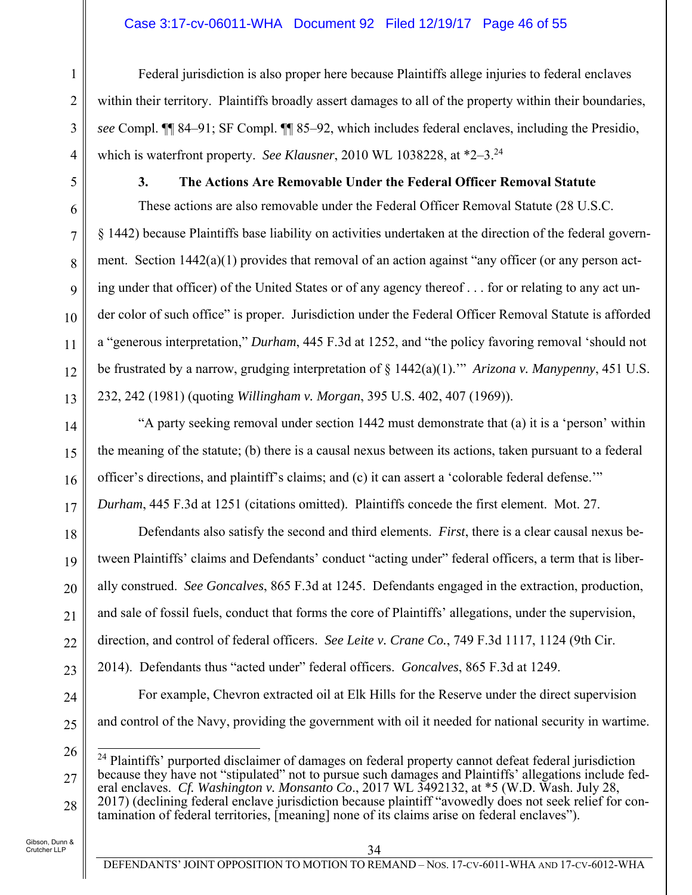Federal jurisdiction is also proper here because Plaintiffs allege injuries to federal enclaves within their territory. Plaintiffs broadly assert damages to all of the property within their boundaries, *see* Compl. ¶¶ 84–91; SF Compl. ¶¶ 85–92, which includes federal enclaves, including the Presidio, which is waterfront property. *See Klausner*, 2010 WL 1038228, at *2–3.[24]

### 3. The Actions Are Removable Under the Federal Officer Removal Statute

These actions are also removable under the Federal Officer Removal Statute (28 U.S.C. § 1442) because Plaintiffs base liability on activities undertaken at the direction of the federal government. Section 1442(a)(1) provides that removal of an action against "any officer (or any person acting under that officer) of the United States or of any agency thereof . . . for or relating to any act under color of such office" is proper. Jurisdiction under the Federal Officer Removal Statute is afforded a "generous interpretation," *Durham*, 445 F.3d at 1252, and "the policy favoring removal 'should not be frustrated by a narrow, grudging interpretation of § 1442(a)(1).'" *Arizona v. Manypenny*, 451 U.S. 232, 242 (1981) (quoting *Willingham v. Morgan*, 395 U.S. 402, 407 (1969)).

"A party seeking removal under section 1442 must demonstrate that (a) it is a 'person' within the meaning of the statute; (b) there is a causal nexus between its actions, taken pursuant to a federal officer's directions, and plaintiff's claims; and (c) it can assert a 'colorable federal defense.'" *Durham*, 445 F.3d at 1251 (citations omitted). Plaintiffs concede the first element. Mot. 27.

Defendants also satisfy the second and third elements. *First*, there is a clear causal nexus between Plaintiffs' claims and Defendants' conduct "acting under" federal officers, a term that is liberally construed. *See Goncalves*, 865 F.3d at 1245. Defendants engaged in the extraction, production, and sale of fossil fuels, conduct that forms the core of Plaintiffs' allegations, under the supervision, direction, and control of federal officers. *See Leite v. Crane Co.*, 749 F.3d 1117, 1124 (9th Cir. 2014). Defendants thus "acted under" federal officers. *Goncalves*, 865 F.3d at 1249.

For example, Chevron extracted oil at Elk Hills for the Reserve under the direct supervision and control of the Navy, providing the government with oil it needed for national security in wartime.

---

[24] Plaintiffs' purported disclaimer of damages on federal property cannot defeat federal jurisdiction because they have not "stipulated" not to pursue such damages and Plaintiffs' allegations include federal enclaves. *Cf. Washington v. Monsanto Co*., 2017 WL 3492132, at *5 (W.D. Wash. July 28, 2017) (declining federal enclave jurisdiction because plaintiff "avowedly does not seek relief for contamination of federal territories, [meaning] none of its claims arise on federal enclaves").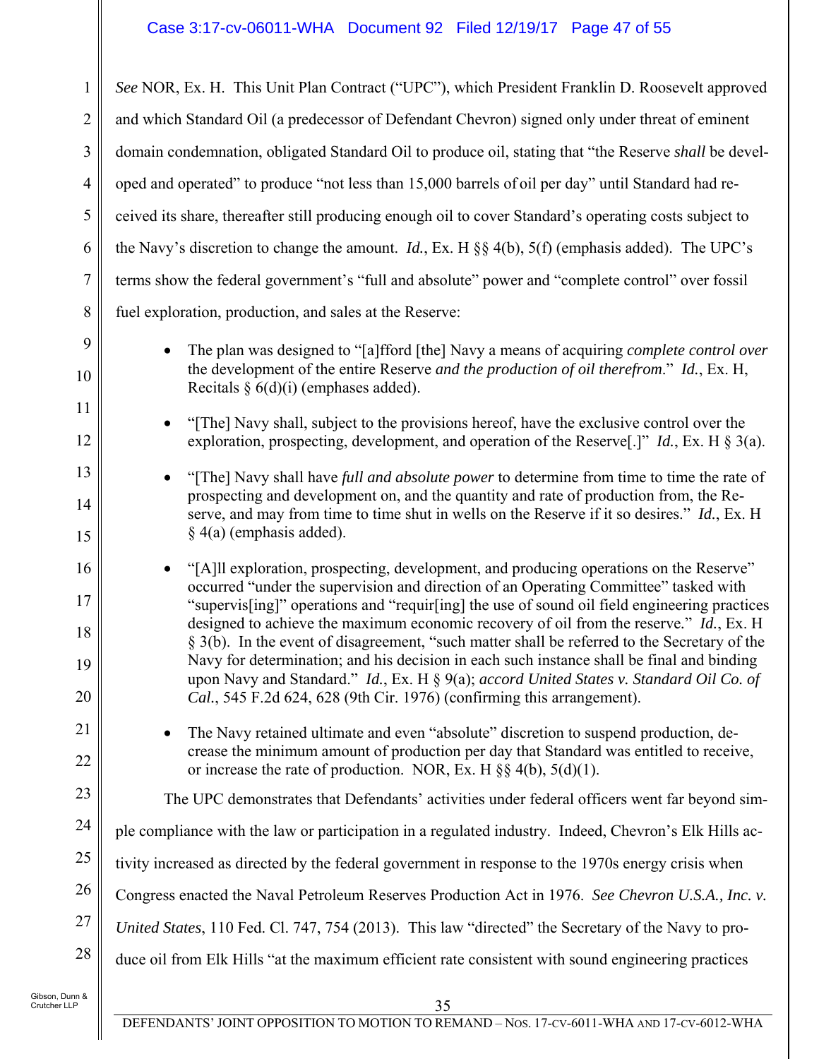*See* NOR, Ex. H. This Unit Plan Contract ("UPC"), which President Franklin D. Roosevelt approved and which Standard Oil (a predecessor of Defendant Chevron) signed only under threat of eminent domain condemnation, obligated Standard Oil to produce oil, stating that "the Reserve *shall* be developed and operated" to produce "not less than 15,000 barrels of oil per day" until Standard had received its share, thereafter still producing enough oil to cover Standard's operating costs subject to the Navy's discretion to change the amount. *Id.*, Ex. H §§ 4(b), 5(f) (emphasis added). The UPC's terms show the federal government's "full and absolute" power and "complete control" over fossil fuel exploration, production, and sales at the Reserve:

- The plan was designed to "[a]fford [the] Navy a means of acquiring *complete control over* the development of the entire Reserve *and the production of oil therefrom*." *Id.*, Ex. H, Recitals § 6(d)(i) (emphases added).
- "[The] Navy shall, subject to the provisions hereof, have the exclusive control over the exploration, prospecting, development, and operation of the Reserve[.]" *Id.*, Ex. H § 3(a).
- "[The] Navy shall have *full and absolute power* to determine from time to time the rate of prospecting and development on, and the quantity and rate of production from, the Reserve, and may from time to time shut in wells on the Reserve if it so desires." *Id.*, Ex. H § 4(a) (emphasis added).
- "[A]ll exploration, prospecting, development, and producing operations on the Reserve" occurred "under the supervision and direction of an Operating Committee" tasked with "supervis[ing]" operations and "requir[ing] the use of sound oil field engineering practices designed to achieve the maximum economic recovery of oil from the reserve." *Id.*, Ex. H § 3(b). In the event of disagreement, "such matter shall be referred to the Secretary of the Navy for determination; and his decision in each such instance shall be final and binding upon Navy and Standard." *Id.*, Ex. H § 9(a); *accord United States v. Standard Oil Co. of Cal.*, 545 F.2d 624, 628 (9th Cir. 1976) (confirming this arrangement).
- The Navy retained ultimate and even "absolute" discretion to suspend production, decrease the minimum amount of production per day that Standard was entitled to receive, or increase the rate of production. NOR, Ex. H §§ 4(b), 5(d)(1).

The UPC demonstrates that Defendants' activities under federal officers went far beyond simple compliance with the law or participation in a regulated industry. Indeed, Chevron's Elk Hills activity increased as directed by the federal government in response to the 1970s energy crisis when Congress enacted the Naval Petroleum Reserves Production Act in 1976. *See Chevron U.S.A., Inc. v. United States*, 110 Fed. Cl. 747, 754 (2013). This law "directed" the Secretary of the Navy to produce oil from Elk Hills "at the maximum efficient rate consistent with sound engineering practices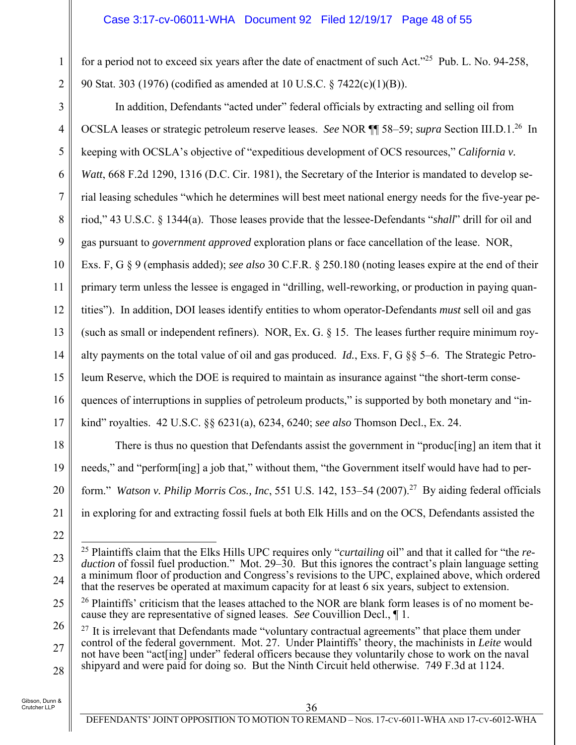for a period not to exceed six years after the date of enactment of such Act."[25] Pub. L. No. 94-258, 90 Stat. 303 (1976) (codified as amended at 10 U.S.C. § 7422(c)(1)(B)).

In addition, Defendants "acted under" federal officials by extracting and selling oil from OCSLA leases or strategic petroleum reserve leases. *See* NOR ¶¶ 58–59; *supra* Section III.D.1.[26] In keeping with OCSLA's objective of "expeditious development of OCS resources," *California v. Watt*, 668 F.2d 1290, 1316 (D.C. Cir. 1981), the Secretary of the Interior is mandated to develop serial leasing schedules "which he determines will best meet national energy needs for the five-year period," 43 U.S.C. § 1344(a). Those leases provide that the lessee-Defendants "*shall*" drill for oil and gas pursuant to *government approved* exploration plans or face cancellation of the lease. NOR, Exs. F, G § 9 (emphasis added); *see also* 30 C.F.R. § 250.180 (noting leases expire at the end of their primary term unless the lessee is engaged in "drilling, well-reworking, or production in paying quantities"). In addition, DOI leases identify entities to whom operator-Defendants *must* sell oil and gas (such as small or independent refiners). NOR, Ex. G. § 15. The leases further require minimum royalty payments on the total value of oil and gas produced. *Id.*, Exs. F, G §§ 5–6. The Strategic Petroleum Reserve, which the DOE is required to maintain as insurance against "the short-term consequences of interruptions in supplies of petroleum products," is supported by both monetary and "in-kind" royalties. 42 U.S.C. §§ 6231(a), 6234, 6240; *see also* Thomson Decl., Ex. 24.

There is thus no question that Defendants assist the government in "produc[ing] an item that it needs," and "perform[ing] a job that," without them, "the Government itself would have had to perform." *Watson v. Philip Morris Cos., Inc*, 551 U.S. 142, 153–54 (2007).[27] By aiding federal officials in exploring for and extracting fossil fuels at both Elk Hills and on the OCS, Defendants assisted the

---

[25] Plaintiffs claim that the Elks Hills UPC requires only "*curtailing* oil" and that it called for "the *reduction* of fossil fuel production." Mot. 29–30. But this ignores the contract's plain language setting a minimum floor of production and Congress's revisions to the UPC, explained above, which ordered that the reserves be operated at maximum capacity for at least 6 six years, subject to extension.

[26] Plaintiffs' criticism that the leases attached to the NOR are blank form leases is of no moment because they are representative of signed leases. *See* Couvillion Decl., ¶ 1.

[27] It is irrelevant that Defendants made "voluntary contractual agreements" that place them under control of the federal government. Mot. 27. Under Plaintiffs' theory, the machinists in *Leite* would not have been "act[ing] under" federal officers because they voluntarily chose to work on the naval shipyard and were paid for doing so. But the Ninth Circuit held otherwise. 749 F.3d at 1124.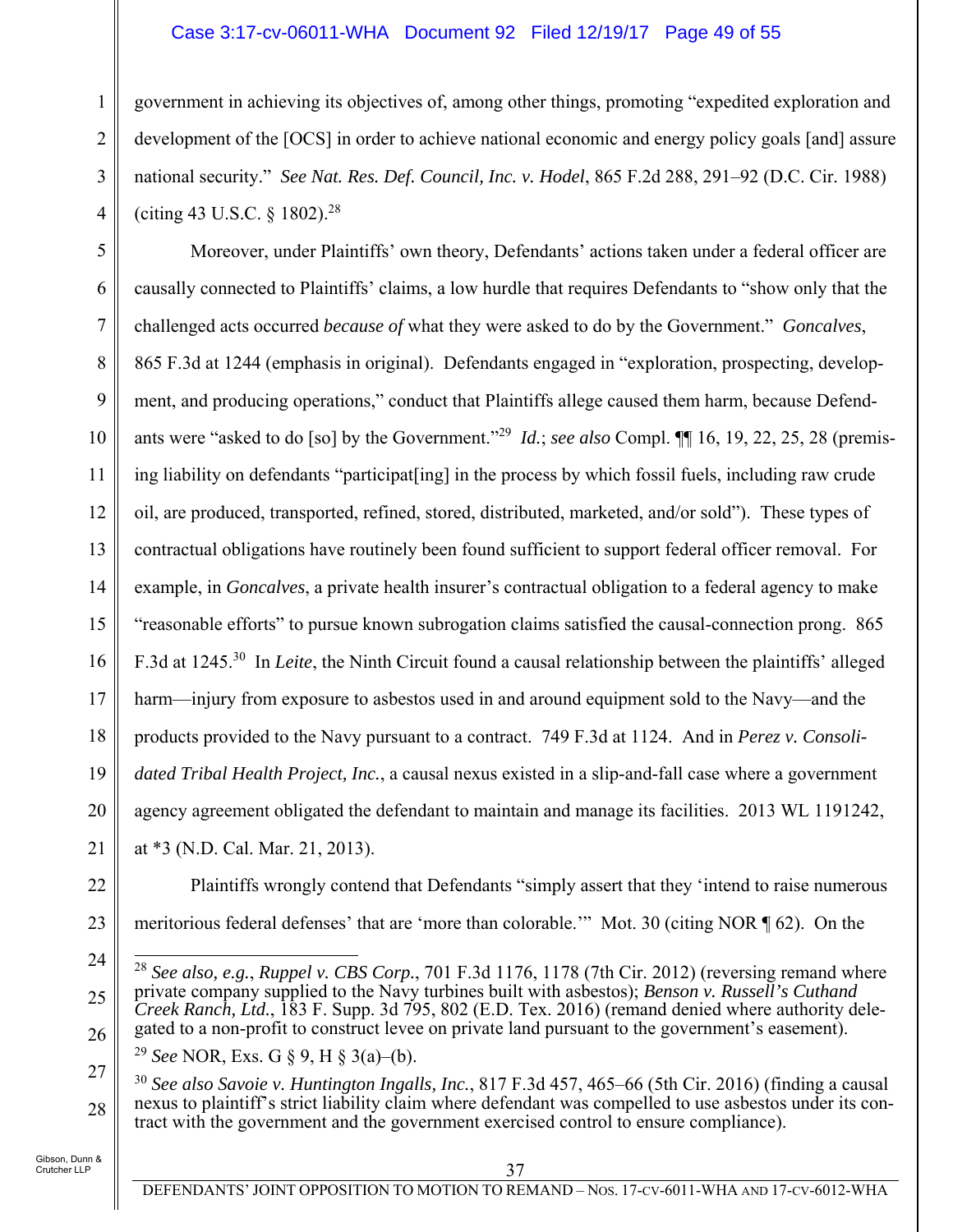government in achieving its objectives of, among other things, promoting "expedited exploration and development of the [OCS] in order to achieve national economic and energy policy goals [and] assure national security." *See Nat. Res. Def. Council, Inc. v. Hodel*, 865 F.2d 288, 291–92 (D.C. Cir. 1988) (citing 43 U.S.C. § 1802).[28]

Moreover, under Plaintiffs' own theory, Defendants' actions taken under a federal officer are causally connected to Plaintiffs' claims, a low hurdle that requires Defendants to "show only that the challenged acts occurred *because of* what they were asked to do by the Government." *Goncalves*, 865 F.3d at 1244 (emphasis in original). Defendants engaged in "exploration, prospecting, development, and producing operations," conduct that Plaintiffs allege caused them harm, because Defendants were "asked to do [so] by the Government."[29] *Id.*; *see also* Compl. ¶¶ 16, 19, 22, 25, 28 (premising liability on defendants "participat[ing] in the process by which fossil fuels, including raw crude oil, are produced, transported, refined, stored, distributed, marketed, and/or sold"). These types of contractual obligations have routinely been found sufficient to support federal officer removal. For example, in *Goncalves*, a private health insurer's contractual obligation to a federal agency to make "reasonable efforts" to pursue known subrogation claims satisfied the causal-connection prong. 865 F.3d at 1245.[30] In *Leite*, the Ninth Circuit found a causal relationship between the plaintiffs' alleged harm—injury from exposure to asbestos used in and around equipment sold to the Navy—and the products provided to the Navy pursuant to a contract. 749 F.3d at 1124. And in *Perez v. Consolidated Tribal Health Project, Inc.*, a causal nexus existed in a slip-and-fall case where a government agency agreement obligated the defendant to maintain and manage its facilities. 2013 WL 1191242, at *3 (N.D. Cal. Mar. 21, 2013).

Plaintiffs wrongly contend that Defendants "simply assert that they 'intend to raise numerous meritorious federal defenses' that are 'more than colorable.'" Mot. 30 (citing NOR ¶ 62). On the

---

[28] *See also, e.g.*, *Ruppel v. CBS Corp.*, 701 F.3d 1176, 1178 (7th Cir. 2012) (reversing remand where private company supplied to the Navy turbines built with asbestos); *Benson v. Russell's Cuthand Creek Ranch, Ltd.*, 183 F. Supp. 3d 795, 802 (E.D. Tex. 2016) (remand denied where authority delegated to a non-profit to construct levee on private land pursuant to the government's easement).

[29] *See* NOR, Exs. G § 9, H § 3(a)–(b).

[30] *See also Savoie v. Huntington Ingalls, Inc.*, 817 F.3d 457, 465–66 (5th Cir. 2016) (finding a causal nexus to plaintiff's strict liability claim where defendant was compelled to use asbestos under its contract with the government and the government exercised control to ensure compliance).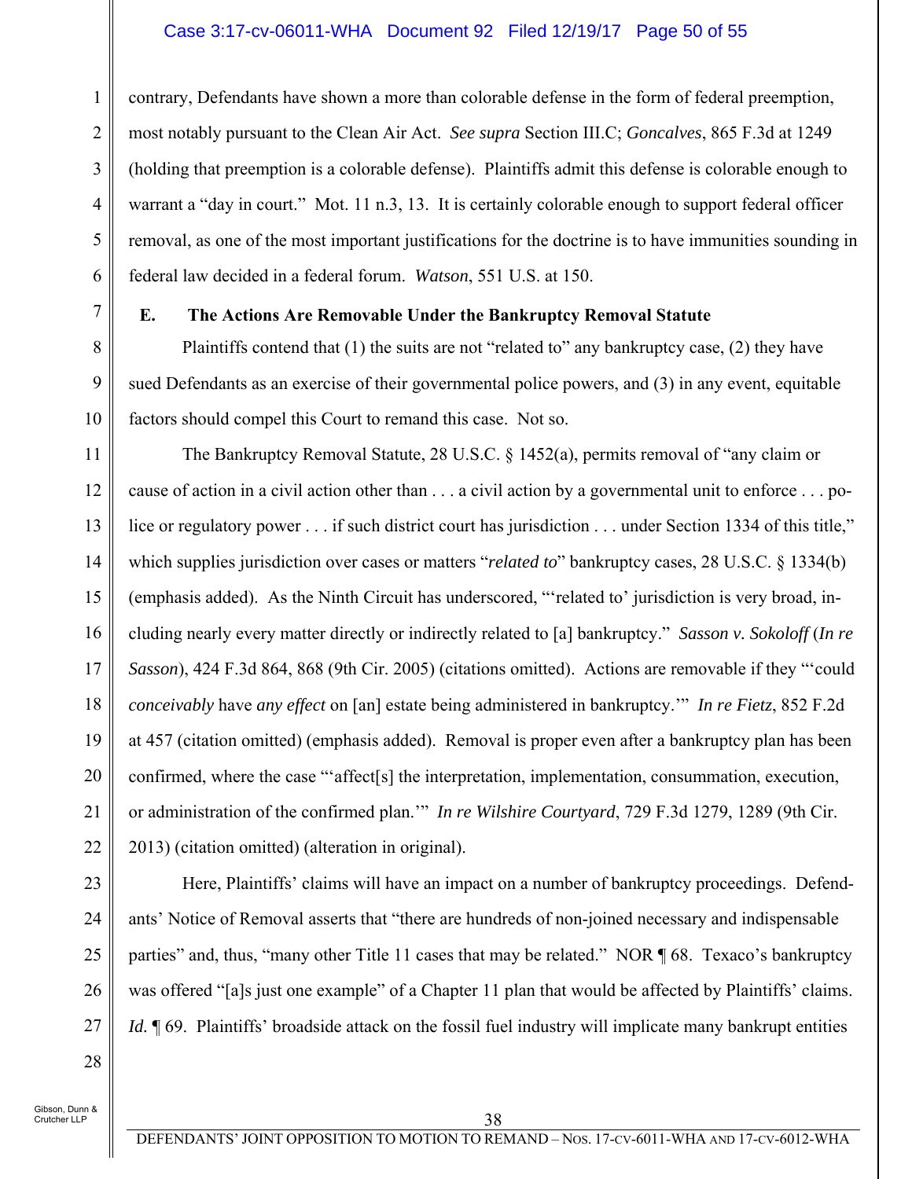contrary, Defendants have shown a more than colorable defense in the form of federal preemption, most notably pursuant to the Clean Air Act. *See supra* Section III.C; *Goncalves*, 865 F.3d at 1249 (holding that preemption is a colorable defense). Plaintiffs admit this defense is colorable enough to warrant a "day in court." Mot. 11 n.3, 13. It is certainly colorable enough to support federal officer removal, as one of the most important justifications for the doctrine is to have immunities sounding in federal law decided in a federal forum. *Watson*, 551 U.S. at 150.

### E. The Actions Are Removable Under the Bankruptcy Removal Statute

Plaintiffs contend that (1) the suits are not "related to" any bankruptcy case, (2) they have sued Defendants as an exercise of their governmental police powers, and (3) in any event, equitable factors should compel this Court to remand this case. Not so.

The Bankruptcy Removal Statute, 28 U.S.C. § 1452(a), permits removal of "any claim or cause of action in a civil action other than . . . a civil action by a governmental unit to enforce . . . police or regulatory power . . . if such district court has jurisdiction . . . under Section 1334 of this title," which supplies jurisdiction over cases or matters "*related to*" bankruptcy cases, 28 U.S.C. § 1334(b) (emphasis added). As the Ninth Circuit has underscored, "'related to' jurisdiction is very broad, including nearly every matter directly or indirectly related to [a] bankruptcy." *Sasson v. Sokoloff* (*In re Sasson*), 424 F.3d 864, 868 (9th Cir. 2005) (citations omitted). Actions are removable if they "'could *conceivably* have *any effect* on [an] estate being administered in bankruptcy.'" *In re Fietz*, 852 F.2d at 457 (citation omitted) (emphasis added). Removal is proper even after a bankruptcy plan has been confirmed, where the case "'affect[s] the interpretation, implementation, consummation, execution, or administration of the confirmed plan.'" *In re Wilshire Courtyard*, 729 F.3d 1279, 1289 (9th Cir. 2013) (citation omitted) (alteration in original).

Here, Plaintiffs' claims will have an impact on a number of bankruptcy proceedings. Defendants' Notice of Removal asserts that "there are hundreds of non-joined necessary and indispensable parties" and, thus, "many other Title 11 cases that may be related." NOR ¶ 68. Texaco's bankruptcy was offered "[a]s just one example" of a Chapter 11 plan that would be affected by Plaintiffs' claims. *Id.* ¶ 69. Plaintiffs' broadside attack on the fossil fuel industry will implicate many bankrupt entities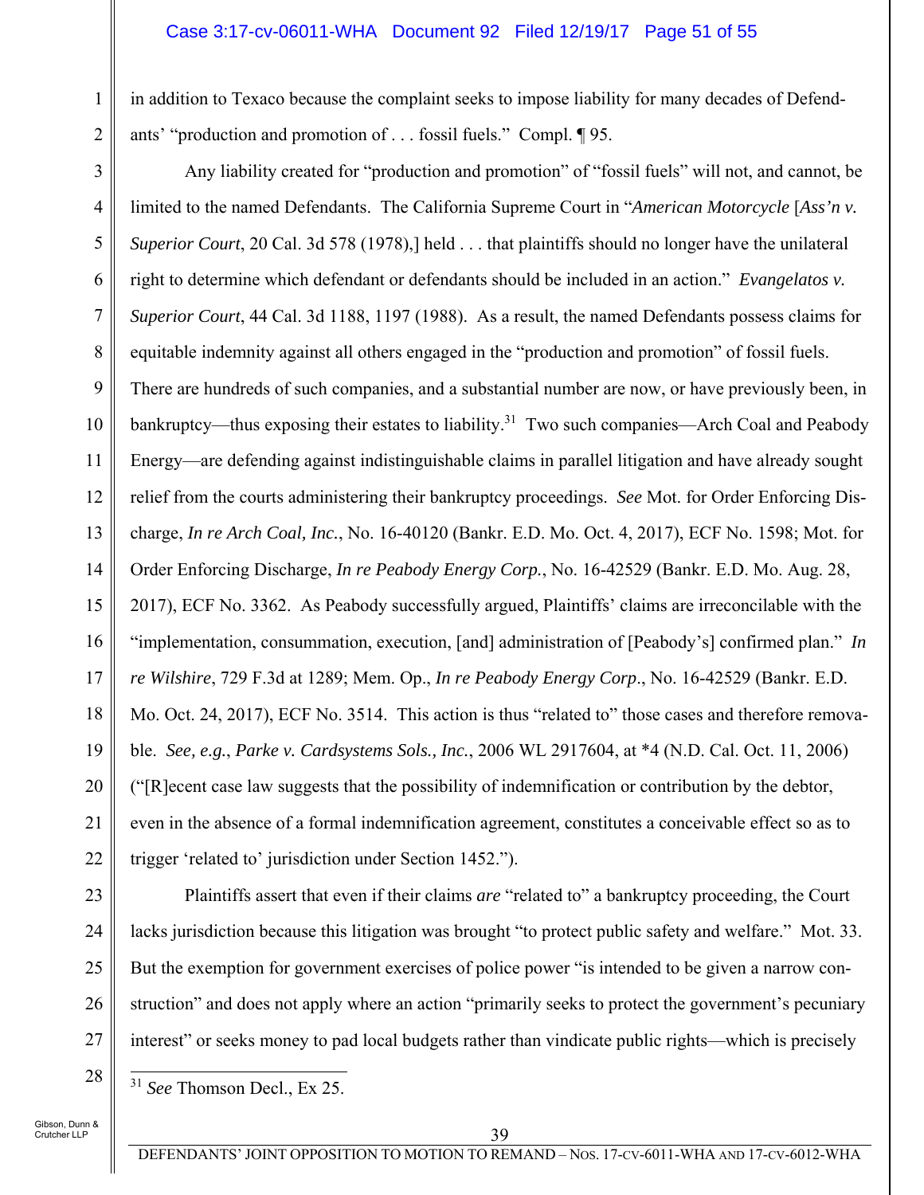in addition to Texaco because the complaint seeks to impose liability for many decades of Defendants' "production and promotion of . . . fossil fuels." Compl. ¶ 95.

Any liability created for "production and promotion" of "fossil fuels" will not, and cannot, be limited to the named Defendants. The California Supreme Court in "*American Motorcycle* [*Ass'n v. Superior Court*, 20 Cal. 3d 578 (1978),] held . . . that plaintiffs should no longer have the unilateral right to determine which defendant or defendants should be included in an action." *Evangelatos v. Superior Court*, 44 Cal. 3d 1188, 1197 (1988). As a result, the named Defendants possess claims for equitable indemnity against all others engaged in the "production and promotion" of fossil fuels. There are hundreds of such companies, and a substantial number are now, or have previously been, in bankruptcy—thus exposing their estates to liability.[31] Two such companies—Arch Coal and Peabody Energy—are defending against indistinguishable claims in parallel litigation and have already sought relief from the courts administering their bankruptcy proceedings. *See* Mot. for Order Enforcing Discharge, *In re Arch Coal, Inc.*, No. 16-40120 (Bankr. E.D. Mo. Oct. 4, 2017), ECF No. 1598; Mot. for Order Enforcing Discharge, *In re Peabody Energy Corp.*, No. 16-42529 (Bankr. E.D. Mo. Aug. 28, 2017), ECF No. 3362. As Peabody successfully argued, Plaintiffs' claims are irreconcilable with the "implementation, consummation, execution, [and] administration of [Peabody's] confirmed plan." *In re Wilshire*, 729 F.3d at 1289; Mem. Op., *In re Peabody Energy Corp*., No. 16-42529 (Bankr. E.D. Mo. Oct. 24, 2017), ECF No. 3514. This action is thus "related to" those cases and therefore removable. *See, e.g.*, *Parke v. Cardsystems Sols., Inc.*, 2006 WL 2917604, at *4 (N.D. Cal. Oct. 11, 2006) ("[R]ecent case law suggests that the possibility of indemnification or contribution by the debtor, even in the absence of a formal indemnification agreement, constitutes a conceivable effect so as to trigger 'related to' jurisdiction under Section 1452.").

Plaintiffs assert that even if their claims *are* "related to" a bankruptcy proceeding, the Court lacks jurisdiction because this litigation was brought "to protect public safety and welfare." Mot. 33. But the exemption for government exercises of police power "is intended to be given a narrow construction" and does not apply where an action "primarily seeks to protect the government's pecuniary interest" or seeks money to pad local budgets rather than vindicate public rights—which is precisely

[31] *See* Thomson Decl., Ex 25.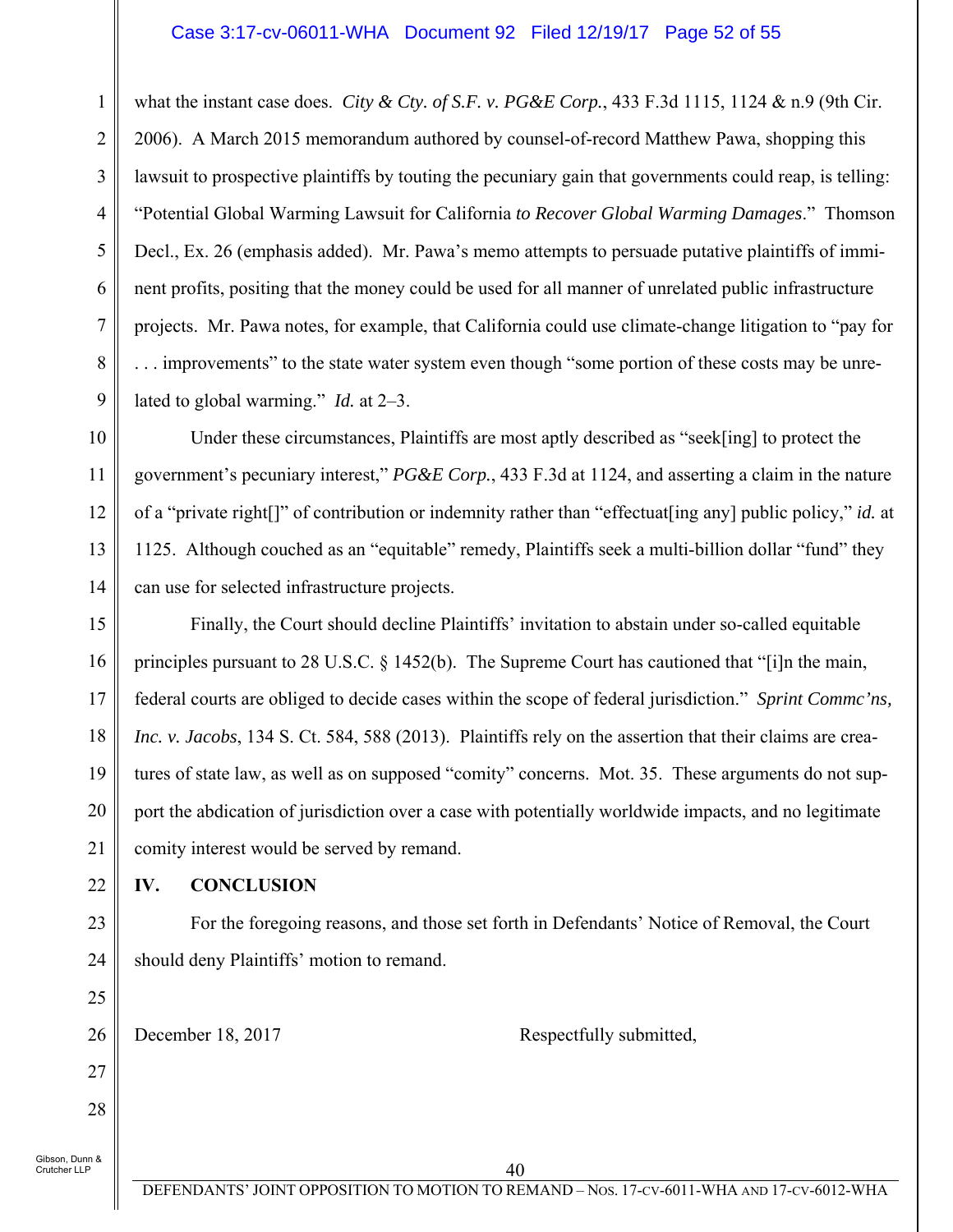what the instant case does. *City & Cty. of S.F. v. PG&E Corp.*, 433 F.3d 1115, 1124 & n.9 (9th Cir. 2006). A March 2015 memorandum authored by counsel-of-record Matthew Pawa, shopping this lawsuit to prospective plaintiffs by touting the pecuniary gain that governments could reap, is telling: "Potential Global Warming Lawsuit for California *to Recover Global Warming Damages*." Thomson Decl., Ex. 26 (emphasis added). Mr. Pawa's memo attempts to persuade putative plaintiffs of imminent profits, positing that the money could be used for all manner of unrelated public infrastructure projects. Mr. Pawa notes, for example, that California could use climate-change litigation to "pay for . . . improvements" to the state water system even though "some portion of these costs may be unrelated to global warming." *Id.* at 2–3.

Under these circumstances, Plaintiffs are most aptly described as "seek[ing] to protect the government's pecuniary interest," *PG&E Corp.*, 433 F.3d at 1124, and asserting a claim in the nature of a "private right[]" of contribution or indemnity rather than "effectuat[ing any] public policy," *id.* at 1125. Although couched as an "equitable" remedy, Plaintiffs seek a multi-billion dollar "fund" they can use for selected infrastructure projects.

Finally, the Court should decline Plaintiffs' invitation to abstain under so-called equitable principles pursuant to 28 U.S.C. § 1452(b). The Supreme Court has cautioned that "[i]n the main, federal courts are obliged to decide cases within the scope of federal jurisdiction." *Sprint Commc'ns, Inc. v. Jacobs*, 134 S. Ct. 584, 588 (2013). Plaintiffs rely on the assertion that their claims are creatures of state law, as well as on supposed "comity" concerns. Mot. 35. These arguments do not support the abdication of jurisdiction over a case with potentially worldwide impacts, and no legitimate comity interest would be served by remand.

## IV. CONCLUSION

For the foregoing reasons, and those set forth in Defendants' Notice of Removal, the Court should deny Plaintiffs' motion to remand.

December 18, 2017 Respectfully submitted,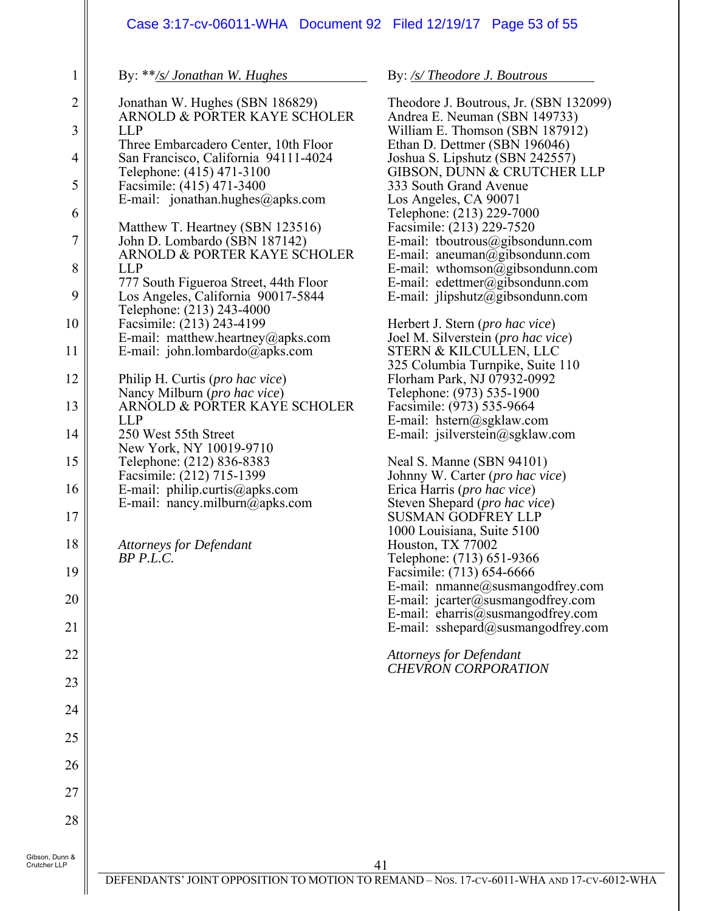By: \*\*/s/ Jonathan W. Hughes

Jonathan W. Hughes (SBN 186829)
ARNOLD & PORTER KAYE SCHOLER LLP
Three Embarcadero Center, 10th Floor
San Francisco, California 94111-4024
Telephone: (415) 471-3100
Facsimile: (415) 471-3400
E-mail: jonathan.hughes@apks.com

Matthew T. Heartney (SBN 123516)
John D. Lombardo (SBN 187142)
ARNOLD & PORTER KAYE SCHOLER LLP
777 South Figueroa Street, 44th Floor
Los Angeles, California 90017-5844
Telephone: (213) 243-4000
Facsimile: (213) 243-4199
E-mail: matthew.heartney@apks.com
E-mail: john.lombardo@apks.com

Philip H. Curtis (*pro hac vice*)
Nancy Milburn (*pro hac vice*)
ARNOLD & PORTER KAYE SCHOLER LLP
250 West 55th Street
New York, NY 10019-9710
Telephone: (212) 836-8383
Facsimile: (212) 715-1399
E-mail: philip.curtis@apks.com
E-mail: nancy.milburn@apks.com

*Attorneys for Defendant*
*BP P.L.C.*

By: /s/ Theodore J. Boutrous

Theodore J. Boutrous, Jr. (SBN 132099)
Andrea E. Neuman (SBN 149733)
William E. Thomson (SBN 187912)
Ethan D. Dettmer (SBN 196046)
Joshua S. Lipshutz (SBN 242557)
GIBSON, DUNN & CRUTCHER LLP
333 South Grand Avenue
Los Angeles, CA 90071
Telephone: (213) 229-7000
Facsimile: (213) 229-7520
E-mail: tboutrous@gibsondunn.com
E-mail: aneuman@gibsondunn.com
E-mail: wthomson@gibsondunn.com
E-mail: edettmer@gibsondunn.com
E-mail: jlipshutz@gibsondunn.com

Herbert J. Stern (*pro hac vice*)
Joel M. Silverstein (*pro hac vice*)
STERN & KILCULLEN, LLC
325 Columbia Turnpike, Suite 110
Florham Park, NJ 07932-0992
Telephone: (973) 535-1900
Facsimile: (973) 535-9664
E-mail: hstern@sgklaw.com
E-mail: jsilverstein@sgklaw.com

Neal S. Manne (SBN 94101)
Johnny W. Carter (*pro hac vice*)
Erica Harris (*pro hac vice*)
Steven Shepard (*pro hac vice*)
SUSMAN GODFREY LLP
1000 Louisiana, Suite 5100
Houston, TX 77002
Telephone: (713) 651-9366
Facsimile: (713) 654-6666
E-mail: nmanne@susmangodfrey.com
E-mail: jcarter@susmangodfrey.com
E-mail: eharris@susmangodfrey.com
E-mail: sshepard@susmangodfrey.com

*Attorneys for Defendant*
*CHEVRON CORPORATION*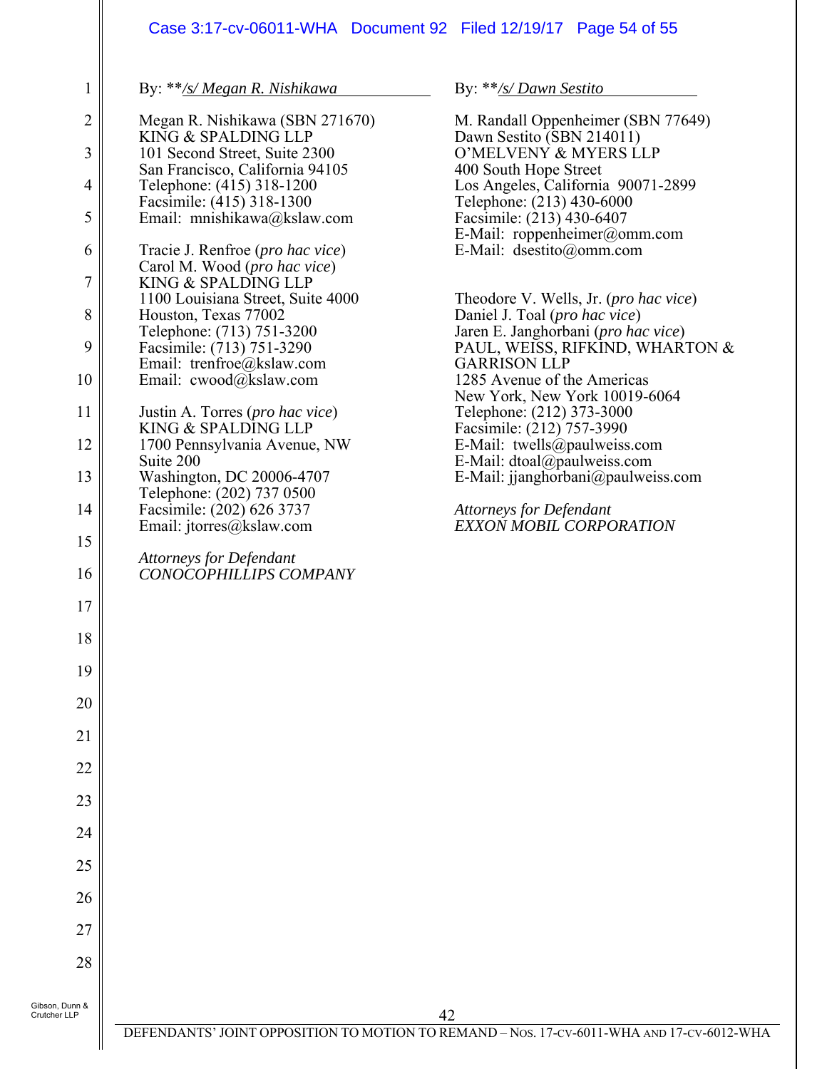By: **/s/ Megan R. Nishikawa

Megan R. Nishikawa (SBN 271670)
KING & SPALDING LLP
101 Second Street, Suite 2300
San Francisco, California 94105
Telephone: (415) 318-1200
Facsimile: (415) 318-1300
Email: mnishikawa@kslaw.com

Tracie J. Renfroe (*pro hac vice*)
Carol M. Wood (*pro hac vice*)
KING & SPALDING LLP
1100 Louisiana Street, Suite 4000
Houston, Texas 77002
Telephone: (713) 751-3200
Facsimile: (713) 751-3290
Email: trenfroe@kslaw.com
Email: cwood@kslaw.com

Justin A. Torres (*pro hac vice*)
KING & SPALDING LLP
1700 Pennsylvania Avenue, NW
Suite 200
Washington, DC 20006-4707
Telephone: (202) 737 0500
Facsimile: (202) 626 3737
Email: jtorres@kslaw.com

*Attorneys for Defendant*
*CONOCOPHILLIPS COMPANY*

By: **/s/ Dawn Sestito

M. Randall Oppenheimer (SBN 77649)
Dawn Sestito (SBN 214011)
O'MELVENY & MYERS LLP
400 South Hope Street
Los Angeles, California 90071-2899
Telephone: (213) 430-6000
Facsimile: (213) 430-6407
E-Mail: roppenheimer@omm.com
E-Mail: dsestito@omm.com

Theodore V. Wells, Jr. (*pro hac vice*)
Daniel J. Toal (*pro hac vice*)
Jaren E. Janghorbani (*pro hac vice*)
PAUL, WEISS, RIFKIND, WHARTON & GARRISON LLP
1285 Avenue of the Americas
New York, New York 10019-6064
Telephone: (212) 373-3000
Facsimile: (212) 757-3990
E-Mail: twells@paulweiss.com
E-Mail: dtoal@paulweiss.com
E-Mail: jjanghorbani@paulweiss.com

*Attorneys for Defendant*
*EXXON MOBIL CORPORATION*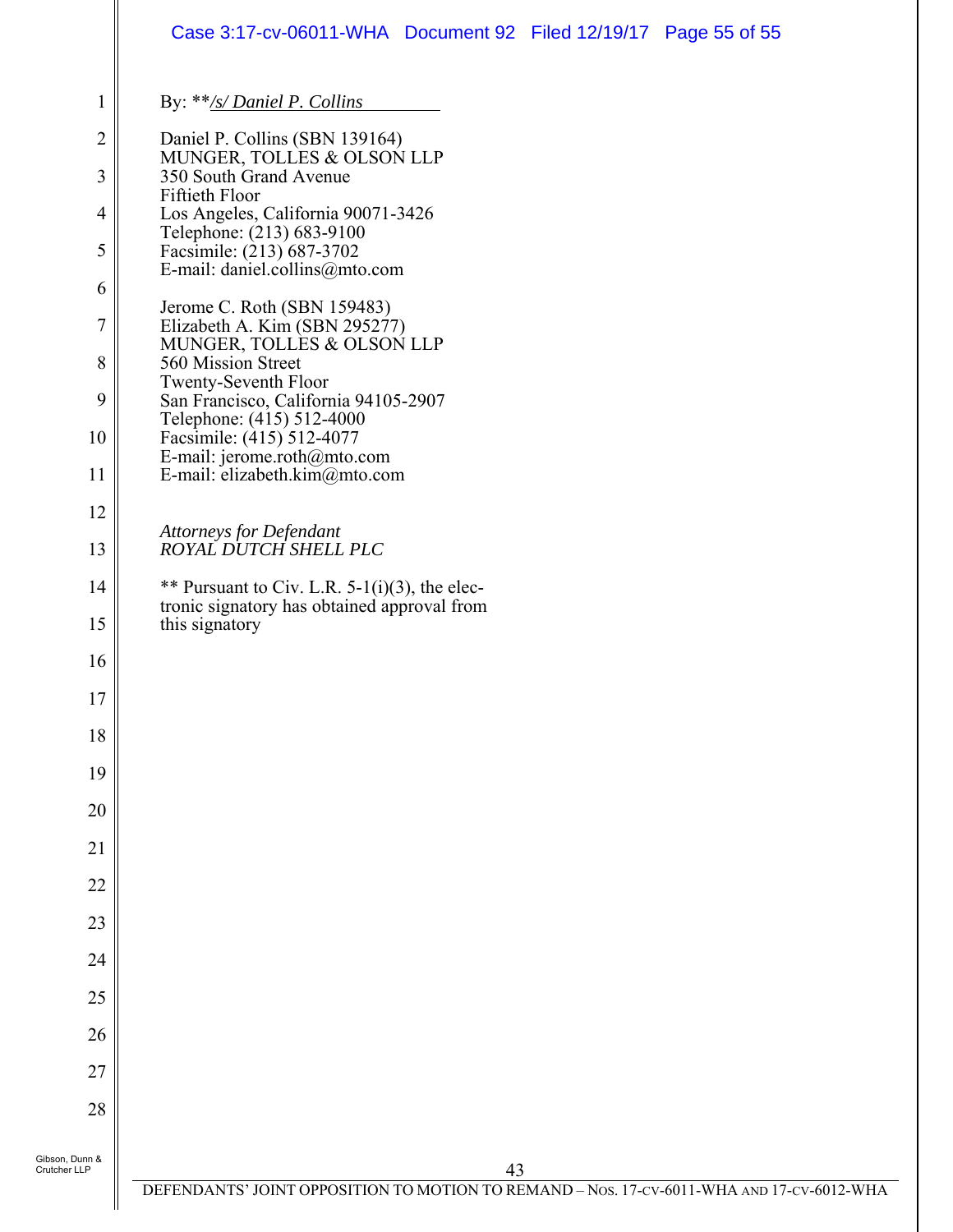By: ***/s/ Daniel P. Collins*

Daniel P. Collins (SBN 139164)
MUNGER, TOLLES & OLSON LLP
350 South Grand Avenue
Fiftieth Floor
Los Angeles, California 90071-3426
Telephone: (213) 683-9100
Facsimile: (213) 687-3702
E-mail: daniel.collins@mto.com

Jerome C. Roth (SBN 159483)
Elizabeth A. Kim (SBN 295277)
MUNGER, TOLLES & OLSON LLP
560 Mission Street
Twenty-Seventh Floor
San Francisco, California 94105-2907
Telephone: (415) 512-4000
Facsimile: (415) 512-4077
E-mail: jerome.roth@mto.com
E-mail: elizabeth.kim@mto.com

*Attorneys for Defendant*
*ROYAL DUTCH SHELL PLC*

** Pursuant to Civ. L.R. 5-1(i)(3), the electronic signatory has obtained approval from this signatory